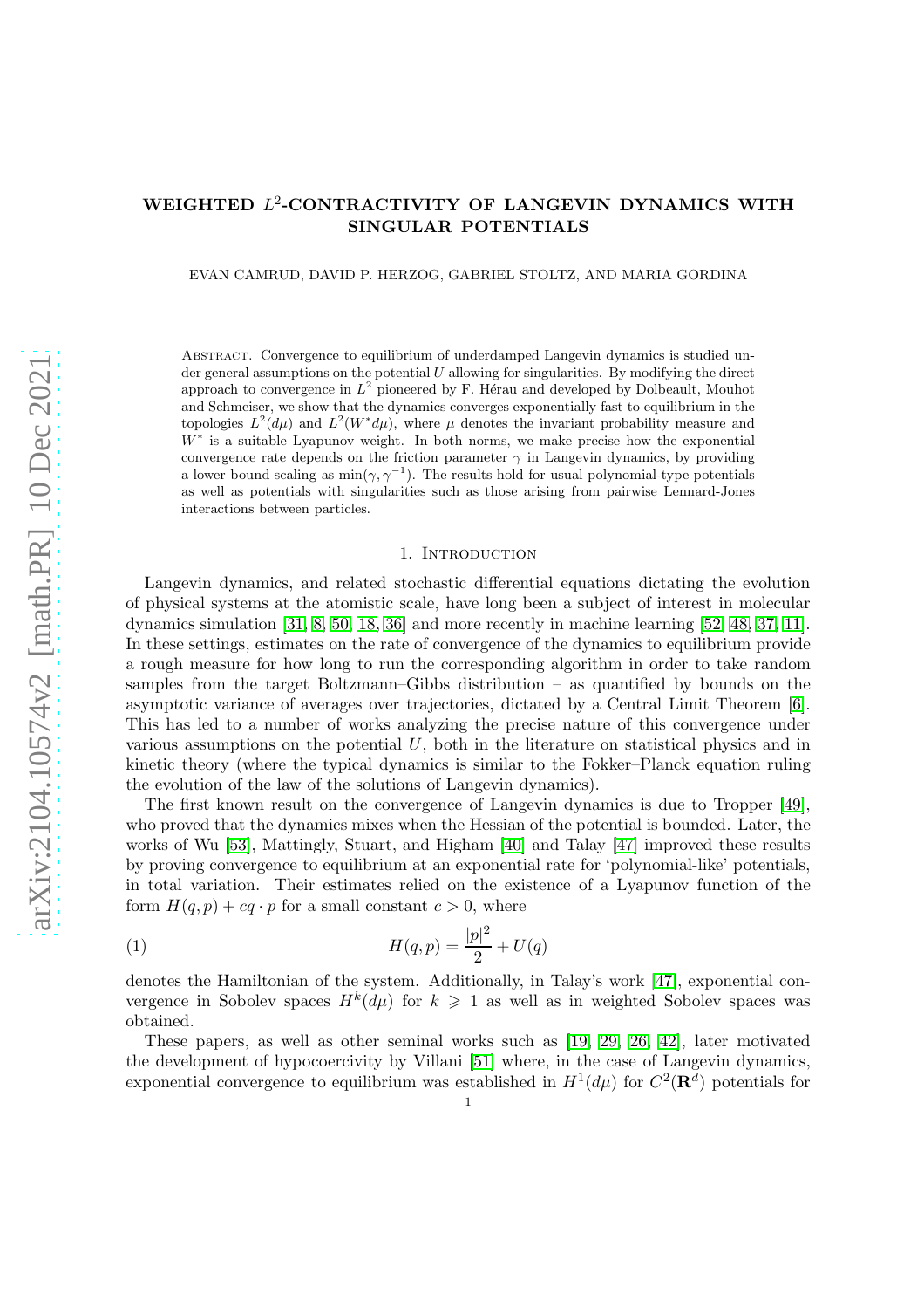# WEIGHTED $L^2$-CONTRACTIVITY OF LANGEVIN DYNAMICS WITH SINGULAR POTENTIALS

EVAN CAMRUD, DAVID P. HERZOG, GABRIEL STOLTZ, AND MARIA GORDINA

Abstract. Convergence to equilibrium of underdamped Langevin dynamics is studied under general assumptions on the potential $U$ allowing for singularities. By modifying the direct approach to convergence in $L^2$ pioneered by F. Hérau and developed by Dolbeault, Mouhot and Schmeiser, we show that the dynamics converges exponentially fast to equilibrium in the topologies $L^2(d\mu)$ and $L^2(W^*d\mu)$, where $\mu$ denotes the invariant probability measure and $W^*$ is a suitable Lyapunov weight. In both norms, we make precise how the exponential convergence rate depends on the friction parameter $\gamma$ in Langevin dynamics, by providing a lower bound scaling as $\min(\gamma, \gamma^{-1})$. The results hold for usual polynomial-type potentials as well as potentials with singularities such as those arising from pairwise Lennard-Jones interactions between particles.

## 1. Introduction

Langevin dynamics, and related stochastic differential equations dictating the evolution of physical systems at the atomistic scale, have long been a subject of interest in molecular dynamics simulation [31, 8, 50, 18, 36] and more recently in machine learning [52, 48, 37, 11]. In these settings, estimates on the rate of convergence of the dynamics to equilibrium provide a rough measure for how long to run the corresponding algorithm in order to take random samples from the target Boltzmann–Gibbs distribution – as quantified by bounds on the asymptotic variance of averages over trajectories, dictated by a Central Limit Theorem [6]. This has led to a number of works analyzing the precise nature of this convergence under various assumptions on the potential $U$, both in the literature on statistical physics and in kinetic theory (where the typical dynamics is similar to the Fokker–Planck equation ruling the evolution of the law of the solutions of Langevin dynamics).

The first known result on the convergence of Langevin dynamics is due to Tropper [49], who proved that the dynamics mixes when the Hessian of the potential is bounded. Later, the works of Wu [53], Mattingly, Stuart, and Higham [40] and Talay [47] improved these results by proving convergence to equilibrium at an exponential rate for 'polynomial-like' potentials, in total variation. Their estimates relied on the existence of a Lyapunov function of the form $H(q, p) + cq \cdot p$ for a small constant $c > 0$, where

$$
H(q,p) = \frac{|p|^2}{2} + U(q) \tag{1}
$$

denotes the Hamiltonian of the system. Additionally, in Talay's work [47], exponential convergence in Sobolev spaces $H^k(d\mu)$ for $k \geqslant 1$ as well as in weighted Sobolev spaces was obtained.

These papers, as well as other seminal works such as [19, 29, 26, 42], later motivated the development of hypocoercivity by Villani [51] where, in the case of Langevin dynamics, exponential convergence to equilibrium was established in $H^1(d\mu)$ for $C^2(\mathbf{R}^d)$ potentials for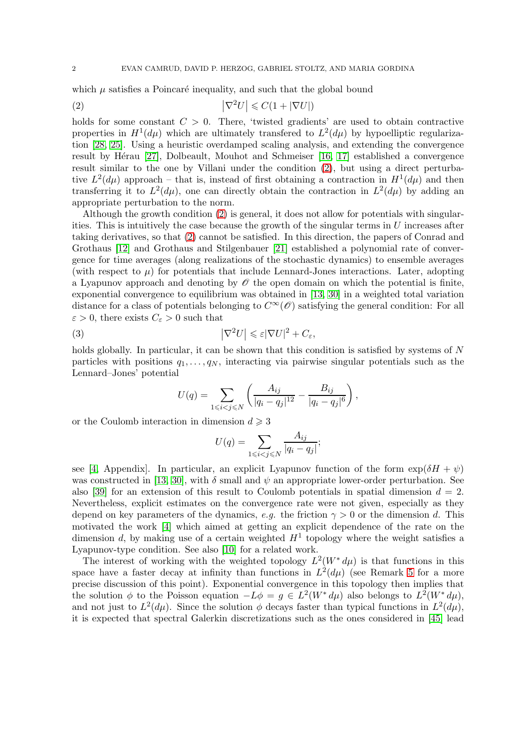which $\mu$ satisfies a Poincaré inequality, and such that the global bound

$$\left|\nabla^2 U\right| \leqslant C(1+|\nabla U|) \tag{2}$$

holds for some constant $C > 0$. There, 'twisted gradients' are used to obtain contractive properties in $H^1(d\mu)$ which are ultimately transfered to $L^2(d\mu)$ by hypoelliptic regularization [28, 25]. Using a heuristic overdamped scaling analysis, and extending the convergence result by Hérau [27], Dolbeault, Mouhot and Schmeiser [16, 17] established a convergence result similar to the one by Villani under the condition (2), but using a direct perturbative $L^2(d\mu)$ approach – that is, instead of first obtaining a contraction in $H^1(d\mu)$ and then transferring it to $L^2(d\mu)$, one can directly obtain the contraction in $L^2(d\mu)$ by adding an appropriate perturbation to the norm.

Although the growth condition (2) is general, it does not allow for potentials with singularities. This is intuitively the case because the growth of the singular terms in $U$ increases after taking derivatives, so that (2) cannot be satisfied. In this direction, the papers of Conrad and Grothaus [12] and Grothaus and Stilgenbauer [21] established a polynomial rate of convergence for time averages (along realizations of the stochastic dynamics) to ensemble averages (with respect to $\mu$) for potentials that include Lennard-Jones interactions. Later, adopting a Lyapunov approach and denoting by $\mathscr{O}$ the open domain on which the potential is finite, exponential convergence to equilibrium was obtained in [13, 30] in a weighted total variation distance for a class of potentials belonging to $C^\infty(\mathscr{O})$ satisfying the general condition: For all $\varepsilon > 0$, there exists $C_\varepsilon > 0$ such that

$$\left|\nabla^2 U\right| \leqslant \varepsilon|\nabla U|^2 + C_\varepsilon, \tag{3}$$

holds globally. In particular, it can be shown that this condition is satisfied by systems of $N$ particles with positions $q_1, \ldots, q_N$, interacting via pairwise singular potentials such as the Lennard–Jones' potential

$$U(q) = \sum_{1 \leqslant i < j \leqslant N} \left( \frac{A_{ij}}{|q_i - q_j|^{12}} - \frac{B_{ij}}{|q_i - q_j|^6} \right),$$

or the Coulomb interaction in dimension $d \geqslant 3$

$$U(q) = \sum_{1 \leqslant i < j \leqslant N} \frac{A_{ij}}{|q_i - q_j|};$$

see [4, Appendix]. In particular, an explicit Lyapunov function of the form $\exp(\delta H + \psi)$ was constructed in [13, 30], with $\delta$ small and $\psi$ an appropriate lower-order perturbation. See also [39] for an extension of this result to Coulomb potentials in spatial dimension $d = 2$. Nevertheless, explicit estimates on the convergence rate were not given, especially as they depend on key parameters of the dynamics, *e.g.* the friction $\gamma > 0$ or the dimension $d$. This motivated the work [4] which aimed at getting an explicit dependence of the rate on the dimension $d$, by making use of a certain weighted $H^1$ topology where the weight satisfies a Lyapunov-type condition. See also [10] for a related work.

The interest of working with the weighted topology $L^2(W^*\, d\mu)$ is that functions in this space have a faster decay at infinity than functions in $L^2(d\mu)$ (see Remark 5 for a more precise discussion of this point). Exponential convergence in this topology then implies that the solution $\phi$ to the Poisson equation $-L\phi = g \in L^2(W^*\, d\mu)$ also belongs to $L^2(W^*\, d\mu)$, and not just to $L^2(d\mu)$. Since the solution $\phi$ decays faster than typical functions in $L^2(d\mu)$, it is expected that spectral Galerkin discretizations such as the ones considered in [45] lead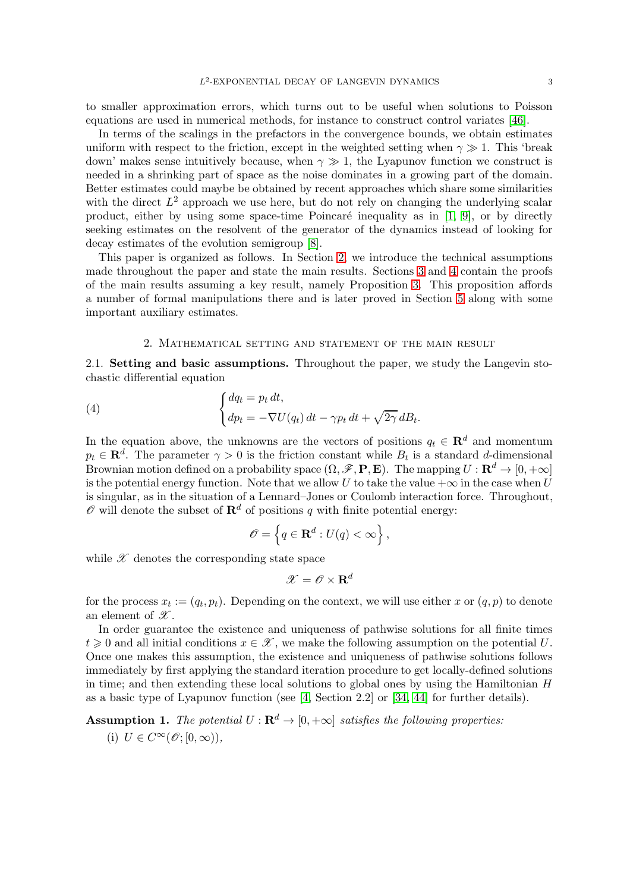to smaller approximation errors, which turns out to be useful when solutions to Poisson equations are used in numerical methods, for instance to construct control variates [46].

In terms of the scalings in the prefactors in the convergence bounds, we obtain estimates uniform with respect to the friction, except in the weighted setting when $\gamma \gg 1$. This 'break down' makes sense intuitively because, when $\gamma \gg 1$, the Lyapunov function we construct is needed in a shrinking part of space as the noise dominates in a growing part of the domain. Better estimates could maybe be obtained by recent approaches which share some similarities with the direct $L^2$ approach we use here, but do not rely on changing the underlying scalar product, either by using some space-time Poincaré inequality as in [1, 9], or by directly seeking estimates on the resolvent of the generator of the dynamics instead of looking for decay estimates of the evolution semigroup [8].

This paper is organized as follows. In Section 2, we introduce the technical assumptions made throughout the paper and state the main results. Sections 3 and 4 contain the proofs of the main results assuming a key result, namely Proposition 3. This proposition affords a number of formal manipulations there and is later proved in Section 5 along with some important auxiliary estimates.

## 2. Mathematical setting and statement of the main result

**2.1. Setting and basic assumptions.** Throughout the paper, we study the Langevin stochastic differential equation

$$
\begin{cases} dq_t = p_t \, dt, \\ dp_t = -\nabla U(q_t) \, dt - \gamma p_t \, dt + \sqrt{2\gamma} \, dB_t. \end{cases} \tag{4}
$$

In the equation above, the unknowns are the vectors of positions $q_t \in \mathbf{R}^d$ and momentum $p_t \in \mathbf{R}^d$. The parameter $\gamma > 0$ is the friction constant while $B_t$ is a standard $d$-dimensional Brownian motion defined on a probability space $(\Omega, \mathscr{F}, \mathbf{P}, \mathbf{E})$. The mapping $U : \mathbf{R}^d \to [0, +\infty]$ is the potential energy function. Note that we allow $U$ to take the value $+\infty$ in the case when $U$ is singular, as in the situation of a Lennard–Jones or Coulomb interaction force. Throughout, $\mathscr{O}$ will denote the subset of $\mathbf{R}^d$ of positions $q$ with finite potential energy:

$$
\mathscr{O} = \left\{ q \in \mathbf{R}^d : U(q) < \infty \right\},
$$

while $\mathscr{X}$ denotes the corresponding state space

$$
\mathscr{X} = \mathscr{O} \times \mathbf{R}^d
$$

for the process $x_t := (q_t, p_t)$. Depending on the context, we will use either $x$ or $(q, p)$ to denote an element of $\mathscr{X}$.

In order guarantee the existence and uniqueness of pathwise solutions for all finite times $t \geqslant 0$ and all initial conditions $x \in \mathscr{X}$, we make the following assumption on the potential $U$. Once one makes this assumption, the existence and uniqueness of pathwise solutions follows immediately by first applying the standard iteration procedure to get locally-defined solutions in time; and then extending these local solutions to global ones by using the Hamiltonian $H$ as a basic type of Lyapunov function (see [4, Section 2.2] or [34, 44] for further details).

**Assumption 1.** *The potential $U : \mathbf{R}^d \to [0, +\infty]$ satisfies the following properties:*

(i) $U \in C^\infty(\mathscr{O}; [0, \infty))$,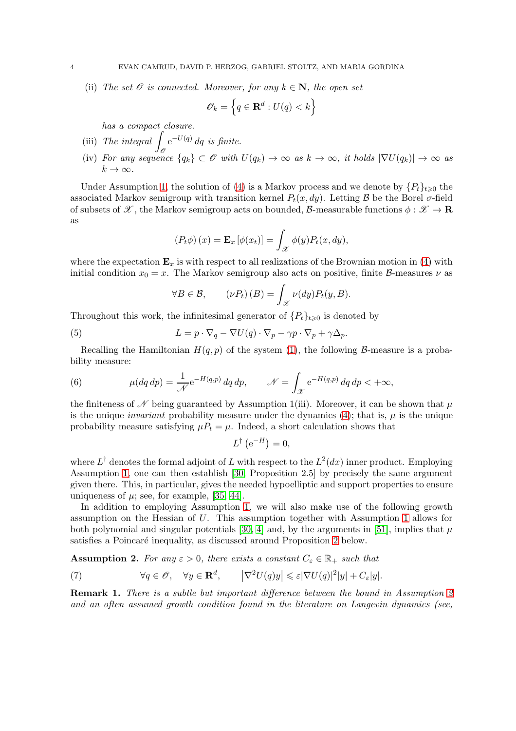(ii) *The set $\mathscr{O}$ is connected. Moreover, for any $k \in \mathbf{N}$, the open set*

$$\mathscr{O}_k = \left\{ q \in \mathbf{R}^d : U(q) < k \right\}$$

*has a compact closure.*

(iii) *The integral $\displaystyle\int_{\mathscr{O}} \mathrm{e}^{-U(q)}\, dq$ is finite.*

(iv) *For any sequence $\{q_k\} \subset \mathscr{O}$ with $U(q_k) \to \infty$ as $k \to \infty$, it holds $|\nabla U(q_k)| \to \infty$ as $k \to \infty$.*

Under Assumption 1, the solution of (4) is a Markov process and we denote by $\{P_t\}_{t\geqslant 0}$ the associated Markov semigroup with transition kernel $P_t(x, dy)$. Letting $\mathcal{B}$ be the Borel $\sigma$-field of subsets of $\mathscr{X}$, the Markov semigroup acts on bounded, $\mathcal{B}$-measurable functions $\phi : \mathscr{X} \to \mathbf{R}$ as

$$\left(P_t \phi\right)(x) = \mathbf{E}_x \left[\phi(x_t)\right] = \int_{\mathscr{X}} \phi(y) P_t(x, dy),$$

where the expectation $\mathbf{E}_x$ is with respect to all realizations of the Brownian motion in (4) with initial condition $x_0 = x$. The Markov semigroup also acts on positive, finite $\mathcal{B}$-measures $\nu$ as

$$\forall B \in \mathcal{B}, \qquad \left(\nu P_t\right)(B) = \int_{\mathscr{X}} \nu(dy) P_t(y, B).$$

Throughout this work, the infinitesimal generator of $\{P_t\}_{t\geqslant 0}$ is denoted by

$$L = p \cdot \nabla_q - \nabla U(q) \cdot \nabla_p - \gamma p \cdot \nabla_p + \gamma \Delta_p. \tag{5}$$

Recalling the Hamiltonian $H(q,p)$ of the system (1), the following $\mathcal{B}$-measure is a probability measure:

$$\mu(dq\, dp) = \frac{1}{\mathscr{N}} \mathrm{e}^{-H(q,p)}\, dq\, dp, \qquad \mathscr{N} = \int_{\mathscr{X}} \mathrm{e}^{-H(q,p)}\, dq\, dp < +\infty, \tag{6}$$

the finiteness of $\mathscr{N}$ being guaranteed by Assumption 1(iii). Moreover, it can be shown that $\mu$ is the unique *invariant* probability measure under the dynamics (4); that is, $\mu$ is the unique probability measure satisfying $\mu P_t = \mu$. Indeed, a short calculation shows that

$$L^\dagger \left(\mathrm{e}^{-H}\right) = 0,$$

where $L^\dagger$ denotes the formal adjoint of $L$ with respect to the $L^2(dx)$ inner product. Employing Assumption 1, one can then establish [30, Proposition 2.5] by precisely the same argument given there. This, in particular, gives the needed hypoelliptic and support properties to ensure uniqueness of $\mu$; see, for example, [35, 44].

In addition to employing Assumption 1, we will also make use of the following growth assumption on the Hessian of $U$. This assumption together with Assumption 1 allows for both polynomial and singular potentials [30, 4] and, by the arguments in [51], implies that $\mu$ satisfies a Poincaré inequality, as discussed around Proposition 2 below.

**Assumption 2.** *For any $\varepsilon > 0$, there exists a constant $C_\varepsilon \in \mathbb{R}_+$ such that*

$$\forall q \in \mathscr{O}, \quad \forall y \in \mathbf{R}^d, \qquad \left|\nabla^2 U(q) y\right| \leqslant \varepsilon |\nabla U(q)|^2 |y| + C_\varepsilon |y|. \tag{7}$$

**Remark 1.** *There is a subtle but important difference between the bound in Assumption 2 and an often assumed growth condition found in the literature on Langevin dynamics (see,*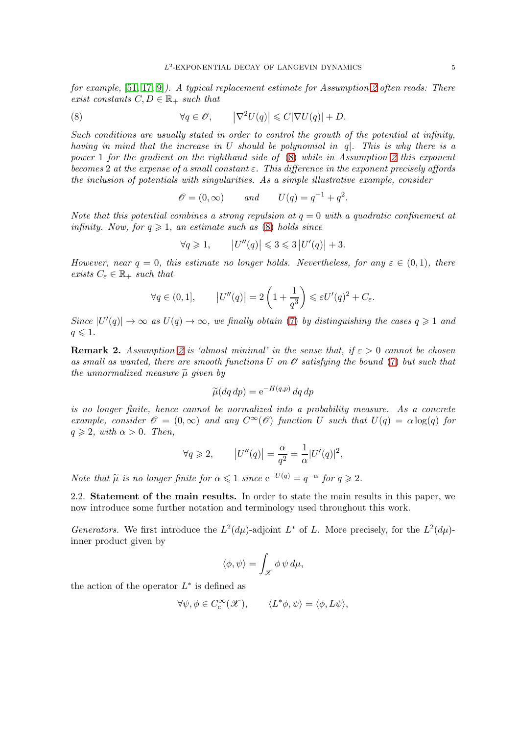*for example, [51, 17, 9]). A typical replacement estimate for Assumption 2 often reads: There exist constants $C, D \in \mathbb{R}_+$ such that*

$$\forall q \in \mathscr{O}, \qquad \left|\nabla^2 U(q)\right| \leqslant C|\nabla U(q)| + D. \tag{8}$$

*Such conditions are usually stated in order to control the growth of the potential at infinity, having in mind that the increase in $U$ should be polynomial in $|q|$. This is why there is a power 1 for the gradient on the righthand side of (8) while in Assumption 2 this exponent becomes 2 at the expense of a small constant $\varepsilon$. This difference in the exponent precisely affords the inclusion of potentials with singularities. As a simple illustrative example, consider*

$$\mathscr{O} = (0, \infty) \qquad \text{and} \qquad U(q) = q^{-1} + q^2.$$

*Note that this potential combines a strong repulsion at $q = 0$ with a quadratic confinement at infinity. Now, for $q \geqslant 1$, an estimate such as (8) holds since*

$$\forall q \geqslant 1, \qquad \left|U''(q)\right| \leqslant 3 \leqslant 3\left|U'(q)\right| + 3.$$

*However, near $q = 0$, this estimate no longer holds. Nevertheless, for any $\varepsilon \in (0, 1)$, there exists $C_\varepsilon \in \mathbb{R}_+$ such that*

$$\forall q \in (0, 1], \qquad \left|U''(q)\right| = 2\left(1 + \frac{1}{q^3}\right) \leqslant \varepsilon U'(q)^2 + C_\varepsilon.$$

*Since $|U'(q)| \to \infty$ as $U(q) \to \infty$, we finally obtain (7) by distinguishing the cases $q \geqslant 1$ and $q \leqslant 1$.*

**Remark 2.** *Assumption 2 is 'almost minimal' in the sense that, if $\varepsilon > 0$ cannot be chosen as small as wanted, there are smooth functions $U$ on $\mathscr{O}$ satisfying the bound (7) but such that the unnormalized measure $\widetilde{\mu}$ given by*

$$\widetilde{\mu}(dq\, dp) = \mathrm{e}^{-H(q,p)}\, dq\, dp$$

*is no longer finite, hence cannot be normalized into a probability measure. As a concrete example, consider $\mathscr{O} = (0, \infty)$ and any $C^\infty(\mathscr{O})$ function $U$ such that $U(q) = \alpha \log(q)$ for $q \geqslant 2$, with $\alpha > 0$. Then,*

$$\forall q \geqslant 2, \qquad \left|U''(q)\right| = \frac{\alpha}{q^2} = \frac{1}{\alpha}|U'(q)|^2,$$

*Note that $\widetilde{\mu}$ is no longer finite for $\alpha \leqslant 1$ since $\mathrm{e}^{-U(q)} = q^{-\alpha}$ for $q \geqslant 2$.*

## 2.2. Statement of the main results.

In order to state the main results in this paper, we now introduce some further notation and terminology used throughout this work.

*Generators.* We first introduce the $L^2(d\mu)$-adjoint $L^*$ of $L$. More precisely, for the $L^2(d\mu)$-inner product given by

$$\langle \phi, \psi \rangle = \int_{\mathscr{X}} \phi\, \psi\, d\mu,$$

the action of the operator $L^*$ is defined as

$$\forall \psi, \phi \in C_{\mathrm{c}}^\infty(\mathscr{X}), \qquad \langle L^*\phi, \psi \rangle = \langle \phi, L\psi \rangle,$$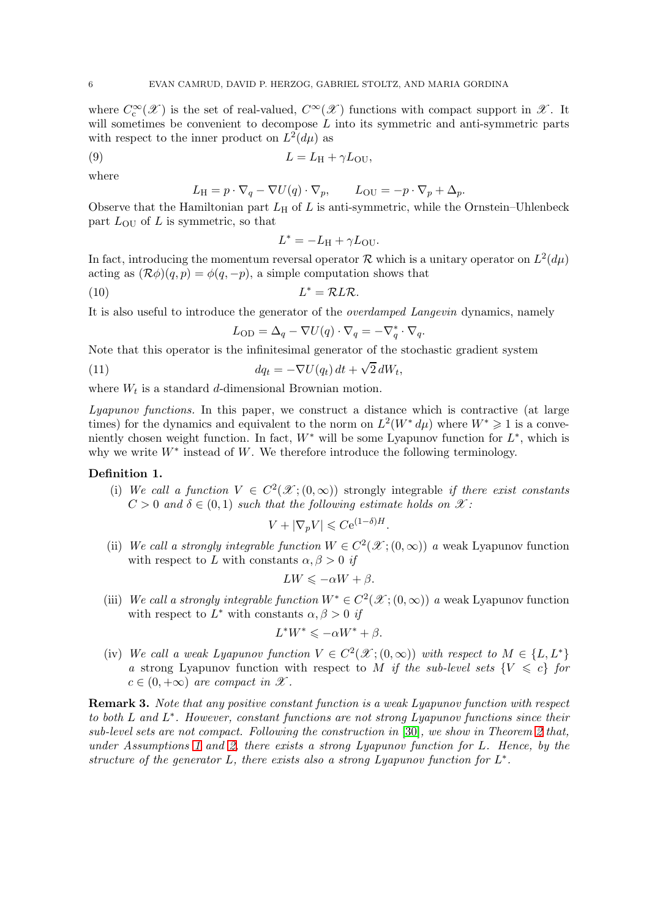where $C_c^\infty(\mathscr{X})$ is the set of real-valued, $C^\infty(\mathscr{X})$ functions with compact support in $\mathscr{X}$. It will sometimes be convenient to decompose $L$ into its symmetric and anti-symmetric parts with respect to the inner product on $L^2(d\mu)$ as

$$L = L_{\rm H} + \gamma L_{\rm OU}, \tag{9}$$

where

$$L_{\rm H} = p \cdot \nabla_q - \nabla U(q) \cdot \nabla_p, \qquad L_{\rm OU} = -p \cdot \nabla_p + \Delta_p.$$

Observe that the Hamiltonian part $L_{\rm H}$ of $L$ is anti-symmetric, while the Ornstein–Uhlenbeck part $L_{\rm OU}$ of $L$ is symmetric, so that

$$L^* = -L_{\rm H} + \gamma L_{\rm OU}.$$

In fact, introducing the momentum reversal operator $\mathcal{R}$ which is a unitary operator on $L^2(d\mu)$ acting as $(\mathcal{R}\phi)(q,p) = \phi(q,-p)$, a simple computation shows that

$$L^* = \mathcal{R} L \mathcal{R}. \tag{10}$$

It is also useful to introduce the generator of the *overdamped Langevin* dynamics, namely

$$L_{\rm OD} = \Delta_q - \nabla U(q) \cdot \nabla_q = -\nabla_q^* \cdot \nabla_q.$$

Note that this operator is the infinitesimal generator of the stochastic gradient system

$$dq_t = -\nabla U(q_t)\, dt + \sqrt{2}\, dW_t, \tag{11}$$

where $W_t$ is a standard $d$-dimensional Brownian motion.

*Lyapunov functions.* In this paper, we construct a distance which is contractive (at large times) for the dynamics and equivalent to the norm on $L^2(W^* d\mu)$ where $W^* \geqslant 1$ is a conveniently chosen weight function. In fact, $W^*$ will be some Lyapunov function for $L^*$, which is why we write $W^*$ instead of $W$. We therefore introduce the following terminology.

**Definition 1.**

(i) *We call a function $V \in C^2(\mathscr{X};(0,\infty))$* strongly integrable *if there exist constants $C > 0$ and $\delta \in (0,1)$ such that the following estimate holds on $\mathscr{X}$:*

$$V + |\nabla_p V| \leqslant C \mathrm{e}^{(1-\delta)H}.$$

(ii) *We call a strongly integrable function $W \in C^2(\mathscr{X};(0,\infty))$ a* weak Lyapunov function *with respect to $L$* with constants $\alpha, \beta > 0$ *if*

$$LW \leqslant -\alpha W + \beta.$$

(iii) *We call a strongly integrable function $W^* \in C^2(\mathscr{X};(0,\infty))$ a* weak Lyapunov function *with respect to $L^*$* with constants $\alpha, \beta > 0$ *if*

$$L^* W^* \leqslant -\alpha W^* + \beta.$$

(iv) *We call a weak Lyapunov function $V \in C^2(\mathscr{X};(0,\infty))$ with respect to $M \in \{L, L^*\}$ a* strong Lyapunov function *with respect to $M$ if the sub-level sets $\{V \leqslant c\}$ for $c \in (0,+\infty)$ are compact in $\mathscr{X}$.*

**Remark 3.** *Note that any positive constant function is a weak Lyapunov function with respect to both $L$ and $L^*$. However, constant functions are not strong Lyapunov functions since their sub-level sets are not compact. Following the construction in [30], we show in Theorem 2 that, under Assumptions 1 and 2, there exists a strong Lyapunov function for $L$. Hence, by the structure of the generator $L$, there exists also a strong Lyapunov function for $L^*$.*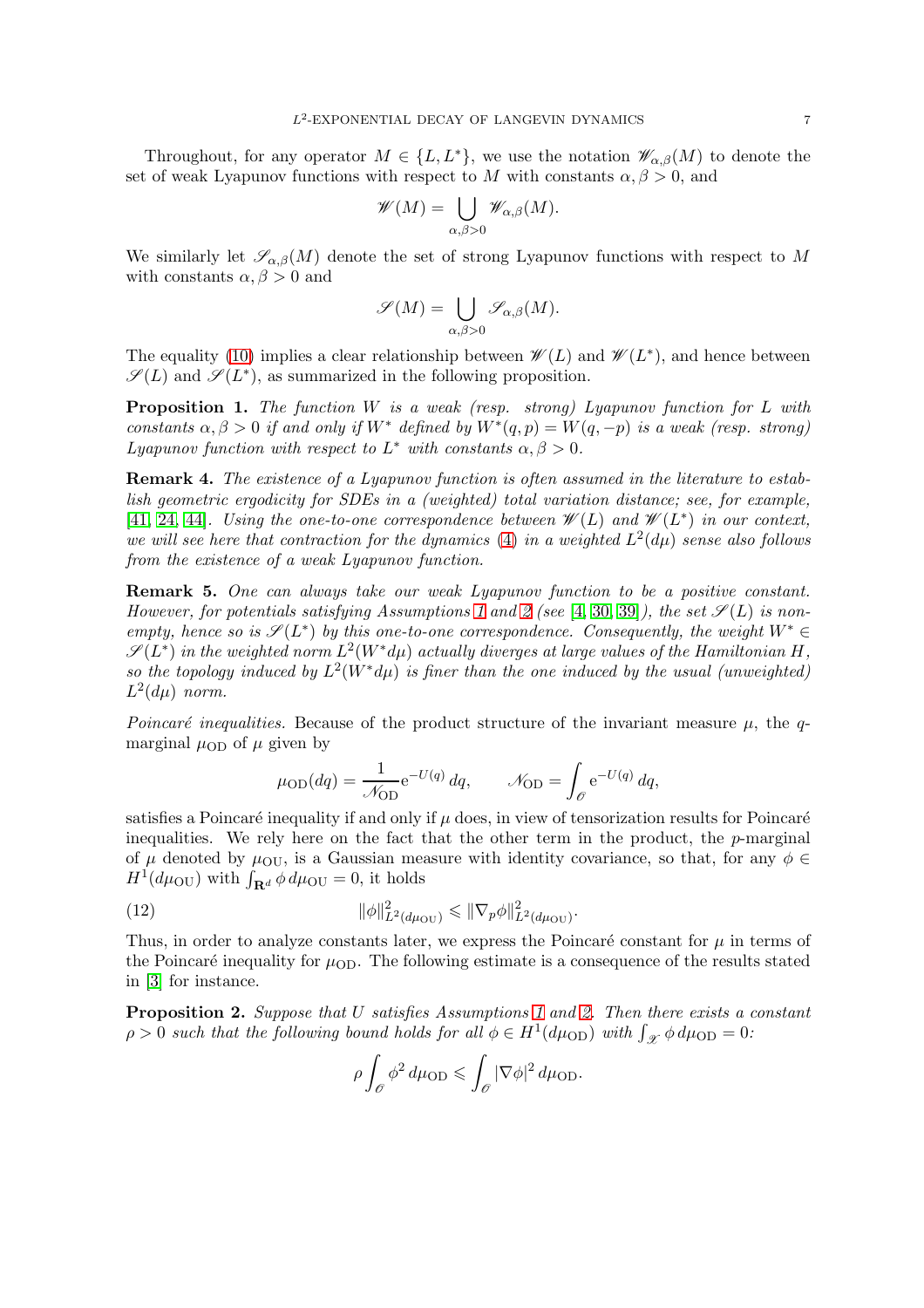Throughout, for any operator $M \in \{L, L^*\}$, we use the notation $\mathscr{W}_{\alpha,\beta}(M)$ to denote the set of weak Lyapunov functions with respect to $M$ with constants $\alpha, \beta > 0$, and

$$\mathscr{W}(M) = \bigcup_{\alpha,\beta>0} \mathscr{W}_{\alpha,\beta}(M).$$

We similarly let $\mathscr{S}_{\alpha,\beta}(M)$ denote the set of strong Lyapunov functions with respect to $M$ with constants $\alpha, \beta > 0$ and

$$\mathscr{S}(M) = \bigcup_{\alpha,\beta>0} \mathscr{S}_{\alpha,\beta}(M).$$

The equality (10) implies a clear relationship between $\mathscr{W}(L)$ and $\mathscr{W}(L^*)$, and hence between $\mathscr{S}(L)$ and $\mathscr{S}(L^*)$, as summarized in the following proposition.

**Proposition 1.** *The function $W$ is a weak (resp. strong) Lyapunov function for $L$ with constants $\alpha, \beta > 0$ if and only if $W^*$ defined by $W^*(q,p) = W(q,-p)$ is a weak (resp. strong) Lyapunov function with respect to $L^*$ with constants $\alpha, \beta > 0$.*

**Remark 4.** *The existence of a Lyapunov function is often assumed in the literature to establish geometric ergodicity for SDEs in a (weighted) total variation distance; see, for example, [41, 24, 44]. Using the one-to-one correspondence between $\mathscr{W}(L)$ and $\mathscr{W}(L^*)$ in our context, we will see here that contraction for the dynamics (4) in a weighted $L^2(d\mu)$ sense also follows from the existence of a weak Lyapunov function.*

**Remark 5.** *One can always take our weak Lyapunov function to be a positive constant. However, for potentials satisfying Assumptions 1 and 2 (see [4, 30, 39]), the set $\mathscr{S}(L)$ is nonempty, hence so is $\mathscr{S}(L^*)$ by this one-to-one correspondence. Consequently, the weight $W^* \in \mathscr{S}(L^*)$ in the weighted norm $L^2(W^* d\mu)$ actually diverges at large values of the Hamiltonian $H$, so the topology induced by $L^2(W^* d\mu)$ is finer than the one induced by the usual (unweighted) $L^2(d\mu)$ norm.*

*Poincaré inequalities.* Because of the product structure of the invariant measure $\mu$, the $q$-marginal $\mu_{\rm OD}$ of $\mu$ given by

$$\mu_{\rm OD}(dq) = \frac{1}{\mathscr{N}_{\rm OD}} \mathrm{e}^{-U(q)}\, dq, \qquad \mathscr{N}_{\rm OD} = \int_{\mathscr{O}} \mathrm{e}^{-U(q)}\, dq,$$

satisfies a Poincaré inequality if and only if $\mu$ does, in view of tensorization results for Poincaré inequalities. We rely here on the fact that the other term in the product, the $p$-marginal of $\mu$ denoted by $\mu_{\rm OU}$, is a Gaussian measure with identity covariance, so that, for any $\phi \in H^1(d\mu_{\rm OU})$ with $\int_{\mathbf{R}^d} \phi \, d\mu_{\rm OU} = 0$, it holds

$$\|\phi\|^2_{L^2(d\mu_{\rm OU})} \leqslant \|\nabla_p \phi\|^2_{L^2(d\mu_{\rm OU})}. \tag{12}$$

Thus, in order to analyze constants later, we express the Poincaré constant for $\mu$ in terms of the Poincaré inequality for $\mu_{\rm OD}$. The following estimate is a consequence of the results stated in [3] for instance.

**Proposition 2.** *Suppose that $U$ satisfies Assumptions 1 and 2. Then there exists a constant $\rho > 0$ such that the following bound holds for all $\phi \in H^1(d\mu_{\rm OD})$ with $\int_{\mathscr{X}} \phi \, d\mu_{\rm OD} = 0$:*

$$\rho \int_{\mathscr{O}} \phi^2 \, d\mu_{\rm OD} \leqslant \int_{\mathscr{O}} |\nabla \phi|^2 \, d\mu_{\rm OD}.$$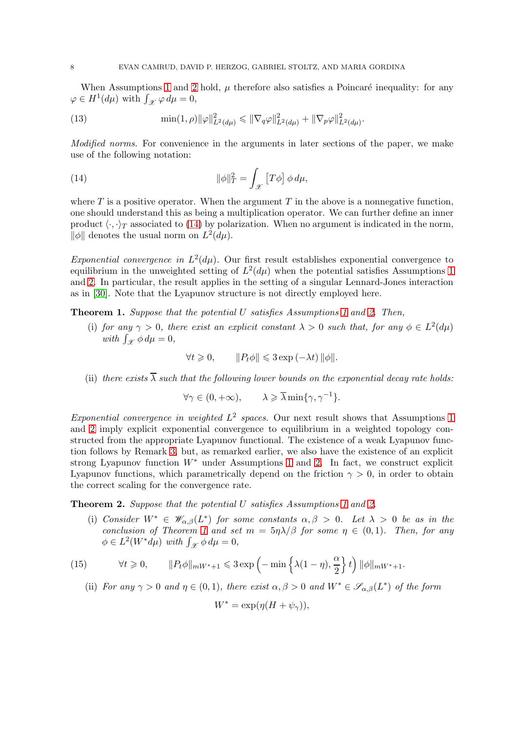When Assumptions 1 and 2 hold, $\mu$ therefore also satisfies a Poincaré inequality: for any $\varphi \in H^1(d\mu)$ with $\int_{\mathscr{X}} \varphi \, d\mu = 0$,

$$\min(1,\rho)\|\varphi\|^2_{L^2(d\mu)} \leqslant \|\nabla_q \varphi\|^2_{L^2(d\mu)} + \|\nabla_p \varphi\|^2_{L^2(d\mu)}. \tag{13}$$

*Modified norms.* For convenience in the arguments in later sections of the paper, we make use of the following notation:

$$\|\phi\|_T^2 = \int_{\mathscr{X}} \left[T\phi\right] \phi \, d\mu, \tag{14}$$

where $T$ is a positive operator. When the argument $T$ in the above is a nonnegative function, one should understand this as being a multiplication operator. We can further define an inner product $\langle \cdot, \cdot \rangle_T$ associated to (14) by polarization. When no argument is indicated in the norm, $\|\phi\|$ denotes the usual norm on $L^2(d\mu)$.

*Exponential convergence in $L^2(d\mu)$.* Our first result establishes exponential convergence to equilibrium in the unweighted setting of $L^2(d\mu)$ when the potential satisfies Assumptions 1 and 2. In particular, the result applies in the setting of a singular Lennard-Jones interaction as in [30]. Note that the Lyapunov structure is not directly employed here.

**Theorem 1.** *Suppose that the potential $U$ satisfies Assumptions 1 and 2. Then,*

(i) *for any $\gamma > 0$, there exist an explicit constant $\lambda > 0$ such that, for any $\phi \in L^2(d\mu)$ with $\int_{\mathscr{X}} \phi \, d\mu = 0$,*

$$\forall t \geqslant 0, \qquad \|P_t \phi\| \leqslant 3 \exp(-\lambda t) \|\phi\|.$$

(ii) *there exists $\overline{\lambda}$ such that the following lower bounds on the exponential decay rate holds:*

$$\forall \gamma \in (0, +\infty), \qquad \lambda \geqslant \overline{\lambda} \min\{\gamma, \gamma^{-1}\}.$$

*Exponential convergence in weighted $L^2$ spaces.* Our next result shows that Assumptions 1 and 2 imply explicit exponential convergence to equilibrium in a weighted topology constructed from the appropriate Lyapunov functional. The existence of a weak Lyapunov function follows by Remark 3, but, as remarked earlier, we also have the existence of an explicit strong Lyapunov function $W^*$ under Assumptions 1 and 2. In fact, we construct explicit Lyapunov functions, which parametrically depend on the friction $\gamma > 0$, in order to obtain the correct scaling for the convergence rate.

**Theorem 2.** *Suppose that the potential $U$ satisfies Assumptions 1 and 2.*

(i) *Consider $W^* \in \mathscr{W}_{\alpha,\beta}(L^*)$ for some constants $\alpha, \beta > 0$. Let $\lambda > 0$ be as in the conclusion of Theorem 1 and set $m = 5\eta\lambda/\beta$ for some $\eta \in (0,1)$. Then, for any $\phi \in L^2(W^* d\mu)$ with $\int_{\mathscr{X}} \phi \, d\mu = 0$,*

$$\forall t \geqslant 0, \qquad \|P_t \phi\|_{mW^*+1} \leqslant 3 \exp\left(-\min\left\{\lambda(1-\eta), \frac{\alpha}{2}\right\} t\right) \|\phi\|_{mW^*+1}. \tag{15}$$

(ii) *For any $\gamma > 0$ and $\eta \in (0,1)$, there exist $\alpha, \beta > 0$ and $W^* \in \mathscr{S}_{\alpha,\beta}(L^*)$ of the form*

$$W^* = \exp(\eta(H + \psi_\gamma)),$$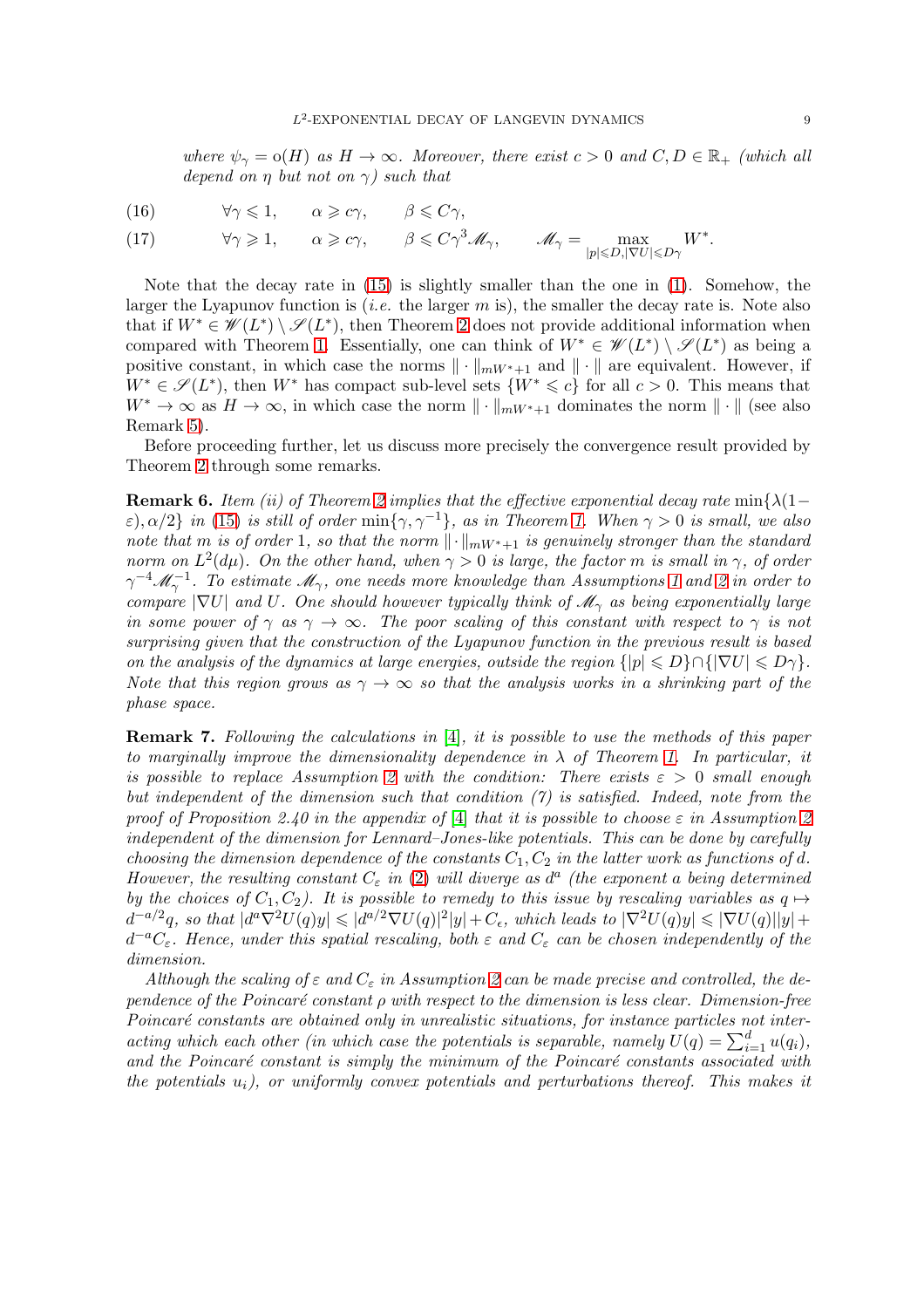*where $\psi_\gamma = \mathrm{o}(H)$ as $H \to \infty$. Moreover, there exist $c > 0$ and $C, D \in \mathbb{R}_+$ (which all depend on $\eta$ but not on $\gamma$) such that*

$$\forall \gamma \leqslant 1, \qquad \alpha \geqslant c\gamma, \qquad \beta \leqslant C\gamma, \tag{16}$$

$$\forall \gamma \geqslant 1, \qquad \alpha \geqslant c\gamma, \qquad \beta \leqslant C\gamma^3 \mathscr{M}_\gamma, \qquad \mathscr{M}_\gamma = \max_{|p| \leqslant D, |\nabla U| \leqslant D\gamma} W^*. \tag{17}$$

Note that the decay rate in (15) is slightly smaller than the one in (1). Somehow, the larger the Lyapunov function is (*i.e.* the larger $m$ is), the smaller the decay rate is. Note also that if $W^* \in \mathscr{W}(L^*) \setminus \mathscr{S}(L^*)$, then Theorem 2 does not provide additional information when compared with Theorem 1. Essentially, one can think of $W^* \in \mathscr{W}(L^*) \setminus \mathscr{S}(L^*)$ as being a positive constant, in which case the norms $\| \cdot \|_{mW^*+1}$ and $\| \cdot \|$ are equivalent. However, if $W^* \in \mathscr{S}(L^*)$, then $W^*$ has compact sub-level sets $\{W^* \leqslant c\}$ for all $c > 0$. This means that $W^* \to \infty$ as $H \to \infty$, in which case the norm $\| \cdot \|_{mW^*+1}$ dominates the norm $\| \cdot \|$ (see also Remark 5).

Before proceeding further, let us discuss more precisely the convergence result provided by Theorem 2 through some remarks.

**Remark 6.** *Item (ii) of Theorem 2 implies that the effective exponential decay rate $\min\{\lambda(1-\varepsilon), \alpha/2\}$ in (15) is still of order $\min\{\gamma, \gamma^{-1}\}$, as in Theorem 1. When $\gamma > 0$ is small, we also note that $m$ is of order 1, so that the norm $\| \cdot \|_{mW^*+1}$ is genuinely stronger than the standard norm on $L^2(d\mu)$. On the other hand, when $\gamma > 0$ is large, the factor $m$ is small in $\gamma$, of order $\gamma^{-4}\mathscr{M}_\gamma^{-1}$. To estimate $\mathscr{M}_\gamma$, one needs more knowledge than Assumptions 1 and 2 in order to compare $|\nabla U|$ and $U$. One should however typically think of $\mathscr{M}_\gamma$ as being exponentially large in some power of $\gamma$ as $\gamma \to \infty$. The poor scaling of this constant with respect to $\gamma$ is not surprising given that the construction of the Lyapunov function in the previous result is based on the analysis of the dynamics at large energies, outside the region $\{|p| \leqslant D\} \cap \{|\nabla U| \leqslant D\gamma\}$. Note that this region grows as $\gamma \to \infty$ so that the analysis works in a shrinking part of the phase space.*

**Remark 7.** *Following the calculations in [4], it is possible to use the methods of this paper to marginally improve the dimensionality dependence in $\lambda$ of Theorem 1. In particular, it is possible to replace Assumption 2 with the condition: There exists $\varepsilon > 0$ small enough but independent of the dimension such that condition (7) is satisfied. Indeed, note from the proof of Proposition 2.40 in the appendix of [4] that it is possible to choose $\varepsilon$ in Assumption 2 independent of the dimension for Lennard–Jones-like potentials. This can be done by carefully choosing the dimension dependence of the constants $C_1, C_2$ in the latter work as functions of $d$. However, the resulting constant $C_\varepsilon$ in (2) will diverge as $d^a$ (the exponent $a$ being determined by the choices of $C_1, C_2$). It is possible to remedy to this issue by rescaling variables as $q \mapsto d^{-a/2}q$, so that $|d^a \nabla^2 U(q) y| \leqslant |d^{a/2} \nabla U(q)|^2 |y| + C_\epsilon$, which leads to $|\nabla^2 U(q) y| \leqslant |\nabla U(q)||y| + d^{-a} C_\varepsilon$. Hence, under this spatial rescaling, both $\varepsilon$ and $C_\varepsilon$ can be chosen independently of the dimension.*

*Although the scaling of $\varepsilon$ and $C_\varepsilon$ in Assumption 2 can be made precise and controlled, the dependence of the Poincaré constant $\rho$ with respect to the dimension is less clear. Dimension-free Poincaré constants are obtained only in unrealistic situations, for instance particles not interacting which each other (in which case the potentials is separable, namely $U(q) = \sum_{i=1}^d u(q_i)$, and the Poincaré constant is simply the minimum of the Poincaré constants associated with the potentials $u_i$), or uniformly convex potentials and perturbations thereof. This makes it*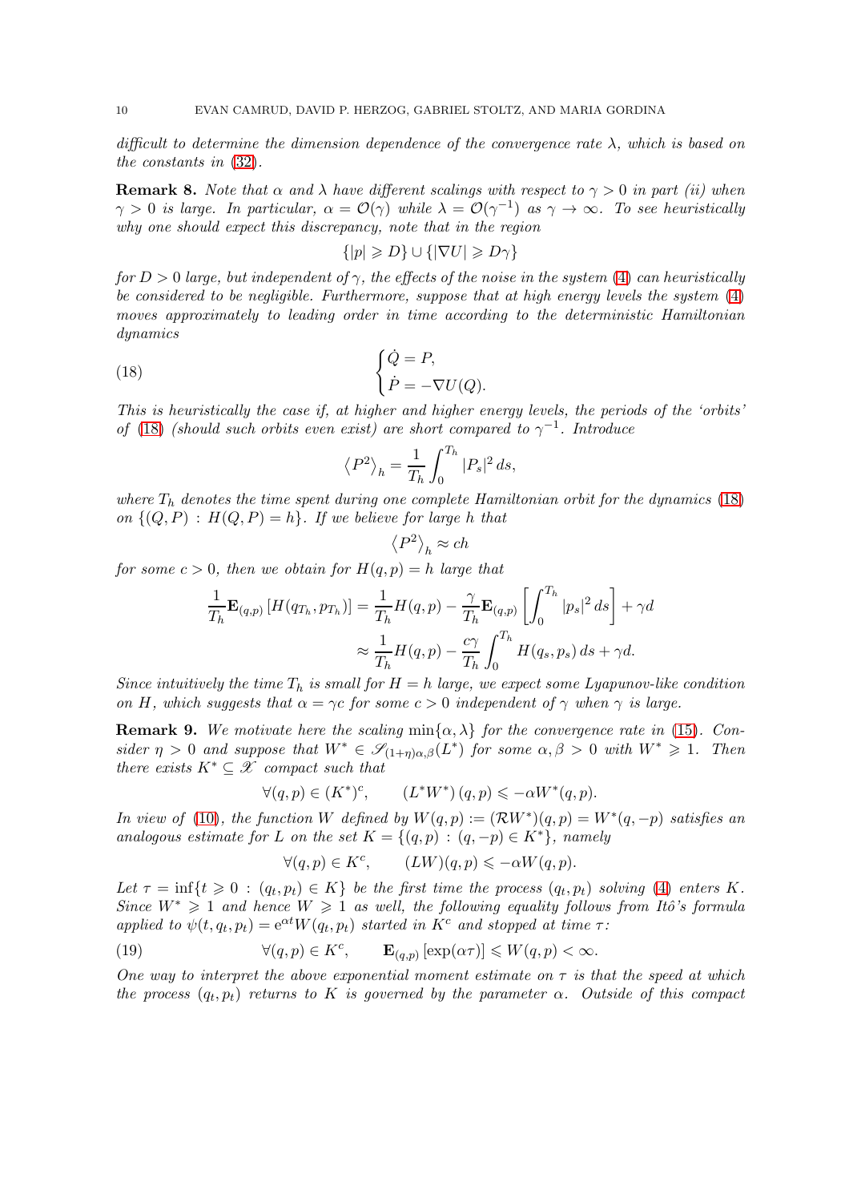*difficult to determine the dimension dependence of the convergence rate $\lambda$, which is based on the constants in (32).*

**Remark 8.** *Note that $\alpha$ and $\lambda$ have different scalings with respect to $\gamma > 0$ in part (ii) when $\gamma > 0$ is large. In particular, $\alpha = \mathcal{O}(\gamma)$ while $\lambda = \mathcal{O}(\gamma^{-1})$ as $\gamma \to \infty$. To see heuristically why one should expect this discrepancy, note that in the region*

$$\{|p| \geqslant D\} \cup \{|\nabla U| \geqslant D\gamma\}$$

*for $D > 0$ large, but independent of $\gamma$, the effects of the noise in the system (4) can heuristically be considered to be negligible. Furthermore, suppose that at high energy levels the system (4) moves approximately to leading order in time according to the deterministic Hamiltonian dynamics*

$$\begin{cases} \dot{Q} = P, \\ \dot{P} = -\nabla U(Q). \end{cases} \tag{18}$$

*This is heuristically the case if, at higher and higher energy levels, the periods of the 'orbits' of (18) (should such orbits even exist) are short compared to $\gamma^{-1}$. Introduce*

$$\left\langle P^2 \right\rangle_h = \frac{1}{T_h} \int_0^{T_h} |P_s|^2 \, ds,$$

*where $T_h$ denotes the time spent during one complete Hamiltonian orbit for the dynamics (18) on $\{(Q,P) \,:\, H(Q,P) = h\}$. If we believe for large $h$ that*

$$\left\langle P^2 \right\rangle_h \approx ch$$

*for some $c > 0$, then we obtain for $H(q,p) = h$ large that*

$$\begin{aligned} \frac{1}{T_h} \mathbf{E}_{(q,p)} \left[ H(q_{T_h}, p_{T_h}) \right] &= \frac{1}{T_h} H(q,p) - \frac{\gamma}{T_h} \mathbf{E}_{(q,p)} \left[ \int_0^{T_h} |p_s|^2 \, ds \right] + \gamma d \\ &\approx \frac{1}{T_h} H(q,p) - \frac{c\gamma}{T_h} \int_0^{T_h} H(q_s, p_s) \, ds + \gamma d. \end{aligned}$$

*Since intuitively the time $T_h$ is small for $H = h$ large, we expect some Lyapunov-like condition on $H$, which suggests that $\alpha = \gamma c$ for some $c > 0$ independent of $\gamma$ when $\gamma$ is large.*

**Remark 9.** *We motivate here the scaling $\min\{\alpha, \lambda\}$ for the convergence rate in (15). Consider $\eta > 0$ and suppose that $W^* \in \mathscr{S}_{(1+\eta)\alpha,\beta}(L^*)$ for some $\alpha, \beta > 0$ with $W^* \geqslant 1$. Then there exists $K^* \subseteq \mathscr{X}$ compact such that*

$$\forall (q,p) \in (K^*)^c, \qquad (L^* W^*)(q,p) \leqslant -\alpha W^*(q,p).$$

*In view of (10), the function $W$ defined by $W(q,p) := (\mathcal{R} W^*)(q,p) = W^*(q,-p)$ satisfies an analogous estimate for $L$ on the set $K = \{(q,p) \,:\, (q,-p) \in K^*\}$, namely*

$$\forall (q,p) \in K^c, \qquad (LW)(q,p) \leqslant -\alpha W(q,p).$$

*Let $\tau = \inf\{t \geqslant 0 \,:\, (q_t,p_t) \in K\}$ be the first time the process $(q_t,p_t)$ solving (4) enters $K$. Since $W^* \geqslant 1$ and hence $W \geqslant 1$ as well, the following equality follows from Itô's formula applied to $\psi(t, q_t, p_t) = \mathrm{e}^{\alpha t} W(q_t, p_t)$ started in $K^c$ and stopped at time $\tau$:*

$$\forall (q,p) \in K^c, \qquad \mathbf{E}_{(q,p)} \left[ \exp(\alpha \tau) \right] \leqslant W(q,p) < \infty. \tag{19}$$

*One way to interpret the above exponential moment estimate on $\tau$ is that the speed at which the process $(q_t,p_t)$ returns to $K$ is governed by the parameter $\alpha$. Outside of this compact*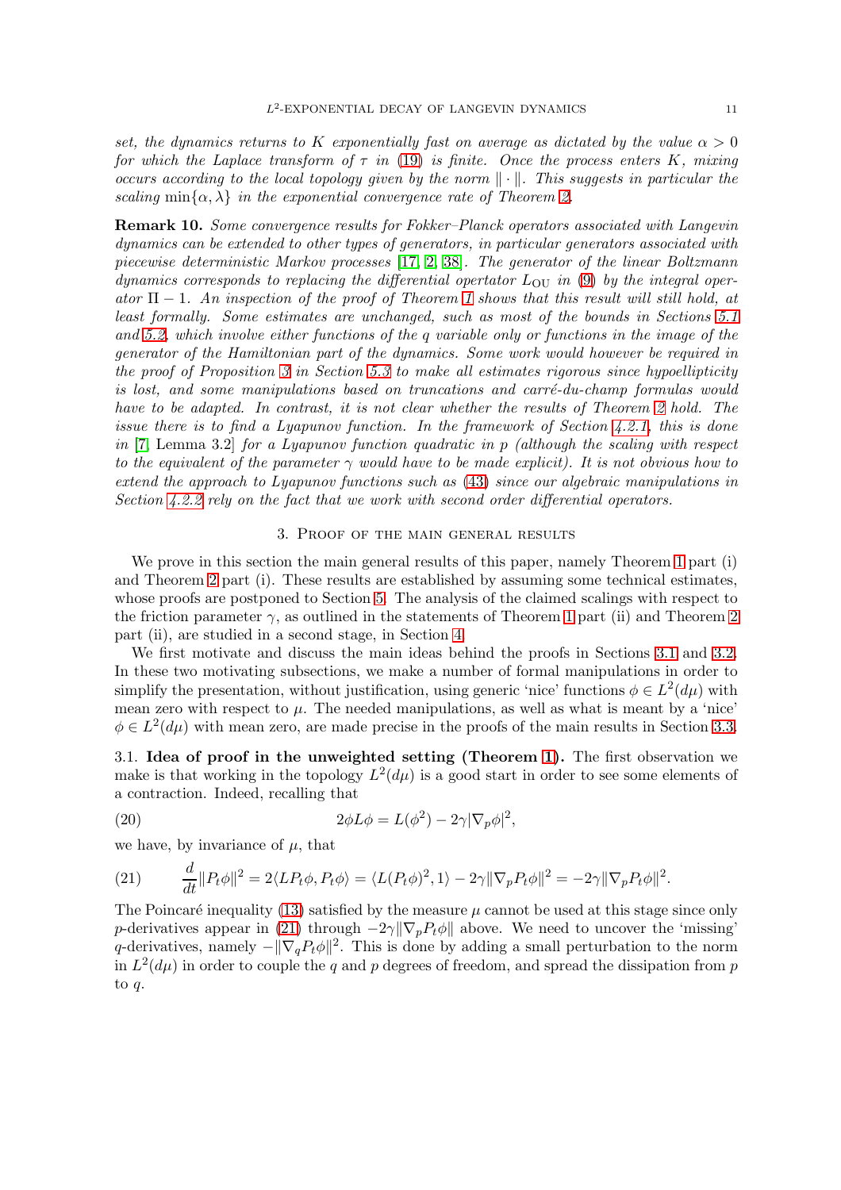*set, the dynamics returns to $K$ exponentially fast on average as dictated by the value $\alpha > 0$ for which the Laplace transform of $\tau$ in (19) is finite. Once the process enters $K$, mixing occurs according to the local topology given by the norm $\|\cdot\|$. This suggests in particular the scaling $\min\{\alpha, \lambda\}$ in the exponential convergence rate of Theorem 2.*

**Remark 10.** *Some convergence results for Fokker–Planck operators associated with Langevin dynamics can be extended to other types of generators, in particular generators associated with piecewise deterministic Markov processes [17, 2, 38]. The generator of the linear Boltzmann dynamics corresponds to replacing the differential opertator $L_{\mathrm{OU}}$ in (9) by the integral operator $\Pi - 1$. An inspection of the proof of Theorem 1 shows that this result will still hold, at least formally. Some estimates are unchanged, such as most of the bounds in Sections 5.1 and 5.2, which involve either functions of the $q$ variable only or functions in the image of the generator of the Hamiltonian part of the dynamics. Some work would however be required in the proof of Proposition 3 in Section 5.3 to make all estimates rigorous since hypoellipticity is lost, and some manipulations based on truncations and carré-du-champ formulas would have to be adapted. In contrast, it is not clear whether the results of Theorem 2 hold. The issue there is to find a Lyapunov function. In the framework of Section 4.2.1, this is done in [7, Lemma 3.2] for a Lyapunov function quadratic in $p$ (although the scaling with respect to the equivalent of the parameter $\gamma$ would have to be made explicit). It is not obvious how to extend the approach to Lyapunov functions such as (43) since our algebraic manipulations in Section 4.2.2 rely on the fact that we work with second order differential operators.*

## 3. Proof of the main general results

We prove in this section the main general results of this paper, namely Theorem 1 part (i) and Theorem 2 part (i). These results are established by assuming some technical estimates, whose proofs are postponed to Section 5. The analysis of the claimed scalings with respect to the friction parameter $\gamma$, as outlined in the statements of Theorem 1 part (ii) and Theorem 2 part (ii), are studied in a second stage, in Section 4.

We first motivate and discuss the main ideas behind the proofs in Sections 3.1 and 3.2. In these two motivating subsections, we make a number of formal manipulations in order to simplify the presentation, without justification, using generic 'nice' functions $\phi \in L^2(d\mu)$ with mean zero with respect to $\mu$. The needed manipulations, as well as what is meant by a 'nice' $\phi \in L^2(d\mu)$ with mean zero, are made precise in the proofs of the main results in Section 3.3.

### 3.1. Idea of proof in the unweighted setting (Theorem 1).

The first observation we make is that working in the topology $L^2(d\mu)$ is a good start in order to see some elements of a contraction. Indeed, recalling that

$$2\phi L\phi = L(\phi^2) - 2\gamma|\nabla_p\phi|^2, \tag{20}$$

we have, by invariance of $\mu$, that

$$\frac{d}{dt}\|P_t\phi\|^2 = 2\langle LP_t\phi, P_t\phi\rangle = \langle L(P_t\phi)^2, 1\rangle - 2\gamma\|\nabla_p P_t\phi\|^2 = -2\gamma\|\nabla_p P_t\phi\|^2. \tag{21}$$

The Poincaré inequality (13) satisfied by the measure $\mu$ cannot be used at this stage since only $p$-derivatives appear in (21) through $-2\gamma\|\nabla_p P_t\phi\|$ above. We need to uncover the 'missing' $q$-derivatives, namely $-\|\nabla_q P_t\phi\|^2$. This is done by adding a small perturbation to the norm in $L^2(d\mu)$ in order to couple the $q$ and $p$ degrees of freedom, and spread the dissipation from $p$ to $q$.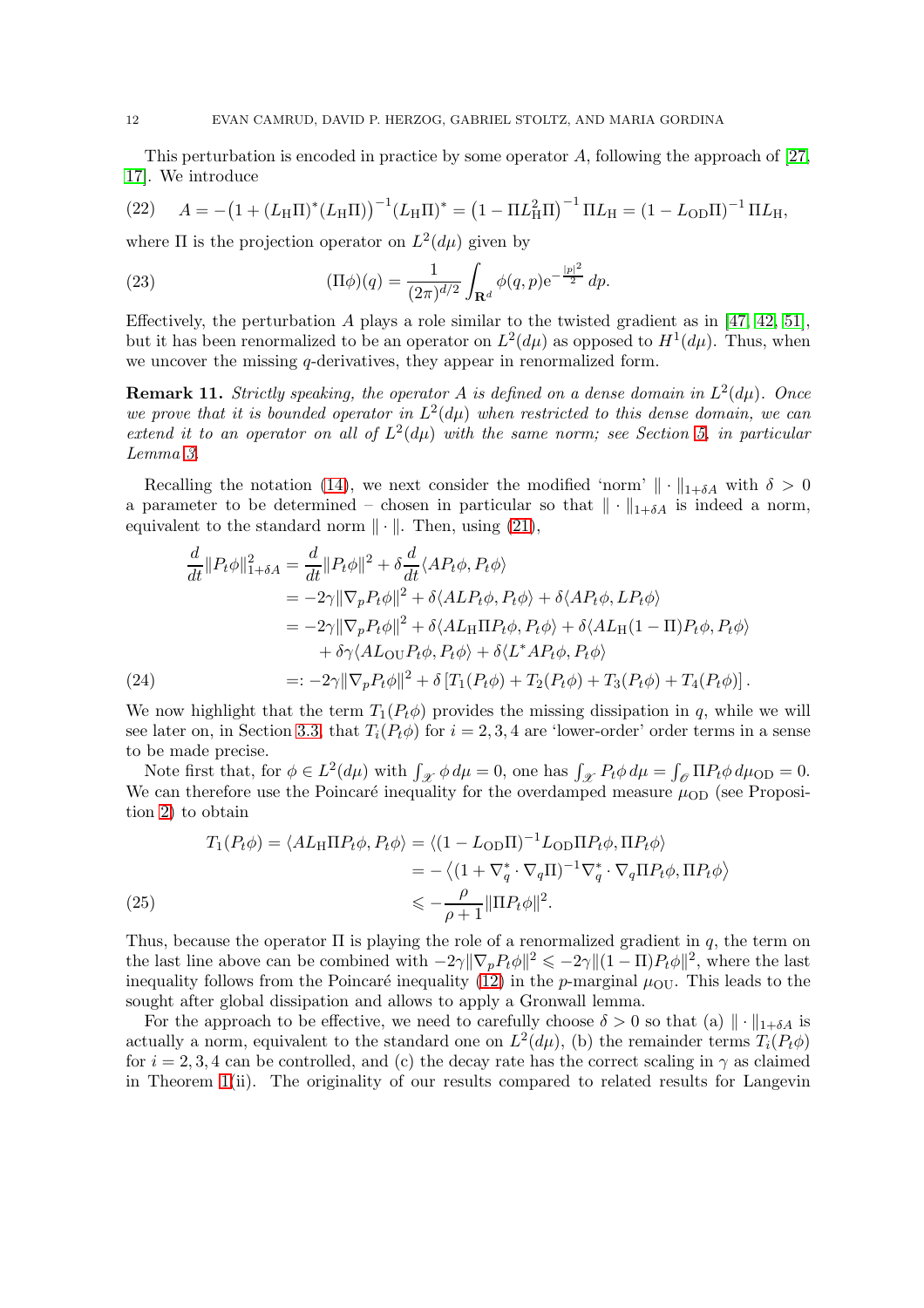This perturbation is encoded in practice by some operator $A$, following the approach of [27, 17]. We introduce

$$
A = -\left(1 + (L_{\mathrm{H}}\Pi)^*(L_{\mathrm{H}}\Pi)\right)^{-1}(L_{\mathrm{H}}\Pi)^* = \left(1 - \Pi L_{\mathrm{H}}^2\Pi\right)^{-1}\Pi L_{\mathrm{H}} = (1 - L_{\mathrm{OD}}\Pi)^{-1}\Pi L_{\mathrm{H}}, \tag{22}
$$

where $\Pi$ is the projection operator on $L^2(d\mu)$ given by

$$
(\Pi\phi)(q) = \frac{1}{(2\pi)^{d/2}}\int_{\mathbf{R}^d} \phi(q,p)\mathrm{e}^{-\frac{|p|^2}{2}}\,dp. \tag{23}
$$

Effectively, the perturbation $A$ plays a role similar to the twisted gradient as in [47, 42, 51], but it has been renormalized to be an operator on $L^2(d\mu)$ as opposed to $H^1(d\mu)$. Thus, when we uncover the missing $q$-derivatives, they appear in renormalized form.

**Remark 11.** *Strictly speaking, the operator $A$ is defined on a dense domain in $L^2(d\mu)$. Once we prove that it is bounded operator in $L^2(d\mu)$ when restricted to this dense domain, we can extend it to an operator on all of $L^2(d\mu)$ with the same norm; see Section 5, in particular Lemma 3.*

Recalling the notation (14), we next consider the modified 'norm' $\|\cdot\|_{1+\delta A}$ with $\delta > 0$ a parameter to be determined – chosen in particular so that $\|\cdot\|_{1+\delta A}$ is indeed a norm, equivalent to the standard norm $\|\cdot\|$. Then, using (21),

$$
\begin{aligned}
\frac{d}{dt}\|P_t\phi\|_{1+\delta A}^2 &= \frac{d}{dt}\|P_t\phi\|^2 + \delta\frac{d}{dt}\langle AP_t\phi, P_t\phi\rangle \\
&= -2\gamma\|\nabla_p P_t\phi\|^2 + \delta\langle ALP_t\phi, P_t\phi\rangle + \delta\langle AP_t\phi, LP_t\phi\rangle \\
&= -2\gamma\|\nabla_p P_t\phi\|^2 + \delta\langle AL_{\mathrm{H}}\Pi P_t\phi, P_t\phi\rangle + \delta\langle AL_{\mathrm{H}}(1-\Pi)P_t\phi, P_t\phi\rangle \\
&\quad + \delta\gamma\langle AL_{\mathrm{OU}}P_t\phi, P_t\phi\rangle + \delta\langle L^*AP_t\phi, P_t\phi\rangle \\
&=: -2\gamma\|\nabla_p P_t\phi\|^2 + \delta\left[T_1(P_t\phi) + T_2(P_t\phi) + T_3(P_t\phi) + T_4(P_t\phi)\right].
\end{aligned} \tag{24}
$$

We now highlight that the term $T_1(P_t\phi)$ provides the missing dissipation in $q$, while we will see later on, in Section 3.3, that $T_i(P_t\phi)$ for $i = 2, 3, 4$ are 'lower-order' order terms in a sense to be made precise.

Note first that, for $\phi \in L^2(d\mu)$ with $\int_{\mathscr{X}} \phi\, d\mu = 0$, one has $\int_{\mathscr{X}} P_t\phi\, d\mu = \int_{\mathscr{O}} \Pi P_t\phi\, d\mu_{\mathrm{OD}} = 0$. We can therefore use the Poincaré inequality for the overdamped measure $\mu_{\mathrm{OD}}$ (see Proposition 2) to obtain

$$
\begin{aligned}
T_1(P_t\phi) = \langle AL_{\mathrm{H}}\Pi P_t\phi, P_t\phi\rangle &= \langle (1 - L_{\mathrm{OD}}\Pi)^{-1}L_{\mathrm{OD}}\Pi P_t\phi, \Pi P_t\phi\rangle \\
&= -\left\langle (1 + \nabla_q^*\cdot\nabla_q\Pi)^{-1}\nabla_q^*\cdot\nabla_q\Pi P_t\phi, \Pi P_t\phi\right\rangle \\
&\leqslant -\frac{\rho}{\rho+1}\|\Pi P_t\phi\|^2.
\end{aligned} \tag{25}
$$

Thus, because the operator $\Pi$ is playing the role of a renormalized gradient in $q$, the term on the last line above can be combined with $-2\gamma\|\nabla_p P_t\phi\|^2 \leqslant -2\gamma\|(1-\Pi)P_t\phi\|^2$, where the last inequality follows from the Poincaré inequality (12) in the $p$-marginal $\mu_{\mathrm{OU}}$. This leads to the sought after global dissipation and allows to apply a Gronwall lemma.

For the approach to be effective, we need to carefully choose $\delta > 0$ so that (a) $\|\cdot\|_{1+\delta A}$ is actually a norm, equivalent to the standard one on $L^2(d\mu)$, (b) the remainder terms $T_i(P_t\phi)$ for $i = 2, 3, 4$ can be controlled, and (c) the decay rate has the correct scaling in $\gamma$ as claimed in Theorem 1(ii). The originality of our results compared to related results for Langevin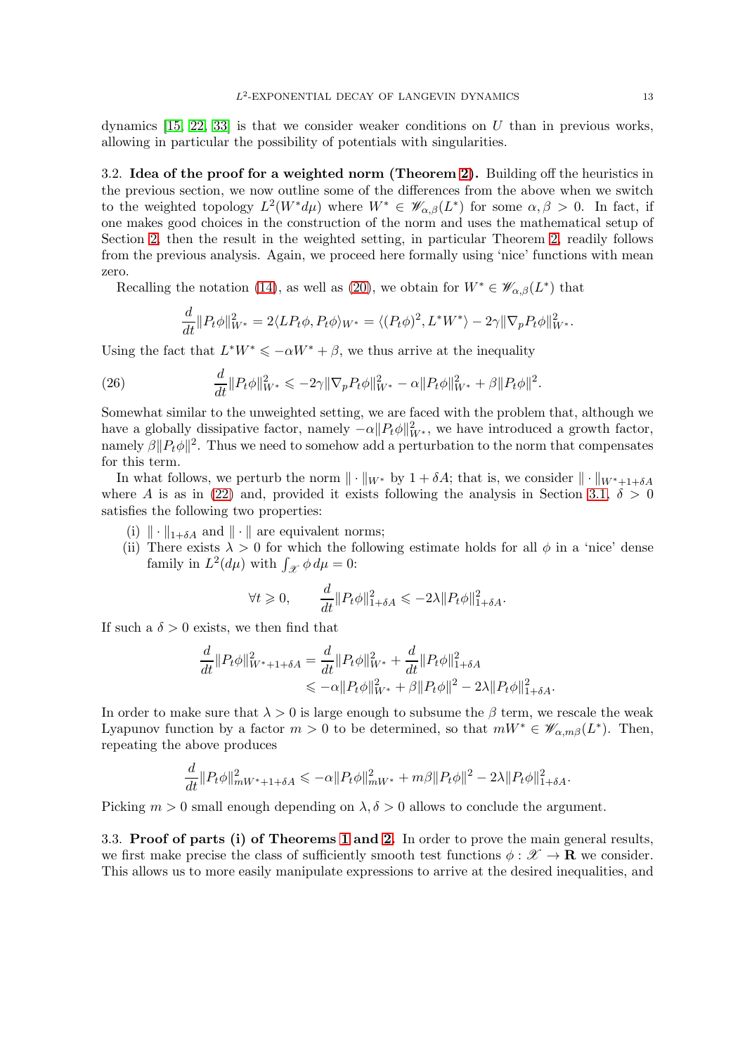dynamics [15, 22, 33] is that we consider weaker conditions on $U$ than in previous works, allowing in particular the possibility of potentials with singularities.

**3.2. Idea of the proof for a weighted norm (Theorem 2).** Building off the heuristics in the previous section, we now outline some of the differences from the above when we switch to the weighted topology $L^2(W^* d\mu)$ where $W^* \in \mathscr{W}_{\alpha,\beta}(L^*)$ for some $\alpha, \beta > 0$. In fact, if one makes good choices in the construction of the norm and uses the mathematical setup of Section 2, then the result in the weighted setting, in particular Theorem 2, readily follows from the previous analysis. Again, we proceed here formally using 'nice' functions with mean zero.

Recalling the notation (14), as well as (20), we obtain for $W^* \in \mathscr{W}_{\alpha,\beta}(L^*)$ that

$$\frac{d}{dt}\|P_t\phi\|_{W^*}^2 = 2\langle LP_t\phi, P_t\phi\rangle_{W^*} = \langle (P_t\phi)^2, L^*W^*\rangle - 2\gamma\|\nabla_p P_t\phi\|_{W^*}^2.$$

Using the fact that $L^*W^* \leqslant -\alpha W^* + \beta$, we thus arrive at the inequality

$$\frac{d}{dt}\|P_t\phi\|_{W^*}^2 \leqslant -2\gamma\|\nabla_p P_t\phi\|_{W^*}^2 - \alpha\|P_t\phi\|_{W^*}^2 + \beta\|P_t\phi\|^2. \tag{26}$$

Somewhat similar to the unweighted setting, we are faced with the problem that, although we have a globally dissipative factor, namely $-\alpha\|P_t\phi\|_{W^*}^2$, we have introduced a growth factor, namely $\beta\|P_t\phi\|^2$. Thus we need to somehow add a perturbation to the norm that compensates for this term.

In what follows, we perturb the norm $\|\cdot\|_{W^*}$ by $1+\delta A$; that is, we consider $\|\cdot\|_{W^*+1+\delta A}$ where $A$ is as in (22) and, provided it exists following the analysis in Section 3.1, $\delta > 0$ satisfies the following two properties:

(i) $\|\cdot\|_{1+\delta A}$ and $\|\cdot\|$ are equivalent norms;

(ii) There exists $\lambda > 0$ for which the following estimate holds for all $\phi$ in a 'nice' dense family in $L^2(d\mu)$ with $\int_{\mathscr{X}} \phi \, d\mu = 0$:

$$\forall t \geqslant 0, \qquad \frac{d}{dt}\|P_t\phi\|_{1+\delta A}^2 \leqslant -2\lambda\|P_t\phi\|_{1+\delta A}^2.$$

If such a $\delta > 0$ exists, we then find that

$$\begin{aligned}\frac{d}{dt}\|P_t\phi\|_{W^*+1+\delta A}^2 &= \frac{d}{dt}\|P_t\phi\|_{W^*}^2 + \frac{d}{dt}\|P_t\phi\|_{1+\delta A}^2 \\ &\leqslant -\alpha\|P_t\phi\|_{W^*}^2 + \beta\|P_t\phi\|^2 - 2\lambda\|P_t\phi\|_{1+\delta A}^2.\end{aligned}$$

In order to make sure that $\lambda > 0$ is large enough to subsume the $\beta$ term, we rescale the weak Lyapunov function by a factor $m > 0$ to be determined, so that $mW^* \in \mathscr{W}_{\alpha,m\beta}(L^*)$. Then, repeating the above produces

$$\frac{d}{dt}\|P_t\phi\|_{mW^*+1+\delta A}^2 \leqslant -\alpha\|P_t\phi\|_{mW^*}^2 + m\beta\|P_t\phi\|^2 - 2\lambda\|P_t\phi\|_{1+\delta A}^2.$$

Picking $m > 0$ small enough depending on $\lambda, \delta > 0$ allows to conclude the argument.

**3.3. Proof of parts (i) of Theorems 1 and 2.** In order to prove the main general results, we first make precise the class of sufficiently smooth test functions $\phi : \mathscr{X} \to \mathbf{R}$ we consider. This allows us to more easily manipulate expressions to arrive at the desired inequalities, and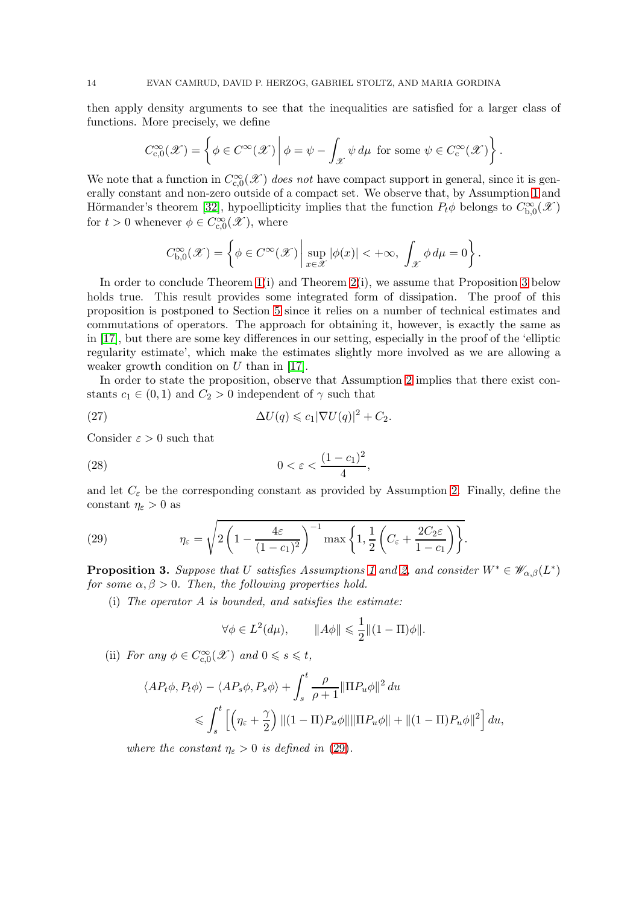then apply density arguments to see that the inequalities are satisfied for a larger class of functions. More precisely, we define

$$C^\infty_{\mathrm{c},0}(\mathscr{X}) = \left\{ \phi \in C^\infty(\mathscr{X}) \,\middle|\, \phi = \psi - \int_{\mathscr{X}} \psi \, d\mu \text{ for some } \psi \in C^\infty_{\mathrm{c}}(\mathscr{X}) \right\}.$$

We note that a function in $C^\infty_{\mathrm{c},0}(\mathscr{X})$ *does not* have compact support in general, since it is generally constant and non-zero outside of a compact set. We observe that, by Assumption 1 and Hörmander's theorem [32], hypoellipticity implies that the function $P_t\phi$ belongs to $C^\infty_{\mathrm{b},0}(\mathscr{X})$ for $t > 0$ whenever $\phi \in C^\infty_{\mathrm{c},0}(\mathscr{X})$, where

$$C^\infty_{\mathrm{b},0}(\mathscr{X}) = \left\{ \phi \in C^\infty(\mathscr{X}) \,\middle|\, \sup_{x \in \mathscr{X}} |\phi(x)| < +\infty, \ \int_{\mathscr{X}} \phi \, d\mu = 0 \right\}.$$

In order to conclude Theorem 1(i) and Theorem 2(i), we assume that Proposition 3 below holds true. This result provides some integrated form of dissipation. The proof of this proposition is postponed to Section 5 since it relies on a number of technical estimates and commutations of operators. The approach for obtaining it, however, is exactly the same as in [17], but there are some key differences in our setting, especially in the proof of the 'elliptic regularity estimate', which make the estimates slightly more involved as we are allowing a weaker growth condition on $U$ than in [17].

In order to state the proposition, observe that Assumption 2 implies that there exist constants $c_1 \in (0, 1)$ and $C_2 > 0$ independent of $\gamma$ such that

$$\Delta U(q) \leqslant c_1 |\nabla U(q)|^2 + C_2. \tag{27}$$

Consider $\varepsilon > 0$ such that

$$0 < \varepsilon < \frac{(1 - c_1)^2}{4}, \tag{28}$$

and let $C_\varepsilon$ be the corresponding constant as provided by Assumption 2. Finally, define the constant $\eta_\varepsilon > 0$ as

$$\eta_\varepsilon = \sqrt{2 \left( 1 - \frac{4\varepsilon}{(1 - c_1)^2} \right)^{-1} \max\left\{ 1, \frac{1}{2} \left( C_\varepsilon + \frac{2C_2\varepsilon}{1 - c_1} \right) \right\}}. \tag{29}$$

**Proposition 3.** *Suppose that $U$ satisfies Assumptions 1 and 2, and consider $W^* \in \mathscr{W}_{\alpha,\beta}(L^*)$ for some $\alpha, \beta > 0$. Then, the following properties hold.*

(i) *The operator $A$ is bounded, and satisfies the estimate:*

$$\forall \phi \in L^2(d\mu), \qquad \|A\phi\| \leqslant \frac{1}{2} \|(1 - \Pi)\phi\|.$$

(ii) *For any $\phi \in C^\infty_{\mathrm{c},0}(\mathscr{X})$ and $0 \leqslant s \leqslant t$,*

$$\begin{aligned} &\langle AP_t\phi, P_t\phi \rangle - \langle AP_s\phi, P_s\phi \rangle + \int_s^t \frac{\rho}{\rho + 1} \|\Pi P_u \phi\|^2 \, du \\ &\qquad \leqslant \int_s^t \left[ \left( \eta_\varepsilon + \frac{\gamma}{2} \right) \|(1 - \Pi)P_u\phi\| \|\Pi P_u \phi\| + \|(1 - \Pi)P_u\phi\|^2 \right] du, \end{aligned}$$

*where the constant $\eta_\varepsilon > 0$ is defined in (29).*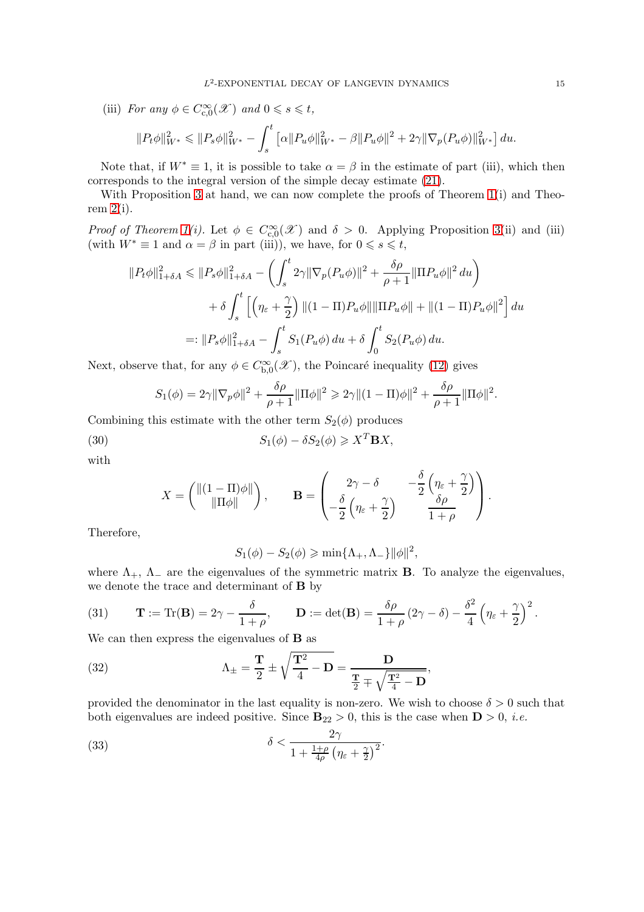(iii) *For any* $\phi \in C^\infty_{c,0}(\mathscr{X})$ *and* $0 \leqslant s \leqslant t$,

$$\|P_t\phi\|^2_{W^*} \leqslant \|P_s\phi\|^2_{W^*} - \int_s^t \left[\alpha\|P_u\phi\|^2_{W^*} - \beta\|P_u\phi\|^2 + 2\gamma\|\nabla_p(P_u\phi)\|^2_{W^*}\right] du.$$

Note that, if $W^* \equiv 1$, it is possible to take $\alpha = \beta$ in the estimate of part (iii), which then corresponds to the integral version of the simple decay estimate (21).

With Proposition 3 at hand, we can now complete the proofs of Theorem 1(i) and Theorem 2(i).

*Proof of Theorem 1(i).* Let $\phi \in C^\infty_{c,0}(\mathscr{X})$ and $\delta > 0$. Applying Proposition 3(ii) and (iii) (with $W^* \equiv 1$ and $\alpha = \beta$ in part (iii)), we have, for $0 \leqslant s \leqslant t$,

$$\begin{aligned}
\|P_t\phi\|^2_{1+\delta A} &\leqslant \|P_s\phi\|^2_{1+\delta A} - \left(\int_s^t 2\gamma\|\nabla_p(P_u\phi)\|^2 + \frac{\delta\rho}{\rho+1}\|\Pi P_u\phi\|^2\, du\right) \\
&\quad + \delta\int_s^t \left[\left(\eta_\varepsilon + \frac{\gamma}{2}\right)\|(1-\Pi)P_u\phi\|\|\Pi P_u\phi\| + \|(1-\Pi)P_u\phi\|^2\right] du \\
&=: \|P_s\phi\|^2_{1+\delta A} - \int_s^t S_1(P_u\phi)\, du + \delta\int_0^t S_2(P_u\phi)\, du.
\end{aligned}$$

Next, observe that, for any $\phi \in C^\infty_{b,0}(\mathscr{X})$, the Poincaré inequality (12) gives

$$S_1(\phi) = 2\gamma\|\nabla_p\phi\|^2 + \frac{\delta\rho}{\rho+1}\|\Pi\phi\|^2 \geqslant 2\gamma\|(1-\Pi)\phi\|^2 + \frac{\delta\rho}{\rho+1}\|\Pi\phi\|^2.$$

Combining this estimate with the other term $S_2(\phi)$ produces

$$S_1(\phi) - \delta S_2(\phi) \geqslant X^T\mathbf{B}X, \tag{30}$$

with

$$X = \begin{pmatrix} \|(1-\Pi)\phi\| \\ \|\Pi\phi\| \end{pmatrix}, \qquad \mathbf{B} = \begin{pmatrix} 2\gamma - \delta & -\dfrac{\delta}{2}\left(\eta_\varepsilon + \dfrac{\gamma}{2}\right) \\ -\dfrac{\delta}{2}\left(\eta_\varepsilon + \dfrac{\gamma}{2}\right) & \dfrac{\delta\rho}{1+\rho} \end{pmatrix}.$$

Therefore,

$$S_1(\phi) - S_2(\phi) \geqslant \min\{\Lambda_+, \Lambda_-\}\|\phi\|^2,$$

where $\Lambda_+$, $\Lambda_-$ are the eigenvalues of the symmetric matrix $\mathbf{B}$. To analyze the eigenvalues, we denote the trace and determinant of $\mathbf{B}$ by

$$\mathbf{T} := \mathrm{Tr}(\mathbf{B}) = 2\gamma - \frac{\delta}{1+\rho}, \qquad \mathbf{D} := \det(\mathbf{B}) = \frac{\delta\rho}{1+\rho}(2\gamma - \delta) - \frac{\delta^2}{4}\left(\eta_\varepsilon + \frac{\gamma}{2}\right)^2. \tag{31}$$

We can then express the eigenvalues of $\mathbf{B}$ as

$$\Lambda_\pm = \frac{\mathbf{T}}{2} \pm \sqrt{\frac{\mathbf{T}^2}{4} - \mathbf{D}} = \frac{\mathbf{D}}{\frac{\mathbf{T}}{2} \mp \sqrt{\frac{\mathbf{T}^2}{4} - \mathbf{D}}}, \tag{32}$$

provided the denominator in the last equality is non-zero. We wish to choose $\delta > 0$ such that both eigenvalues are indeed positive. Since $\mathbf{B}_{22} > 0$, this is the case when $\mathbf{D} > 0$, *i.e.*

$$\delta < \frac{2\gamma}{1 + \frac{1+\rho}{4\rho}\left(\eta_\varepsilon + \frac{\gamma}{2}\right)^2}. \tag{33}$$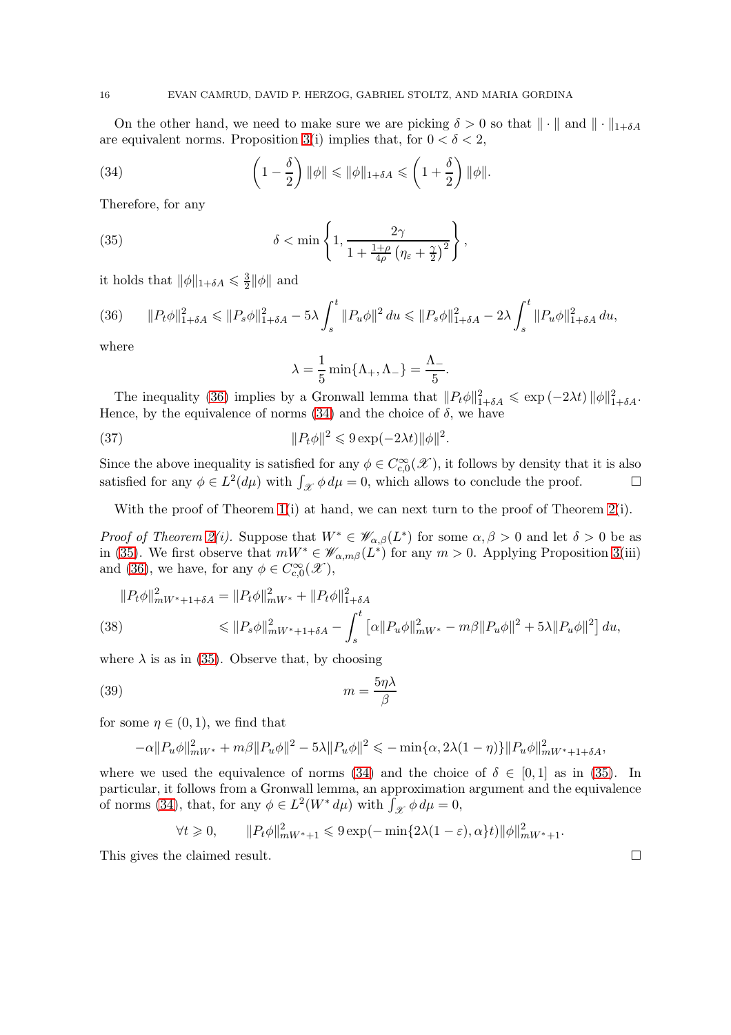On the other hand, we need to make sure we are picking $\delta > 0$ so that $\| \cdot \|$ and $\| \cdot \|_{1+\delta A}$ are equivalent norms. Proposition 3(i) implies that, for $0 < \delta < 2$,

$$\left(1 - \frac{\delta}{2}\right) \|\phi\| \leqslant \|\phi\|_{1+\delta A} \leqslant \left(1 + \frac{\delta}{2}\right) \|\phi\|. \tag{34}$$

Therefore, for any

$$\delta < \min\left\{1, \frac{2\gamma}{1 + \frac{1+\rho}{4\rho}\left(\eta_\varepsilon + \frac{\gamma}{2}\right)^2}\right\}, \tag{35}$$

it holds that $\|\phi\|_{1+\delta A} \leqslant \frac{3}{2}\|\phi\|$ and

$$\|P_t\phi\|_{1+\delta A}^2 \leqslant \|P_s\phi\|_{1+\delta A}^2 - 5\lambda \int_s^t \|P_u\phi\|^2 \, du \leqslant \|P_s\phi\|_{1+\delta A}^2 - 2\lambda \int_s^t \|P_u\phi\|_{1+\delta A}^2 \, du, \tag{36}$$

where

$$\lambda = \frac{1}{5}\min\{\Lambda_+, \Lambda_-\} = \frac{\Lambda_-}{5}.$$

The inequality (36) implies by a Gronwall lemma that $\|P_t\phi\|_{1+\delta A}^2 \leqslant \exp(-2\lambda t) \|\phi\|_{1+\delta A}^2$. Hence, by the equivalence of norms (34) and the choice of $\delta$, we have

$$\|P_t\phi\|^2 \leqslant 9\exp(-2\lambda t)\|\phi\|^2. \tag{37}$$

Since the above inequality is satisfied for any $\phi \in C_{c,0}^\infty(\mathscr{X})$, it follows by density that it is also satisfied for any $\phi \in L^2(d\mu)$ with $\int_{\mathscr{X}} \phi \, d\mu = 0$, which allows to conclude the proof. $\square$

With the proof of Theorem 1(i) at hand, we can next turn to the proof of Theorem 2(i).

*Proof of Theorem 2(i).* Suppose that $W^* \in \mathscr{W}_{\alpha,\beta}(L^*)$ for some $\alpha, \beta > 0$ and let $\delta > 0$ be as in (35). We first observe that $mW^* \in \mathscr{W}_{\alpha,m\beta}(L^*)$ for any $m > 0$. Applying Proposition 3(iii) and (36), we have, for any $\phi \in C_{c,0}^\infty(\mathscr{X})$,

$$\begin{aligned} \|P_t\phi\|_{mW^*+1+\delta A}^2 &= \|P_t\phi\|_{mW^*}^2 + \|P_t\phi\|_{1+\delta A}^2 \\ &\leqslant \|P_s\phi\|_{mW^*+1+\delta A}^2 - \int_s^t \left[\alpha\|P_u\phi\|_{mW^*}^2 - m\beta\|P_u\phi\|^2 + 5\lambda\|P_u\phi\|^2\right] du, \end{aligned} \tag{38}$$

where $\lambda$ is as in (35). Observe that, by choosing

$$m = \frac{5\eta\lambda}{\beta} \tag{39}$$

for some $\eta \in (0,1)$, we find that

$$-\alpha\|P_u\phi\|_{mW^*}^2 + m\beta\|P_u\phi\|^2 - 5\lambda\|P_u\phi\|^2 \leqslant -\min\{\alpha, 2\lambda(1-\eta)\}\|P_u\phi\|_{mW^*+1+\delta A}^2,$$

where we used the equivalence of norms (34) and the choice of $\delta \in [0,1]$ as in (35). In particular, it follows from a Gronwall lemma, an approximation argument and the equivalence of norms (34), that, for any $\phi \in L^2(W^* \, d\mu)$ with $\int_{\mathscr{X}} \phi \, d\mu = 0$,

$$\forall t \geqslant 0, \qquad \|P_t\phi\|_{mW^*+1}^2 \leqslant 9\exp(-\min\{2\lambda(1-\varepsilon), \alpha\}t)\|\phi\|_{mW^*+1}^2.$$

This gives the claimed result. $\square$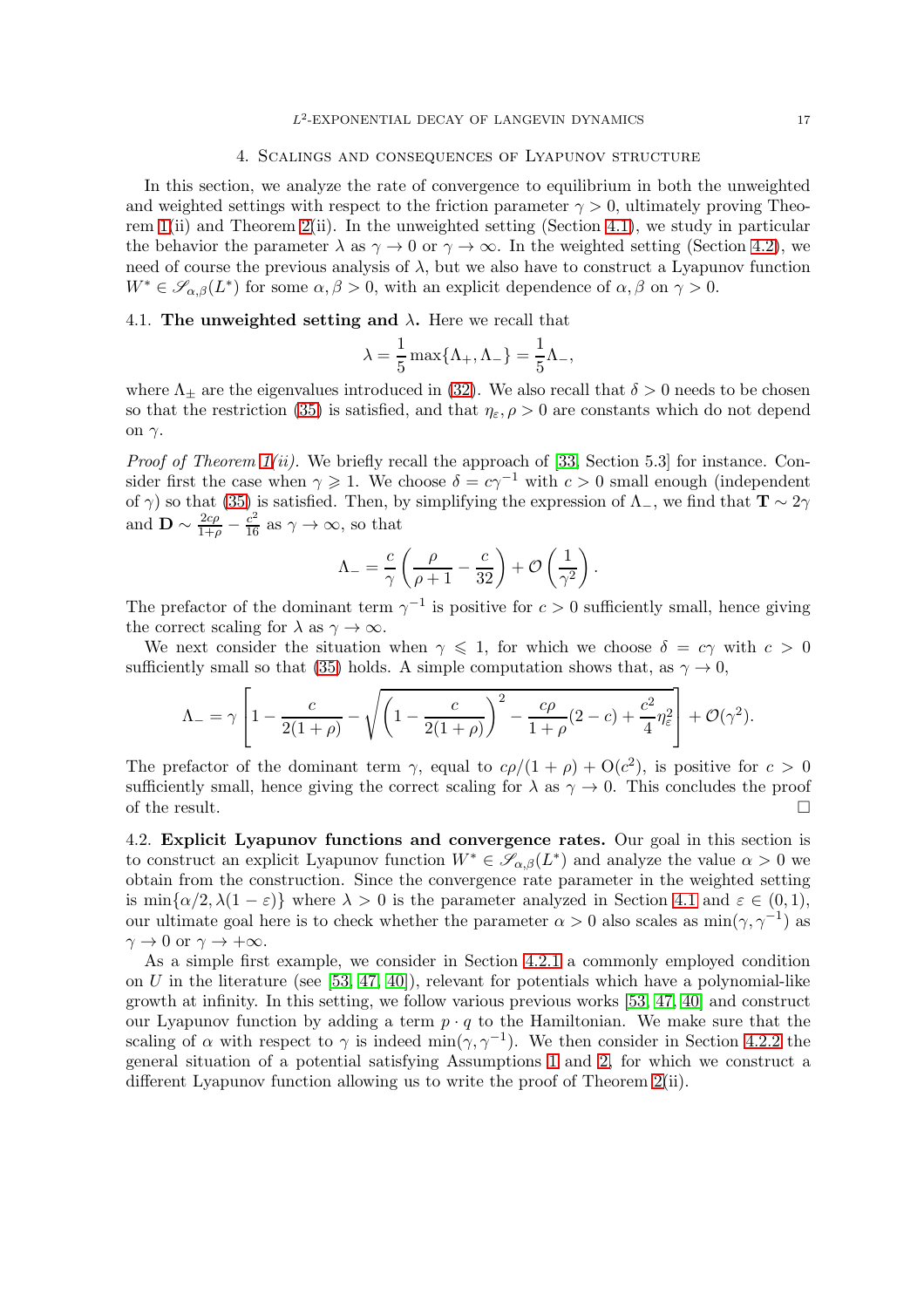## 4. Scalings and consequences of Lyapunov structure

In this section, we analyze the rate of convergence to equilibrium in both the unweighted and weighted settings with respect to the friction parameter $\gamma > 0$, ultimately proving Theorem 1(ii) and Theorem 2(ii). In the unweighted setting (Section 4.1), we study in particular the behavior the parameter $\lambda$ as $\gamma \to 0$ or $\gamma \to \infty$. In the weighted setting (Section 4.2), we need of course the previous analysis of $\lambda$, but we also have to construct a Lyapunov function $W^* \in \mathscr{S}_{\alpha,\beta}(L^*)$ for some $\alpha, \beta > 0$, with an explicit dependence of $\alpha, \beta$ on $\gamma > 0$.

### 4.1. The unweighted setting and $\lambda$.

Here we recall that

$$\lambda = \frac{1}{5}\max\{\Lambda_+, \Lambda_-\} = \frac{1}{5}\Lambda_-,$$

where $\Lambda_\pm$ are the eigenvalues introduced in (32). We also recall that $\delta > 0$ needs to be chosen so that the restriction (35) is satisfied, and that $\eta_\varepsilon, \rho > 0$ are constants which do not depend on $\gamma$.

*Proof of Theorem 1(ii).* We briefly recall the approach of [33, Section 5.3] for instance. Consider first the case when $\gamma \geqslant 1$. We choose $\delta = c\gamma^{-1}$ with $c > 0$ small enough (independent of $\gamma$) so that (35) is satisfied. Then, by simplifying the expression of $\Lambda_-$, we find that $\mathbf{T} \sim 2\gamma$ and $\mathbf{D} \sim \frac{2c\rho}{1+\rho} - \frac{c^2}{16}$ as $\gamma \to \infty$, so that

$$\Lambda_- = \frac{c}{\gamma}\left(\frac{\rho}{\rho+1} - \frac{c}{32}\right) + \mathcal{O}\left(\frac{1}{\gamma^2}\right).$$

The prefactor of the dominant term $\gamma^{-1}$ is positive for $c > 0$ sufficiently small, hence giving the correct scaling for $\lambda$ as $\gamma \to \infty$.

We next consider the situation when $\gamma \leqslant 1$, for which we choose $\delta = c\gamma$ with $c > 0$ sufficiently small so that (35) holds. A simple computation shows that, as $\gamma \to 0$,

$$\Lambda_- = \gamma\left[1 - \frac{c}{2(1+\rho)} - \sqrt{\left(1 - \frac{c}{2(1+\rho)}\right)^2 - \frac{c\rho}{1+\rho}(2-c) + \frac{c^2}{4}\eta_\varepsilon^2}\right] + \mathcal{O}(\gamma^2).$$

The prefactor of the dominant term $\gamma$, equal to $c\rho/(1+\rho) + \mathrm{O}(c^2)$, is positive for $c > 0$ sufficiently small, hence giving the correct scaling for $\lambda$ as $\gamma \to 0$. This concludes the proof of the result. $\square$

### 4.2. Explicit Lyapunov functions and convergence rates.

Our goal in this section is to construct an explicit Lyapunov function $W^* \in \mathscr{S}_{\alpha,\beta}(L^*)$ and analyze the value $\alpha > 0$ we obtain from the construction. Since the convergence rate parameter in the weighted setting is $\min\{\alpha/2, \lambda(1-\varepsilon)\}$ where $\lambda > 0$ is the parameter analyzed in Section 4.1 and $\varepsilon \in (0,1)$, our ultimate goal here is to check whether the parameter $\alpha > 0$ also scales as $\min(\gamma, \gamma^{-1})$ as $\gamma \to 0$ or $\gamma \to +\infty$.

As a simple first example, we consider in Section 4.2.1 a commonly employed condition on $U$ in the literature (see [53, 47, 40]), relevant for potentials which have a polynomial-like growth at infinity. In this setting, we follow various previous works [53, 47, 40] and construct our Lyapunov function by adding a term $p \cdot q$ to the Hamiltonian. We make sure that the scaling of $\alpha$ with respect to $\gamma$ is indeed $\min(\gamma, \gamma^{-1})$. We then consider in Section 4.2.2 the general situation of a potential satisfying Assumptions 1 and 2, for which we construct a different Lyapunov function allowing us to write the proof of Theorem 2(ii).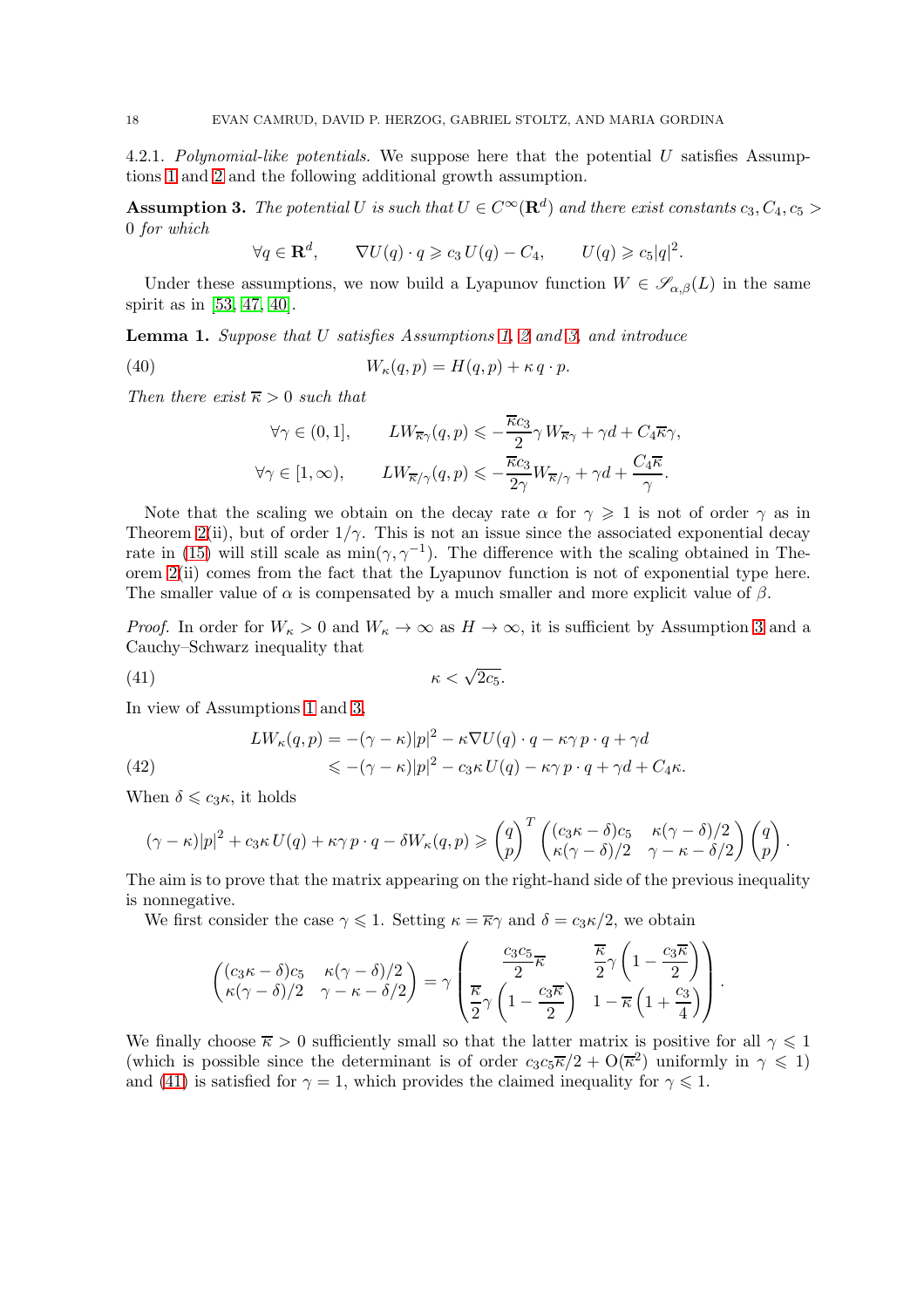4.2.1. *Polynomial-like potentials.* We suppose here that the potential $U$ satisfies Assumptions 1 and 2 and the following additional growth assumption.

**Assumption 3.** *The potential $U$ is such that $U \in C^\infty(\mathbf{R}^d)$ and there exist constants $c_3, C_4, c_5 > 0$ for which*

$$\forall q \in \mathbf{R}^d, \qquad \nabla U(q) \cdot q \geqslant c_3\, U(q) - C_4, \qquad U(q) \geqslant c_5 |q|^2.$$

Under these assumptions, we now build a Lyapunov function $W \in \mathscr{S}_{\alpha,\beta}(L)$ in the same spirit as in [53, 47, 40].

**Lemma 1.** *Suppose that $U$ satisfies Assumptions 1, 2 and 3, and introduce*

$$W_\kappa(q,p) = H(q,p) + \kappa\, q \cdot p. \tag{40}$$

*Then there exist $\overline{\kappa} > 0$ such that*

$$\forall \gamma \in (0,1], \qquad LW_{\overline{\kappa}\gamma}(q,p) \leqslant -\frac{\overline{\kappa} c_3}{2} \gamma\, W_{\overline{\kappa}\gamma} + \gamma d + C_4 \overline{\kappa} \gamma,$$

$$\forall \gamma \in [1,\infty), \qquad LW_{\overline{\kappa}/\gamma}(q,p) \leqslant -\frac{\overline{\kappa} c_3}{2\gamma} W_{\overline{\kappa}/\gamma} + \gamma d + \frac{C_4 \overline{\kappa}}{\gamma}.$$

Note that the scaling we obtain on the decay rate $\alpha$ for $\gamma \geqslant 1$ is not of order $\gamma$ as in Theorem 2(ii), but of order $1/\gamma$. This is not an issue since the associated exponential decay rate in (15) will still scale as $\min(\gamma, \gamma^{-1})$. The difference with the scaling obtained in Theorem 2(ii) comes from the fact that the Lyapunov function is not of exponential type here. The smaller value of $\alpha$ is compensated by a much smaller and more explicit value of $\beta$.

*Proof.* In order for $W_\kappa > 0$ and $W_\kappa \to \infty$ as $H \to \infty$, it is sufficient by Assumption 3 and a Cauchy–Schwarz inequality that

$$\kappa < \sqrt{2c_5}. \tag{41}$$

In view of Assumptions 1 and 3,

$$\begin{aligned} LW_\kappa(q,p) &= -(\gamma - \kappa)|p|^2 - \kappa \nabla U(q) \cdot q - \kappa\gamma\, p \cdot q + \gamma d \\ &\leqslant -(\gamma - \kappa)|p|^2 - c_3 \kappa\, U(q) - \kappa\gamma\, p \cdot q + \gamma d + C_4 \kappa. \end{aligned} \tag{42}$$

When $\delta \leqslant c_3 \kappa$, it holds

$$(\gamma - \kappa)|p|^2 + c_3 \kappa\, U(q) + \kappa\gamma\, p \cdot q - \delta W_\kappa(q,p) \geqslant \begin{pmatrix} q \\ p \end{pmatrix}^T \begin{pmatrix} (c_3\kappa - \delta)c_5 & \kappa(\gamma - \delta)/2 \\ \kappa(\gamma-\delta)/2 & \gamma - \kappa - \delta/2 \end{pmatrix} \begin{pmatrix} q \\ p \end{pmatrix}.$$

The aim is to prove that the matrix appearing on the right-hand side of the previous inequality is nonnegative.

We first consider the case $\gamma \leqslant 1$. Setting $\kappa = \overline{\kappa}\gamma$ and $\delta = c_3\kappa/2$, we obtain

$$\begin{pmatrix} (c_3\kappa - \delta)c_5 & \kappa(\gamma - \delta)/2 \\ \kappa(\gamma-\delta)/2 & \gamma - \kappa - \delta/2 \end{pmatrix} = \gamma \begin{pmatrix} \dfrac{c_3 c_5}{2}\overline{\kappa} & \dfrac{\overline{\kappa}}{2}\gamma\left(1 - \dfrac{c_3\overline{\kappa}}{2}\right) \\ \dfrac{\overline{\kappa}}{2}\gamma\left(1 - \dfrac{c_3\overline{\kappa}}{2}\right) & 1 - \overline{\kappa}\left(1 + \dfrac{c_3}{4}\right) \end{pmatrix}.$$

We finally choose $\overline{\kappa} > 0$ sufficiently small so that the latter matrix is positive for all $\gamma \leqslant 1$ (which is possible since the determinant is of order $c_3 c_5 \overline{\kappa}/2 + \mathrm{O}(\overline{\kappa}^2)$ uniformly in $\gamma \leqslant 1$) and (41) is satisfied for $\gamma = 1$, which provides the claimed inequality for $\gamma \leqslant 1$.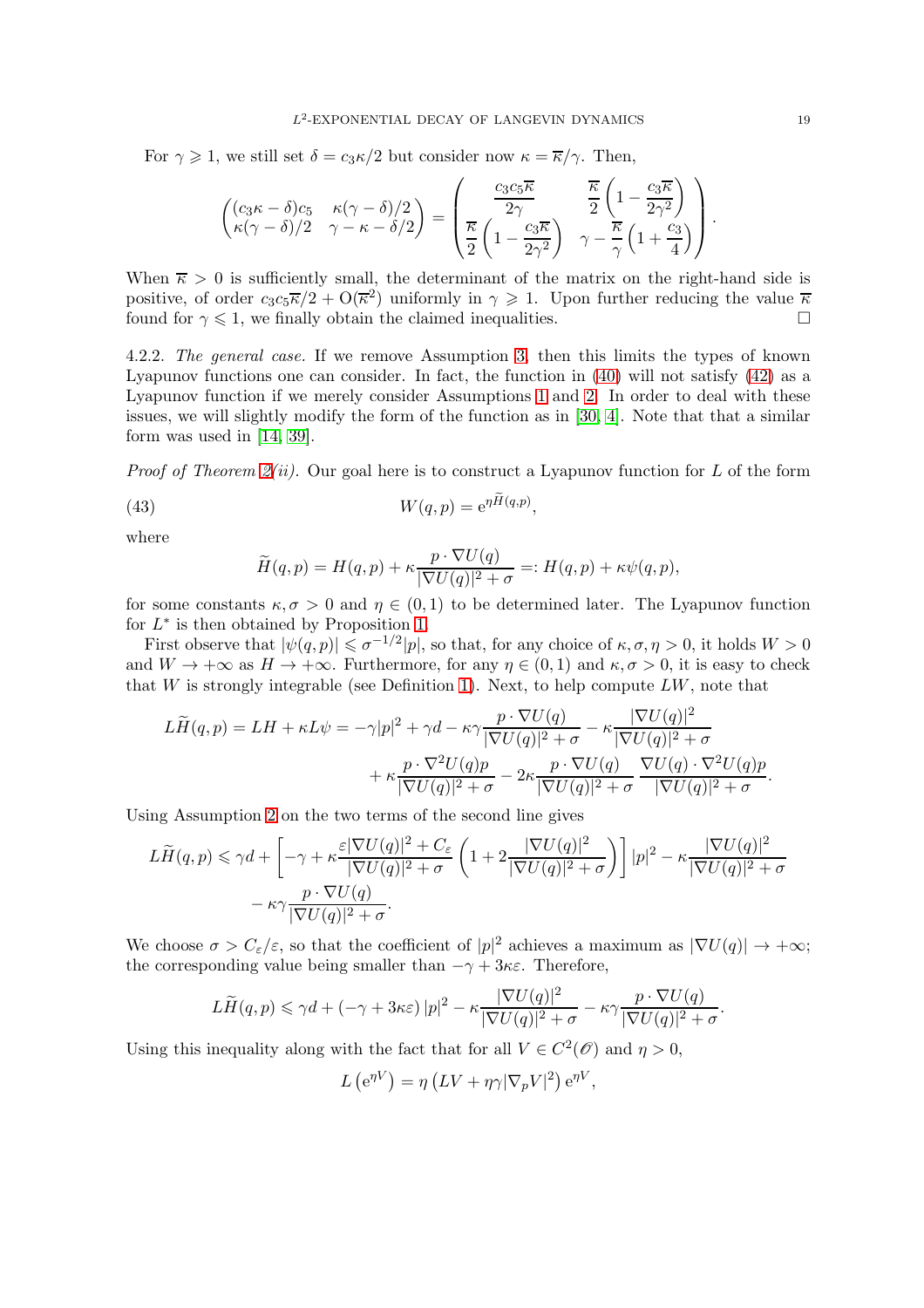For $\gamma \geqslant 1$, we still set $\delta = c_3\kappa/2$ but consider now $\kappa = \overline{\kappa}/\gamma$. Then,

$$\begin{pmatrix} (c_3\kappa - \delta)c_5 & \kappa(\gamma-\delta)/2 \\ \kappa(\gamma-\delta)/2 & \gamma - \kappa - \delta/2 \end{pmatrix} = \begin{pmatrix} \dfrac{c_3 c_5 \overline{\kappa}}{2\gamma} & \dfrac{\overline{\kappa}}{2}\left(1 - \dfrac{c_3\overline{\kappa}}{2\gamma^2}\right) \\ \dfrac{\overline{\kappa}}{2}\left(1 - \dfrac{c_3\overline{\kappa}}{2\gamma^2}\right) & \gamma - \dfrac{\overline{\kappa}}{\gamma}\left(1 + \dfrac{c_3}{4}\right) \end{pmatrix}.$$

When $\overline{\kappa} > 0$ is sufficiently small, the determinant of the matrix on the right-hand side is positive, of order $c_3 c_5 \overline{\kappa}/2 + \mathrm{O}(\overline{\kappa}^2)$ uniformly in $\gamma \geqslant 1$. Upon further reducing the value $\overline{\kappa}$ found for $\gamma \leqslant 1$, we finally obtain the claimed inequalities. □

4.2.2. *The general case.* If we remove Assumption 3, then this limits the types of known Lyapunov functions one can consider. In fact, the function in (40) will not satisfy (42) as a Lyapunov function if we merely consider Assumptions 1 and 2. In order to deal with these issues, we will slightly modify the form of the function as in [30, 4]. Note that that a similar form was used in [14, 39].

*Proof of Theorem 2(ii).* Our goal here is to construct a Lyapunov function for $L$ of the form

$$W(q,p) = \mathrm{e}^{\eta \widetilde{H}(q,p)}, \tag{43}$$

where

$$\widetilde{H}(q,p) = H(q,p) + \kappa \frac{p \cdot \nabla U(q)}{|\nabla U(q)|^2 + \sigma} =: H(q,p) + \kappa \psi(q,p),$$

for some constants $\kappa, \sigma > 0$ and $\eta \in (0,1)$ to be determined later. The Lyapunov function for $L^*$ is then obtained by Proposition 1.

First observe that $|\psi(q,p)| \leqslant \sigma^{-1/2}|p|$, so that, for any choice of $\kappa, \sigma, \eta > 0$, it holds $W > 0$ and $W \to +\infty$ as $H \to +\infty$. Furthermore, for any $\eta \in (0,1)$ and $\kappa, \sigma > 0$, it is easy to check that $W$ is strongly integrable (see Definition 1). Next, to help compute $LW$, note that

$$\begin{aligned} L\widetilde{H}(q,p) = LH + \kappa L\psi = -\gamma|p|^2 + \gamma d - \kappa\gamma \frac{p \cdot \nabla U(q)}{|\nabla U(q)|^2 + \sigma} - \kappa \frac{|\nabla U(q)|^2}{|\nabla U(q)|^2 + \sigma} \\ + \kappa \frac{p \cdot \nabla^2 U(q) p}{|\nabla U(q)|^2 + \sigma} - 2\kappa \frac{p \cdot \nabla U(q)}{|\nabla U(q)|^2 + \sigma} \frac{\nabla U(q) \cdot \nabla^2 U(q) p}{|\nabla U(q)|^2 + \sigma}. \end{aligned}$$

Using Assumption 2 on the two terms of the second line gives

$$\begin{aligned} L\widetilde{H}(q,p) \leqslant \gamma d + \left[ -\gamma + \kappa \frac{\varepsilon |\nabla U(q)|^2 + C_\varepsilon}{|\nabla U(q)|^2 + \sigma} \left( 1 + 2\frac{|\nabla U(q)|^2}{|\nabla U(q)|^2 + \sigma} \right) \right] |p|^2 - \kappa \frac{|\nabla U(q)|^2}{|\nabla U(q)|^2 + \sigma} \\ - \kappa\gamma \frac{p \cdot \nabla U(q)}{|\nabla U(q)|^2 + \sigma}. \end{aligned}$$

We choose $\sigma > C_\varepsilon/\varepsilon$, so that the coefficient of $|p|^2$ achieves a maximum as $|\nabla U(q)| \to +\infty$; the corresponding value being smaller than $-\gamma + 3\kappa\varepsilon$. Therefore,

$$L\widetilde{H}(q,p) \leqslant \gamma d + (-\gamma + 3\kappa\varepsilon)|p|^2 - \kappa \frac{|\nabla U(q)|^2}{|\nabla U(q)|^2 + \sigma} - \kappa\gamma \frac{p \cdot \nabla U(q)}{|\nabla U(q)|^2 + \sigma}.$$

Using this inequality along with the fact that for all $V \in C^2(\mathscr{O})$ and $\eta > 0$,

$$L\left(\mathrm{e}^{\eta V}\right) = \eta \left( LV + \eta\gamma |\nabla_p V|^2 \right) \mathrm{e}^{\eta V},$$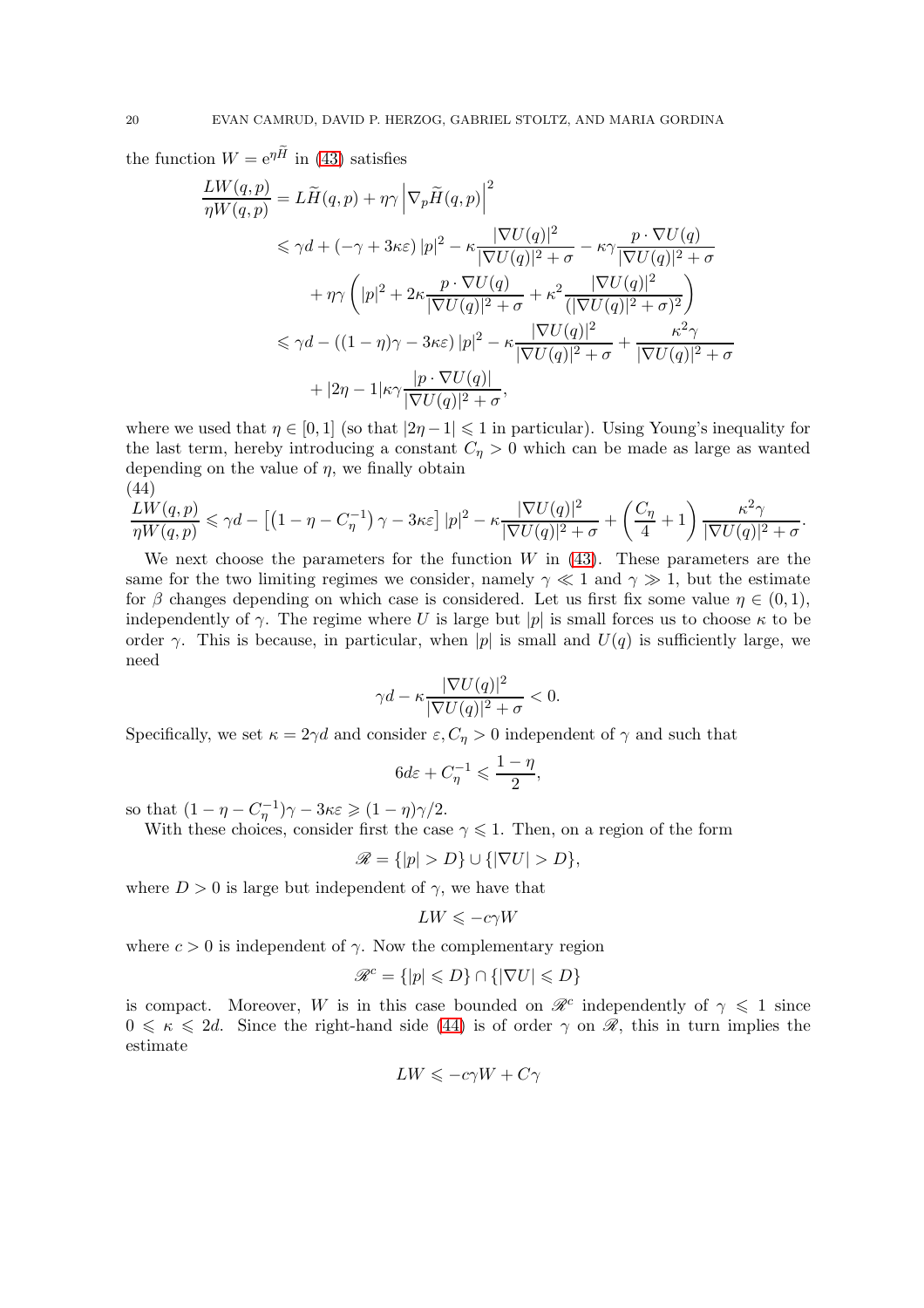the function $W = \mathrm{e}^{\eta \widetilde{H}}$ in (43) satisfies

$$
\begin{aligned}
\frac{LW(q,p)}{\eta W(q,p)} &= L\widetilde{H}(q,p) + \eta\gamma \left|\nabla_p \widetilde{H}(q,p)\right|^2 \\
&\leqslant \gamma d + (-\gamma + 3\kappa\varepsilon)\,|p|^2 - \kappa\frac{|\nabla U(q)|^2}{|\nabla U(q)|^2+\sigma} - \kappa\gamma\frac{p\cdot\nabla U(q)}{|\nabla U(q)|^2+\sigma} \\
&\quad + \eta\gamma\left(|p|^2 + 2\kappa\frac{p\cdot\nabla U(q)}{|\nabla U(q)|^2+\sigma} + \kappa^2\frac{|\nabla U(q)|^2}{(|\nabla U(q)|^2+\sigma)^2}\right) \\
&\leqslant \gamma d - ((1-\eta)\gamma - 3\kappa\varepsilon)\,|p|^2 - \kappa\frac{|\nabla U(q)|^2}{|\nabla U(q)|^2+\sigma} + \frac{\kappa^2\gamma}{|\nabla U(q)|^2+\sigma} \\
&\quad + |2\eta-1|\kappa\gamma\frac{|p\cdot\nabla U(q)|}{|\nabla U(q)|^2+\sigma},
\end{aligned}
$$

where we used that $\eta \in [0,1]$ (so that $|2\eta - 1| \leqslant 1$ in particular). Using Young's inequality for the last term, hereby introducing a constant $C_\eta > 0$ which can be made as large as wanted depending on the value of $\eta$, we finally obtain

(44)
$$
\frac{LW(q,p)}{\eta W(q,p)} \leqslant \gamma d - \left[\left(1-\eta-C_\eta^{-1}\right)\gamma - 3\kappa\varepsilon\right]|p|^2 - \kappa\frac{|\nabla U(q)|^2}{|\nabla U(q)|^2+\sigma} + \left(\frac{C_\eta}{4}+1\right)\frac{\kappa^2\gamma}{|\nabla U(q)|^2+\sigma}.
$$

We next choose the parameters for the function $W$ in (43). These parameters are the same for the two limiting regimes we consider, namely $\gamma \ll 1$ and $\gamma \gg 1$, but the estimate for $\beta$ changes depending on which case is considered. Let us first fix some value $\eta \in (0,1)$, independently of $\gamma$. The regime where $U$ is large but $|p|$ is small forces us to choose $\kappa$ to be order $\gamma$. This is because, in particular, when $|p|$ is small and $U(q)$ is sufficiently large, we need

$$
\gamma d - \kappa\frac{|\nabla U(q)|^2}{|\nabla U(q)|^2+\sigma} < 0.
$$

Specifically, we set $\kappa = 2\gamma d$ and consider $\varepsilon, C_\eta > 0$ independent of $\gamma$ and such that

$$
6d\varepsilon + C_\eta^{-1} \leqslant \frac{1-\eta}{2},
$$

so that $(1-\eta-C_\eta^{-1})\gamma - 3\kappa\varepsilon \geqslant (1-\eta)\gamma/2$.

With these choices, consider first the case $\gamma \leqslant 1$. Then, on a region of the form

$$
\mathscr{R} = \{|p| > D\} \cup \{|\nabla U| > D\},
$$

where $D > 0$ is large but independent of $\gamma$, we have that

$$
LW \leqslant -c\gamma W
$$

where $c > 0$ is independent of $\gamma$. Now the complementary region

$$
\mathscr{R}^c = \{|p| \leqslant D\} \cap \{|\nabla U| \leqslant D\}
$$

is compact. Moreover, $W$ is in this case bounded on $\mathscr{R}^c$ independently of $\gamma \leqslant 1$ since $0 \leqslant \kappa \leqslant 2d$. Since the right-hand side (44) is of order $\gamma$ on $\mathscr{R}$, this in turn implies the estimate

$$
LW \leqslant -c\gamma W + C\gamma
$$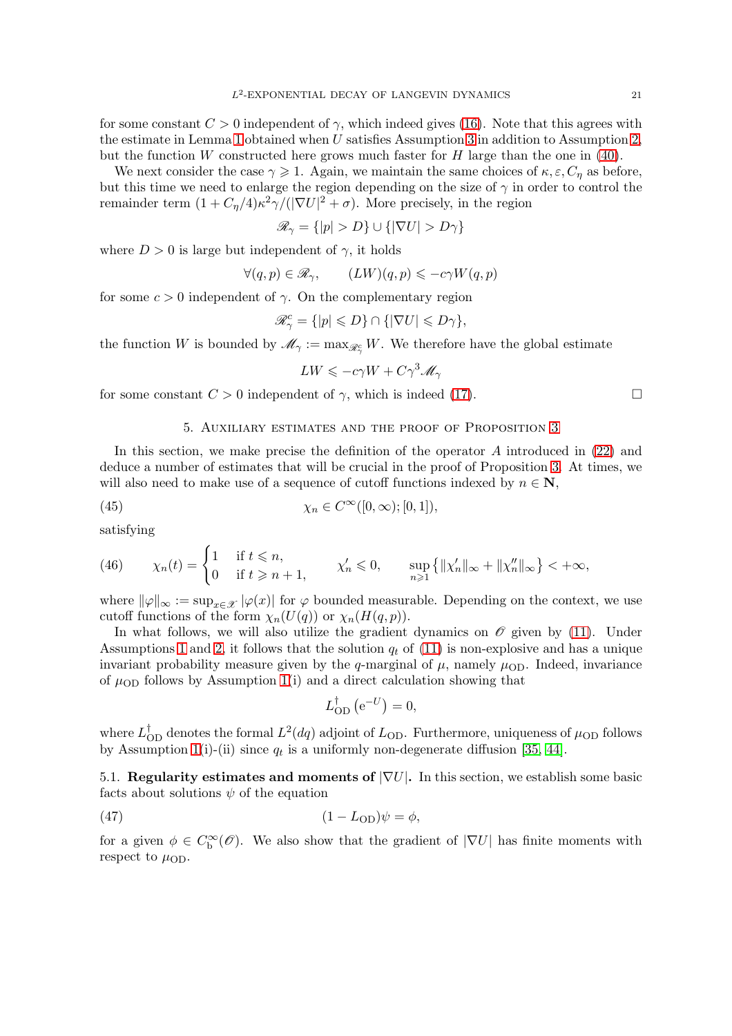for some constant $C > 0$ independent of $\gamma$, which indeed gives (16). Note that this agrees with the estimate in Lemma 1 obtained when $U$ satisfies Assumption 3 in addition to Assumption 2, but the function $W$ constructed here grows much faster for $H$ large than the one in (40).

We next consider the case $\gamma \geqslant 1$. Again, we maintain the same choices of $\kappa, \varepsilon, C_\eta$ as before, but this time we need to enlarge the region depending on the size of $\gamma$ in order to control the remainder term $(1 + C_\eta/4)\kappa^2\gamma/(|\nabla U|^2 + \sigma)$. More precisely, in the region

$$\mathscr{R}_\gamma = \{|p| > D\} \cup \{|\nabla U| > D\gamma\}$$

where $D > 0$ is large but independent of $\gamma$, it holds

$$\forall (q,p) \in \mathscr{R}_\gamma, \qquad (LW)(q,p) \leqslant -c\gamma W(q,p)$$

for some $c > 0$ independent of $\gamma$. On the complementary region

$$\mathscr{R}_\gamma^c = \{|p| \leqslant D\} \cap \{|\nabla U| \leqslant D\gamma\},$$

the function $W$ is bounded by $\mathscr{M}_\gamma := \max_{\mathscr{R}_\gamma^c} W$. We therefore have the global estimate

$$LW \leqslant -c\gamma W + C\gamma^3 \mathscr{M}_\gamma$$

for some constant $C > 0$ independent of $\gamma$, which is indeed (17). $\square$

## 5. Auxiliary estimates and the proof of Proposition 3

In this section, we make precise the definition of the operator $A$ introduced in (22) and deduce a number of estimates that will be crucial in the proof of Proposition 3. At times, we will also need to make use of a sequence of cutoff functions indexed by $n \in \mathbf{N}$,

$$\chi_n \in C^\infty([0,\infty); [0,1]), \tag{45}$$

satisfying

$$\chi_n(t) = \begin{cases} 1 & \text{if } t \leqslant n, \\ 0 & \text{if } t \geqslant n+1, \end{cases} \qquad \chi_n' \leqslant 0, \qquad \sup_{n \geqslant 1} \left\{ \|\chi_n'\|_\infty + \|\chi_n''\|_\infty \right\} < +\infty, \tag{46}$$

where $\|\varphi\|_\infty := \sup_{x \in \mathscr{X}} |\varphi(x)|$ for $\varphi$ bounded measurable. Depending on the context, we use cutoff functions of the form $\chi_n(U(q))$ or $\chi_n(H(q,p))$.

In what follows, we will also utilize the gradient dynamics on $\mathscr{O}$ given by (11). Under Assumptions 1 and 2, it follows that the solution $q_t$ of (11) is non-explosive and has a unique invariant probability measure given by the $q$-marginal of $\mu$, namely $\mu_{\mathrm{OD}}$. Indeed, invariance of $\mu_{\mathrm{OD}}$ follows by Assumption 1(i) and a direct calculation showing that

$$L_{\mathrm{OD}}^\dagger \left( \mathrm{e}^{-U} \right) = 0,$$

where $L_{\mathrm{OD}}^\dagger$ denotes the formal $L^2(dq)$ adjoint of $L_{\mathrm{OD}}$. Furthermore, uniqueness of $\mu_{\mathrm{OD}}$ follows by Assumption 1(i)-(ii) since $q_t$ is a uniformly non-degenerate diffusion [35, 44].

### 5.1. Regularity estimates and moments of $|\nabla U|$.

In this section, we establish some basic facts about solutions $\psi$ of the equation

$$(1 - L_{\mathrm{OD}})\psi = \phi, \tag{47}$$

for a given $\phi \in C_{\mathrm{b}}^\infty(\mathscr{O})$. We also show that the gradient of $|\nabla U|$ has finite moments with respect to $\mu_{\mathrm{OD}}$.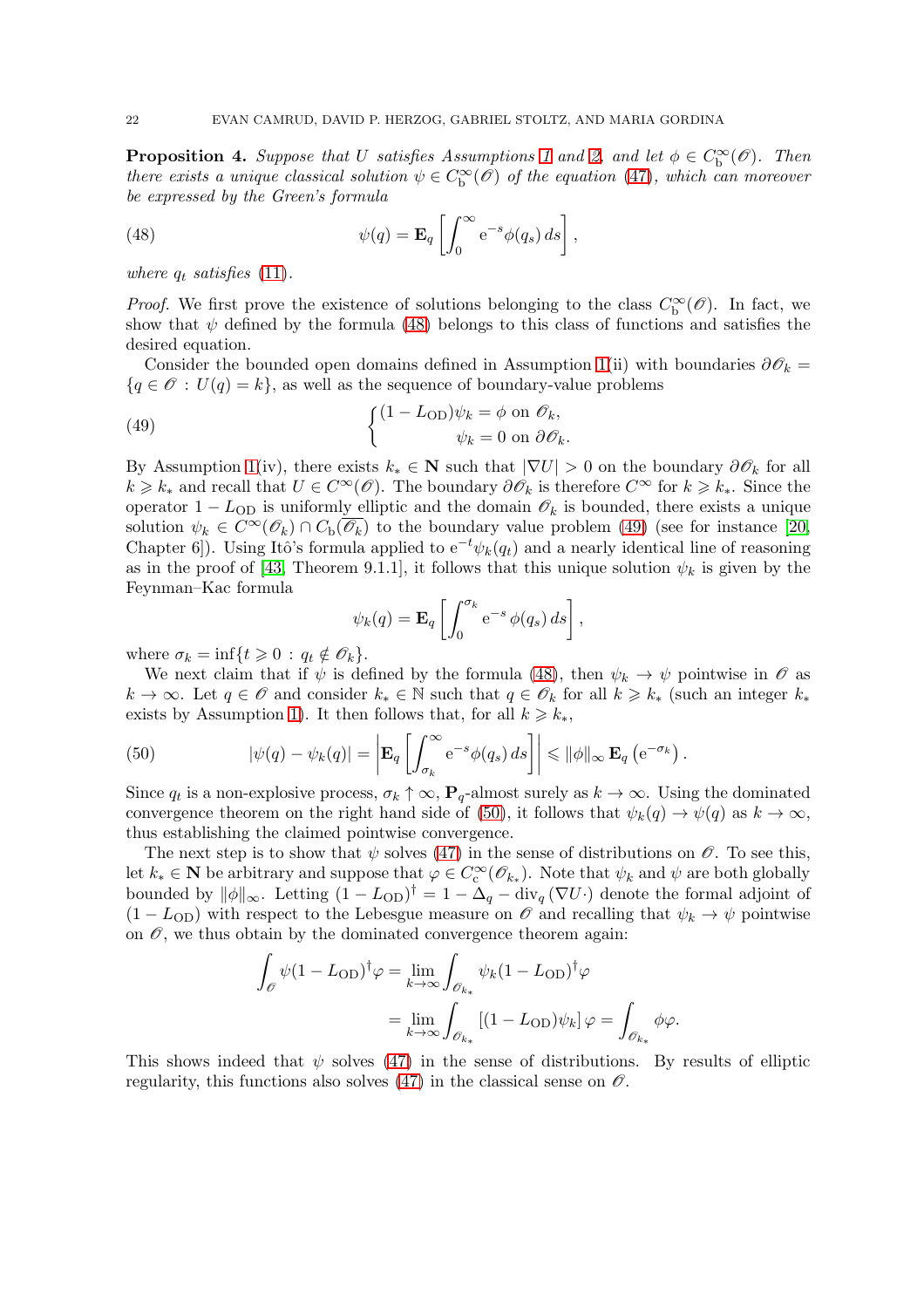**Proposition 4.** *Suppose that $U$ satisfies Assumptions 1 and 2, and let $\phi \in C_{\mathrm{b}}^{\infty}(\mathscr{O})$. Then there exists a unique classical solution $\psi \in C_{\mathrm{b}}^{\infty}(\mathscr{O})$ of the equation (47), which can moreover be expressed by the Green's formula*

$$\psi(q) = \mathbf{E}_q \left[ \int_0^\infty \mathrm{e}^{-s} \phi(q_s) \, ds \right], \tag{48}$$

*where $q_t$ satisfies (11).*

*Proof.* We first prove the existence of solutions belonging to the class $C_{\mathrm{b}}^{\infty}(\mathscr{O})$. In fact, we show that $\psi$ defined by the formula (48) belongs to this class of functions and satisfies the desired equation.

Consider the bounded open domains defined in Assumption 1(ii) with boundaries $\partial \mathscr{O}_k = \{q \in \mathscr{O} : U(q) = k\}$, as well as the sequence of boundary-value problems

$$\begin{cases} (1 - L_{\mathrm{OD}})\psi_k = \phi \text{ on } \mathscr{O}_k, \\ \qquad\qquad \psi_k = 0 \text{ on } \partial \mathscr{O}_k. \end{cases} \tag{49}$$

By Assumption 1(iv), there exists $k_* \in \mathbf{N}$ such that $|\nabla U| > 0$ on the boundary $\partial \mathscr{O}_k$ for all $k \geqslant k_*$ and recall that $U \in C^\infty(\mathscr{O})$. The boundary $\partial \mathscr{O}_k$ is therefore $C^\infty$ for $k \geqslant k_*$. Since the operator $1 - L_{\mathrm{OD}}$ is uniformly elliptic and the domain $\mathscr{O}_k$ is bounded, there exists a unique solution $\psi_k \in C^\infty(\mathscr{O}_k) \cap C_{\mathrm{b}}(\overline{\mathscr{O}_k})$ to the boundary value problem (49) (see for instance [20, Chapter 6]). Using Itô's formula applied to $\mathrm{e}^{-t}\psi_k(q_t)$ and a nearly identical line of reasoning as in the proof of [43, Theorem 9.1.1], it follows that this unique solution $\psi_k$ is given by the Feynman–Kac formula

$$\psi_k(q) = \mathbf{E}_q \left[ \int_0^{\sigma_k} \mathrm{e}^{-s} \, \phi(q_s) \, ds \right],$$

where $\sigma_k = \inf\{t \geqslant 0 : q_t \notin \mathscr{O}_k\}$.

We next claim that if $\psi$ is defined by the formula (48), then $\psi_k \to \psi$ pointwise in $\mathscr{O}$ as $k \to \infty$. Let $q \in \mathscr{O}$ and consider $k_* \in \mathbb{N}$ such that $q \in \mathscr{O}_k$ for all $k \geqslant k_*$ (such an integer $k_*$ exists by Assumption 1). It then follows that, for all $k \geqslant k_*$,

$$|\psi(q) - \psi_k(q)| = \left| \mathbf{E}_q \left[ \int_{\sigma_k}^\infty \mathrm{e}^{-s} \phi(q_s) \, ds \right] \right| \leqslant \|\phi\|_\infty \, \mathbf{E}_q \left( \mathrm{e}^{-\sigma_k} \right). \tag{50}$$

Since $q_t$ is a non-explosive process, $\sigma_k \uparrow \infty$, $\mathbf{P}_q$-almost surely as $k \to \infty$. Using the dominated convergence theorem on the right hand side of (50), it follows that $\psi_k(q) \to \psi(q)$ as $k \to \infty$, thus establishing the claimed pointwise convergence.

The next step is to show that $\psi$ solves (47) in the sense of distributions on $\mathscr{O}$. To see this, let $k_* \in \mathbf{N}$ be arbitrary and suppose that $\varphi \in C_{\mathrm{c}}^\infty(\mathscr{O}_{k_*})$. Note that $\psi_k$ and $\psi$ are both globally bounded by $\|\phi\|_\infty$. Letting $(1 - L_{\mathrm{OD}})^\dagger = 1 - \Delta_q - \mathrm{div}_q(\nabla U \cdot)$ denote the formal adjoint of $(1 - L_{\mathrm{OD}})$ with respect to the Lebesgue measure on $\mathscr{O}$ and recalling that $\psi_k \to \psi$ pointwise on $\mathscr{O}$, we thus obtain by the dominated convergence theorem again:

$$\begin{aligned} \int_{\mathscr{O}} \psi (1 - L_{\mathrm{OD}})^\dagger \varphi &= \lim_{k \to \infty} \int_{\mathscr{O}_{k_*}} \psi_k (1 - L_{\mathrm{OD}})^\dagger \varphi \\ &= \lim_{k \to \infty} \int_{\mathscr{O}_{k_*}} \left[ (1 - L_{\mathrm{OD}})\psi_k \right] \varphi = \int_{\mathscr{O}_{k_*}} \phi \varphi. \end{aligned}$$

This shows indeed that $\psi$ solves (47) in the sense of distributions. By results of elliptic regularity, this functions also solves (47) in the classical sense on $\mathscr{O}$.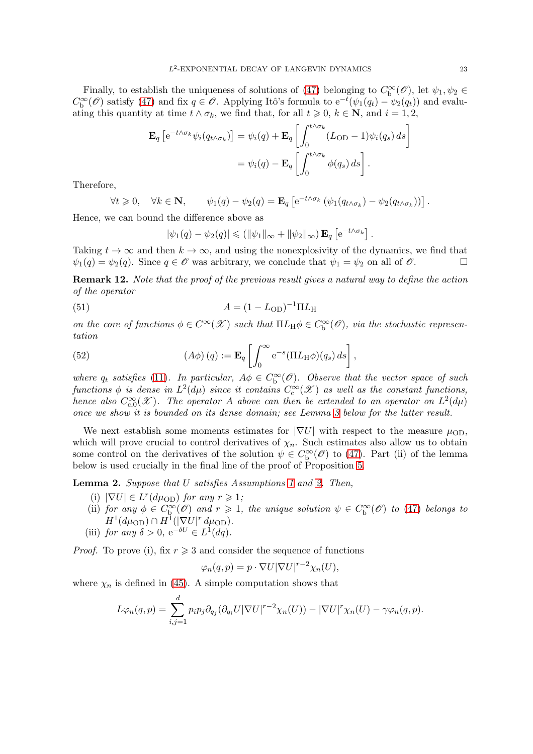Finally, to establish the uniqueness of solutions of (47) belonging to $C_{\mathrm{b}}^{\infty}(\mathscr{O})$, let $\psi_1, \psi_2 \in C_{\mathrm{b}}^{\infty}(\mathscr{O})$ satisfy (47) and fix $q \in \mathscr{O}$. Applying Itô's formula to $\mathrm{e}^{-t}(\psi_1(q_t) - \psi_2(q_t))$ and evaluating this quantity at time $t \wedge \sigma_k$, we find that, for all $t \geqslant 0$, $k \in \mathbf{N}$, and $i = 1, 2$,

$$
\begin{aligned}
\mathbf{E}_q\left[\mathrm{e}^{-t\wedge\sigma_k}\psi_i(q_{t\wedge\sigma_k})\right] &= \psi_i(q) + \mathbf{E}_q\left[\int_0^{t\wedge\sigma_k} (L_{\mathrm{OD}} - 1)\psi_i(q_s)\, ds\right] \\
&= \psi_i(q) - \mathbf{E}_q\left[\int_0^{t\wedge\sigma_k} \phi(q_s)\, ds\right].
\end{aligned}
$$

Therefore,

$$
\forall t \geqslant 0, \quad \forall k \in \mathbf{N}, \qquad \psi_1(q) - \psi_2(q) = \mathbf{E}_q\left[\mathrm{e}^{-t\wedge\sigma_k}\left(\psi_1(q_{t\wedge\sigma_k}) - \psi_2(q_{t\wedge\sigma_k})\right)\right].
$$

Hence, we can bound the difference above as

$$
|\psi_1(q) - \psi_2(q)| \leqslant \left(\|\psi_1\|_\infty + \|\psi_2\|_\infty\right) \mathbf{E}_q\left[\mathrm{e}^{-t\wedge\sigma_k}\right].
$$

Taking $t \to \infty$ and then $k \to \infty$, and using the nonexplosivity of the dynamics, we find that $\psi_1(q) = \psi_2(q)$. Since $q \in \mathscr{O}$ was arbitrary, we conclude that $\psi_1 = \psi_2$ on all of $\mathscr{O}$. □

**Remark 12.** *Note that the proof of the previous result gives a natural way to define the action of the operator*

$$
A = (1 - L_{\mathrm{OD}})^{-1}\Pi L_{\mathrm{H}} \tag{51}
$$

*on the core of functions $\phi \in C^\infty(\mathscr{X})$ such that $\Pi L_{\mathrm{H}}\phi \in C_{\mathrm{b}}^{\infty}(\mathscr{O})$, via the stochastic representation*

$$
(A\phi)(q) := \mathbf{E}_q\left[\int_0^\infty \mathrm{e}^{-s}(\Pi L_{\mathrm{H}}\phi)(q_s)\, ds\right], \tag{52}
$$

*where $q_t$ satisfies (11). In particular, $A\phi \in C_{\mathrm{b}}^{\infty}(\mathscr{O})$. Observe that the vector space of such functions $\phi$ is dense in $L^2(d\mu)$ since it contains $C_{\mathrm{c}}^{\infty}(\mathscr{X})$ as well as the constant functions, hence also $C_{\mathrm{c},0}^{\infty}(\mathscr{X})$. The operator $A$ above can then be extended to an operator on $L^2(d\mu)$ once we show it is bounded on its dense domain; see Lemma 3 below for the latter result.*

We next establish some moments estimates for $|\nabla U|$ with respect to the measure $\mu_{\mathrm{OD}}$, which will prove crucial to control derivatives of $\chi_n$. Such estimates also allow us to obtain some control on the derivatives of the solution $\psi \in C_{\mathrm{b}}^{\infty}(\mathscr{O})$ to (47). Part (ii) of the lemma below is used crucially in the final line of the proof of Proposition 5.

**Lemma 2.** *Suppose that $U$ satisfies Assumptions 1 and 2. Then,*

- (i) *$|\nabla U| \in L^r(d\mu_{\mathrm{OD}})$ for any $r \geqslant 1$;*
- (ii) *for any $\phi \in C_{\mathrm{b}}^{\infty}(\mathscr{O})$ and $r \geqslant 1$, the unique solution $\psi \in C_{\mathrm{b}}^{\infty}(\mathscr{O})$ to (47) belongs to $H^1(d\mu_{\mathrm{OD}}) \cap H^1(|\nabla U|^r\, d\mu_{\mathrm{OD}})$.*
- (iii) *for any $\delta > 0$, $\mathrm{e}^{-\delta U} \in L^1(dq)$.*

*Proof.* To prove (i), fix $r \geqslant 3$ and consider the sequence of functions

$$
\varphi_n(q,p) = p \cdot \nabla U |\nabla U|^{r-2}\chi_n(U),
$$

where $\chi_n$ is defined in (45). A simple computation shows that

$$
L\varphi_n(q,p) = \sum_{i,j=1}^{d} p_i p_j \partial_{q_j}\left(\partial_{q_i} U |\nabla U|^{r-2}\chi_n(U)\right) - |\nabla U|^r \chi_n(U) - \gamma\varphi_n(q,p).
$$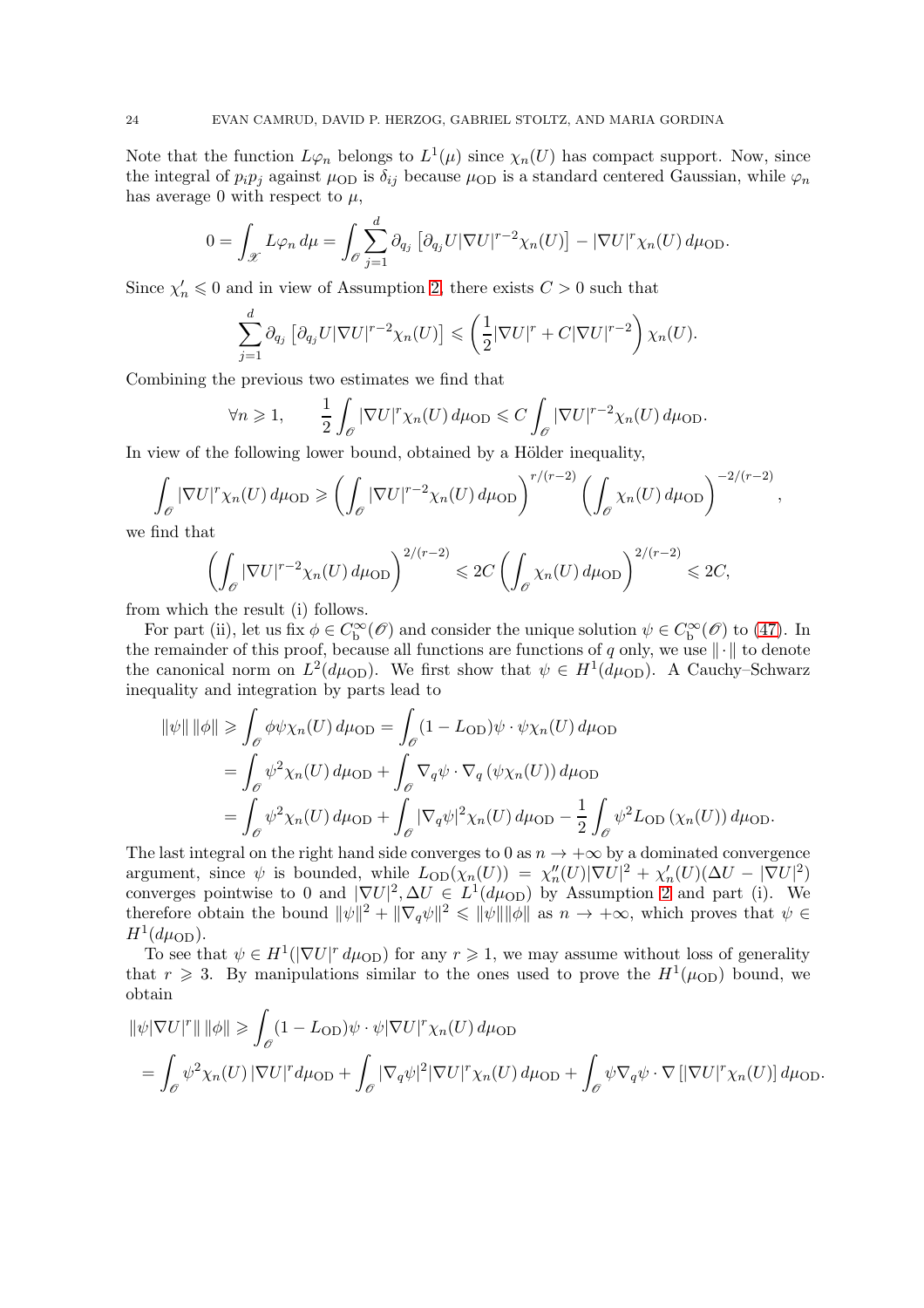Note that the function $L\varphi_n$ belongs to $L^1(\mu)$ since $\chi_n(U)$ has compact support. Now, since the integral of $p_i p_j$ against $\mu_{\mathrm{OD}}$ is $\delta_{ij}$ because $\mu_{\mathrm{OD}}$ is a standard centered Gaussian, while $\varphi_n$ has average 0 with respect to $\mu$,

$$0 = \int_{\mathscr{X}} L\varphi_n \, d\mu = \int_{\mathscr{O}} \sum_{j=1}^{d} \partial_{q_j} \left[ \partial_{q_j} U |\nabla U|^{r-2} \chi_n(U) \right] - |\nabla U|^r \chi_n(U) \, d\mu_{\mathrm{OD}}.$$

Since $\chi_n' \leqslant 0$ and in view of Assumption 2, there exists $C > 0$ such that

$$\sum_{j=1}^{d} \partial_{q_j} \left[ \partial_{q_j} U |\nabla U|^{r-2} \chi_n(U) \right] \leqslant \left( \frac{1}{2} |\nabla U|^r + C |\nabla U|^{r-2} \right) \chi_n(U).$$

Combining the previous two estimates we find that

$$\forall n \geqslant 1, \qquad \frac{1}{2} \int_{\mathscr{O}} |\nabla U|^r \chi_n(U) \, d\mu_{\mathrm{OD}} \leqslant C \int_{\mathscr{O}} |\nabla U|^{r-2} \chi_n(U) \, d\mu_{\mathrm{OD}}.$$

In view of the following lower bound, obtained by a Hölder inequality,

$$\int_{\mathscr{O}} |\nabla U|^r \chi_n(U) \, d\mu_{\mathrm{OD}} \geqslant \left( \int_{\mathscr{O}} |\nabla U|^{r-2} \chi_n(U) \, d\mu_{\mathrm{OD}} \right)^{r/(r-2)} \left( \int_{\mathscr{O}} \chi_n(U) \, d\mu_{\mathrm{OD}} \right)^{-2/(r-2)},$$

we find that

$$\left( \int_{\mathscr{O}} |\nabla U|^{r-2} \chi_n(U) \, d\mu_{\mathrm{OD}} \right)^{2/(r-2)} \leqslant 2C \left( \int_{\mathscr{O}} \chi_n(U) \, d\mu_{\mathrm{OD}} \right)^{2/(r-2)} \leqslant 2C,$$

from which the result (i) follows.

For part (ii), let us fix $\phi \in C_{\mathrm{b}}^\infty(\mathscr{O})$ and consider the unique solution $\psi \in C_{\mathrm{b}}^\infty(\mathscr{O})$ to (47). In the remainder of this proof, because all functions are functions of $q$ only, we use $\|\cdot\|$ to denote the canonical norm on $L^2(d\mu_{\mathrm{OD}})$. We first show that $\psi \in H^1(d\mu_{\mathrm{OD}})$. A Cauchy–Schwarz inequality and integration by parts lead to

$$\begin{aligned}
\|\psi\| \, \|\phi\| &\geqslant \int_{\mathscr{O}} \phi \psi \chi_n(U) \, d\mu_{\mathrm{OD}} = \int_{\mathscr{O}} (1 - L_{\mathrm{OD}})\psi \cdot \psi \chi_n(U) \, d\mu_{\mathrm{OD}} \\
&= \int_{\mathscr{O}} \psi^2 \chi_n(U) \, d\mu_{\mathrm{OD}} + \int_{\mathscr{O}} \nabla_q \psi \cdot \nabla_q \left( \psi \chi_n(U) \right) d\mu_{\mathrm{OD}} \\
&= \int_{\mathscr{O}} \psi^2 \chi_n(U) \, d\mu_{\mathrm{OD}} + \int_{\mathscr{O}} |\nabla_q \psi|^2 \chi_n(U) \, d\mu_{\mathrm{OD}} - \frac{1}{2} \int_{\mathscr{O}} \psi^2 L_{\mathrm{OD}} \left( \chi_n(U) \right) d\mu_{\mathrm{OD}}.
\end{aligned}$$

The last integral on the right hand side converges to 0 as $n \to +\infty$ by a dominated convergence argument, since $\psi$ is bounded, while $L_{\mathrm{OD}}(\chi_n(U)) = \chi_n''(U)|\nabla U|^2 + \chi_n'(U)(\Delta U - |\nabla U|^2)$ converges pointwise to 0 and $|\nabla U|^2, \Delta U \in L^1(d\mu_{\mathrm{OD}})$ by Assumption 2 and part (i). We therefore obtain the bound $\|\psi\|^2 + \|\nabla_q \psi\|^2 \leqslant \|\psi\| \|\phi\|$ as $n \to +\infty$, which proves that $\psi \in H^1(d\mu_{\mathrm{OD}})$.

To see that $\psi \in H^1(|\nabla U|^r \, d\mu_{\mathrm{OD}})$ for any $r \geqslant 1$, we may assume without loss of generality that $r \geqslant 3$. By manipulations similar to the ones used to prove the $H^1(\mu_{\mathrm{OD}})$ bound, we obtain

$$\begin{aligned}
&\|\psi |\nabla U|^r\| \, \|\phi\| \geqslant \int_{\mathscr{O}} (1 - L_{\mathrm{OD}})\psi \cdot \psi |\nabla U|^r \chi_n(U) \, d\mu_{\mathrm{OD}} \\
&= \int_{\mathscr{O}} \psi^2 \chi_n(U) \, |\nabla U|^r d\mu_{\mathrm{OD}} + \int_{\mathscr{O}} |\nabla_q \psi|^2 |\nabla U|^r \chi_n(U) \, d\mu_{\mathrm{OD}} + \int_{\mathscr{O}} \psi \nabla_q \psi \cdot \nabla \left[ |\nabla U|^r \chi_n(U) \right] d\mu_{\mathrm{OD}}.
\end{aligned}$$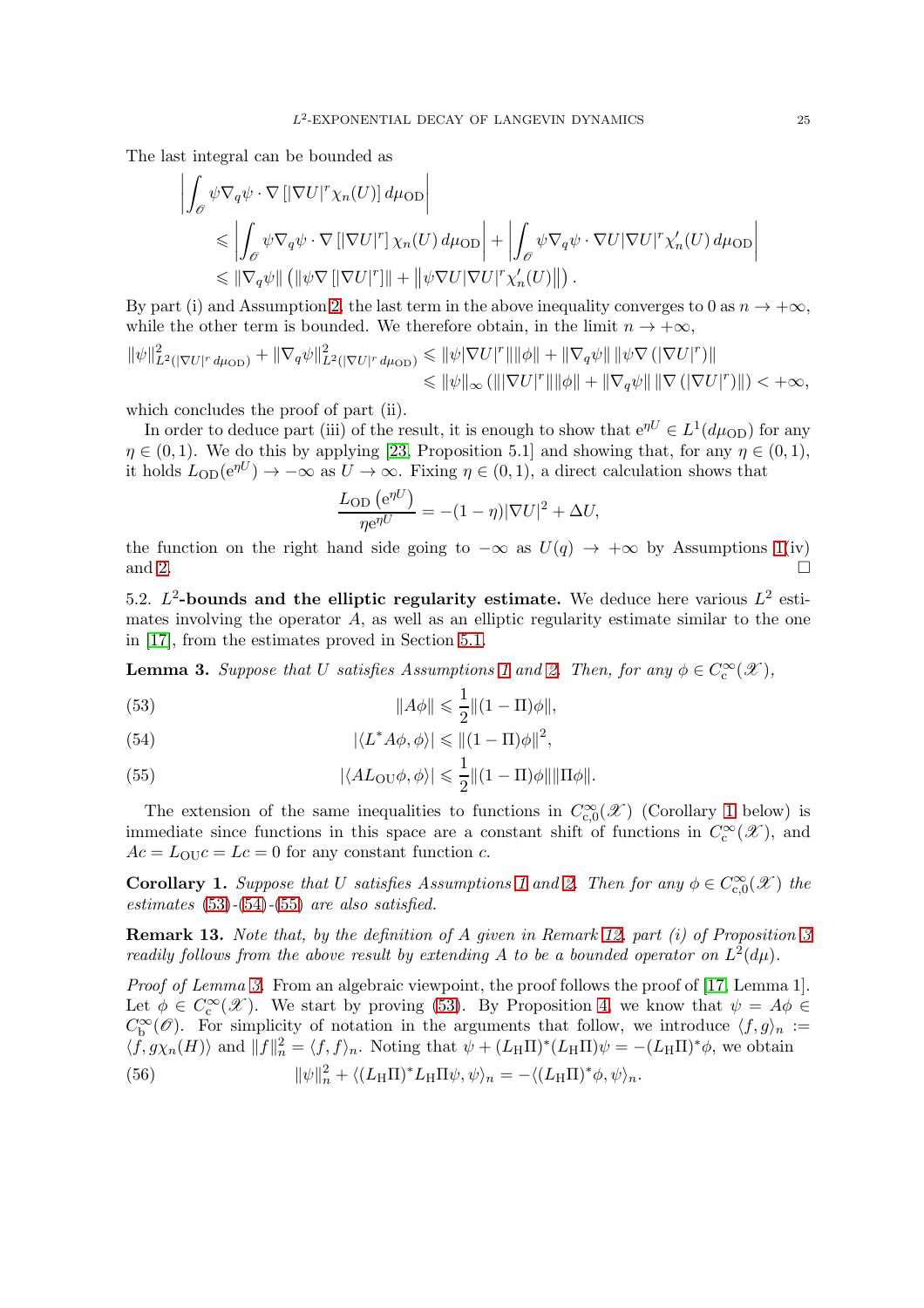The last integral can be bounded as

$$
\begin{aligned}
&\left| \int_{\mathscr{O}} \psi \nabla_q \psi \cdot \nabla \left[ |\nabla U|^r \chi_n(U) \right] d\mu_{\mathrm{OD}} \right| \\
&\quad \leqslant \left| \int_{\mathscr{O}} \psi \nabla_q \psi \cdot \nabla \left[ |\nabla U|^r \right] \chi_n(U) \, d\mu_{\mathrm{OD}} \right| + \left| \int_{\mathscr{O}} \psi \nabla_q \psi \cdot \nabla U |\nabla U|^r \chi_n'(U) \, d\mu_{\mathrm{OD}} \right| \\
&\quad \leqslant \|\nabla_q \psi\| \left( \|\psi \nabla \left[ |\nabla U|^r \right]\| + \left\| \psi \nabla U |\nabla U|^r \chi_n'(U) \right\| \right).
\end{aligned}
$$

By part (i) and Assumption 2, the last term in the above inequality converges to 0 as $n \to +\infty$, while the other term is bounded. We therefore obtain, in the limit $n \to +\infty$,

$$
\begin{aligned}
\|\psi\|^2_{L^2(|\nabla U|^r \, d\mu_{\mathrm{OD}})} + \|\nabla_q \psi\|^2_{L^2(|\nabla U|^r \, d\mu_{\mathrm{OD}})} &\leqslant \|\psi |\nabla U|^r\| \|\phi\| + \|\nabla_q \psi\| \, \|\psi \nabla \left( |\nabla U|^r \right)\| \\
&\leqslant \|\psi\|_\infty \left( \| |\nabla U|^r \| \|\phi\| + \|\nabla_q \psi\| \, \|\nabla \left( |\nabla U|^r \right)\| \right) < +\infty,
\end{aligned}
$$

which concludes the proof of part (ii).

In order to deduce part (iii) of the result, it is enough to show that $\mathrm{e}^{\eta U} \in L^1(d\mu_{\mathrm{OD}})$ for any $\eta \in (0,1)$. We do this by applying [23, Proposition 5.1] and showing that, for any $\eta \in (0,1)$, it holds $L_{\mathrm{OD}}(\mathrm{e}^{\eta U}) \to -\infty$ as $U \to \infty$. Fixing $\eta \in (0,1)$, a direct calculation shows that

$$
\frac{L_{\mathrm{OD}}\left(\mathrm{e}^{\eta U}\right)}{\eta \mathrm{e}^{\eta U}} = -(1-\eta)|\nabla U|^2 + \Delta U,
$$

the function on the right hand side going to $-\infty$ as $U(q) \to +\infty$ by Assumptions 1(iv) and 2. $\square$

5.2. **$L^2$-bounds and the elliptic regularity estimate.** We deduce here various $L^2$ estimates involving the operator $A$, as well as an elliptic regularity estimate similar to the one in [17], from the estimates proved in Section 5.1.

**Lemma 3.** *Suppose that $U$ satisfies Assumptions 1 and 2. Then, for any $\phi \in C_{\mathrm{c}}^\infty(\mathscr{X})$,*

$$
\|A\phi\| \leqslant \frac{1}{2} \|(1-\Pi)\phi\|, \tag{53}
$$

$$
|\langle L^* A\phi, \phi \rangle| \leqslant \|(1-\Pi)\phi\|^2, \tag{54}
$$

$$
|\langle A L_{\mathrm{OU}} \phi, \phi \rangle| \leqslant \frac{1}{2} \|(1-\Pi)\phi\| \|\Pi \phi\|. \tag{55}
$$

The extension of the same inequalities to functions in $C_{\mathrm{c},0}^\infty(\mathscr{X})$ (Corollary 1 below) is immediate since functions in this space are a constant shift of functions in $C_{\mathrm{c}}^\infty(\mathscr{X})$, and $Ac = L_{\mathrm{OU}} c = Lc = 0$ for any constant function $c$.

**Corollary 1.** *Suppose that $U$ satisfies Assumptions 1 and 2. Then for any $\phi \in C_{\mathrm{c},0}^\infty(\mathscr{X})$ the estimates (53)-(54)-(55) are also satisfied.*

**Remark 13.** *Note that, by the definition of $A$ given in Remark 12, part (i) of Proposition 3 readily follows from the above result by extending $A$ to be a bounded operator on $L^2(d\mu)$.*

*Proof of Lemma 3.* From an algebraic viewpoint, the proof follows the proof of [17, Lemma 1]. Let $\phi \in C_{\mathrm{c}}^\infty(\mathscr{X})$. We start by proving (53). By Proposition 4, we know that $\psi = A\phi \in C_{\mathrm{b}}^\infty(\mathscr{O})$. For simplicity of notation in the arguments that follow, we introduce $\langle f, g \rangle_n := \langle f, g\chi_n(H) \rangle$ and $\|f\|_n^2 = \langle f, f \rangle_n$. Noting that $\psi + (L_{\mathrm{H}}\Pi)^*(L_{\mathrm{H}}\Pi)\psi = -(L_{\mathrm{H}}\Pi)^*\phi$, we obtain

$$
\|\psi\|_n^2 + \langle (L_{\mathrm{H}}\Pi)^* L_{\mathrm{H}}\Pi\psi, \psi \rangle_n = -\langle (L_{\mathrm{H}}\Pi)^*\phi, \psi \rangle_n. \tag{56}
$$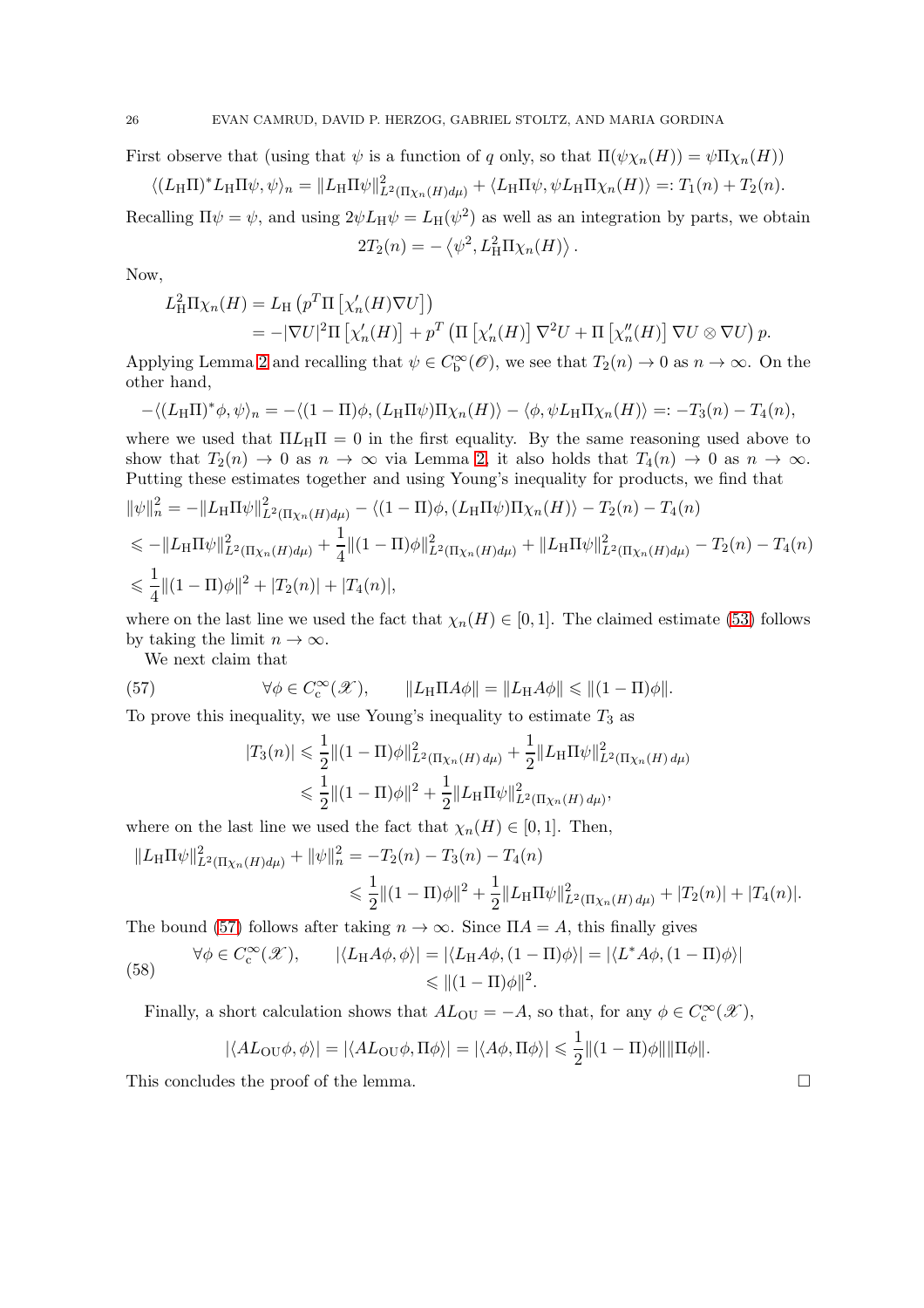First observe that (using that $\psi$ is a function of $q$ only, so that $\Pi(\psi\chi_n(H)) = \psi\Pi\chi_n(H)$)

$$\langle (L_{\rm H}\Pi)^* L_{\rm H}\Pi\psi, \psi\rangle_n = \|L_{\rm H}\Pi\psi\|^2_{L^2(\Pi\chi_n(H)d\mu)} + \langle L_{\rm H}\Pi\psi, \psi L_{\rm H}\Pi\chi_n(H)\rangle =: T_1(n) + T_2(n).$$

Recalling $\Pi\psi = \psi$, and using $2\psi L_{\rm H}\psi = L_{\rm H}(\psi^2)$ as well as an integration by parts, we obtain

$$2T_2(n) = -\left\langle \psi^2, L_{\rm H}^2 \Pi\chi_n(H)\right\rangle.$$

Now,

$$\begin{aligned}
L_{\rm H}^2\Pi\chi_n(H) &= L_{\rm H}\left(p^T\Pi\left[\chi_n'(H)\nabla U\right]\right) \\
&= -|\nabla U|^2 \Pi\left[\chi_n'(H)\right] + p^T\left(\Pi\left[\chi_n'(H)\right]\nabla^2 U + \Pi\left[\chi_n''(H)\right]\nabla U\otimes\nabla U\right)p.
\end{aligned}$$

Applying Lemma 2 and recalling that $\psi\in C_{\rm b}^\infty(\mathscr{O})$, we see that $T_2(n)\to 0$ as $n\to\infty$. On the other hand,

$$-\langle (L_{\rm H}\Pi)^*\phi, \psi\rangle_n = -\langle (1-\Pi)\phi, (L_{\rm H}\Pi\psi)\Pi\chi_n(H)\rangle - \langle \phi, \psi L_{\rm H}\Pi\chi_n(H)\rangle =: -T_3(n) - T_4(n),$$

where we used that $\Pi L_{\rm H}\Pi = 0$ in the first equality. By the same reasoning used above to show that $T_2(n)\to 0$ as $n\to\infty$ via Lemma 2, it also holds that $T_4(n)\to 0$ as $n\to\infty$. Putting these estimates together and using Young's inequality for products, we find that

$$\begin{aligned}
\|\psi\|_n^2 &= -\|L_{\rm H}\Pi\psi\|^2_{L^2(\Pi\chi_n(H)d\mu)} - \langle (1-\Pi)\phi, (L_{\rm H}\Pi\psi)\Pi\chi_n(H)\rangle - T_2(n) - T_4(n) \\
&\leqslant -\|L_{\rm H}\Pi\psi\|^2_{L^2(\Pi\chi_n(H)d\mu)} + \frac{1}{4}\|(1-\Pi)\phi\|^2_{L^2(\Pi\chi_n(H)d\mu)} + \|L_{\rm H}\Pi\psi\|^2_{L^2(\Pi\chi_n(H)d\mu)} - T_2(n) - T_4(n) \\
&\leqslant \frac{1}{4}\|(1-\Pi)\phi\|^2 + |T_2(n)| + |T_4(n)|,
\end{aligned}$$

where on the last line we used the fact that $\chi_n(H)\in[0,1]$. The claimed estimate (53) follows by taking the limit $n\to\infty$.

We next claim that

$$\forall\phi\in C_{\rm c}^\infty(\mathscr{X}), \qquad \|L_{\rm H}\Pi A\phi\| = \|L_{\rm H}A\phi\| \leqslant \|(1-\Pi)\phi\|. \tag{57}$$

To prove this inequality, we use Young's inequality to estimate $T_3$ as

$$\begin{aligned}
|T_3(n)| &\leqslant \frac{1}{2}\|(1-\Pi)\phi\|^2_{L^2(\Pi\chi_n(H)\,d\mu)} + \frac{1}{2}\|L_{\rm H}\Pi\psi\|^2_{L^2(\Pi\chi_n(H)\,d\mu)} \\
&\leqslant \frac{1}{2}\|(1-\Pi)\phi\|^2 + \frac{1}{2}\|L_{\rm H}\Pi\psi\|^2_{L^2(\Pi\chi_n(H)\,d\mu)},
\end{aligned}$$

where on the last line we used the fact that $\chi_n(H)\in[0,1]$. Then,

$$\begin{aligned}
\|L_{\rm H}\Pi\psi\|^2_{L^2(\Pi\chi_n(H)d\mu)} + \|\psi\|_n^2 &= -T_2(n) - T_3(n) - T_4(n) \\
&\leqslant \frac{1}{2}\|(1-\Pi)\phi\|^2 + \frac{1}{2}\|L_{\rm H}\Pi\psi\|^2_{L^2(\Pi\chi_n(H)\,d\mu)} + |T_2(n)| + |T_4(n)|.
\end{aligned}$$

The bound (57) follows after taking $n\to\infty$. Since $\Pi A = A$, this finally gives

$$\begin{aligned}
\forall\phi\in C_{\rm c}^\infty(\mathscr{X}), \qquad |\langle L_{\rm H}A\phi,\phi\rangle| &= |\langle L_{\rm H}A\phi,(1-\Pi)\phi\rangle| = |\langle L^*A\phi,(1-\Pi)\phi\rangle| \\
&\leqslant \|(1-\Pi)\phi\|^2.
\end{aligned} \tag{58}$$

Finally, a short calculation shows that $AL_{\rm OU} = -A$, so that, for any $\phi\in C_{\rm c}^\infty(\mathscr{X})$,

$$|\langle AL_{\rm OU}\phi,\phi\rangle| = |\langle AL_{\rm OU}\phi,\Pi\phi\rangle| = |\langle A\phi,\Pi\phi\rangle| \leqslant \frac{1}{2}\|(1-\Pi)\phi\|\|\Pi\phi\|.$$

This concludes the proof of the lemma. $\square$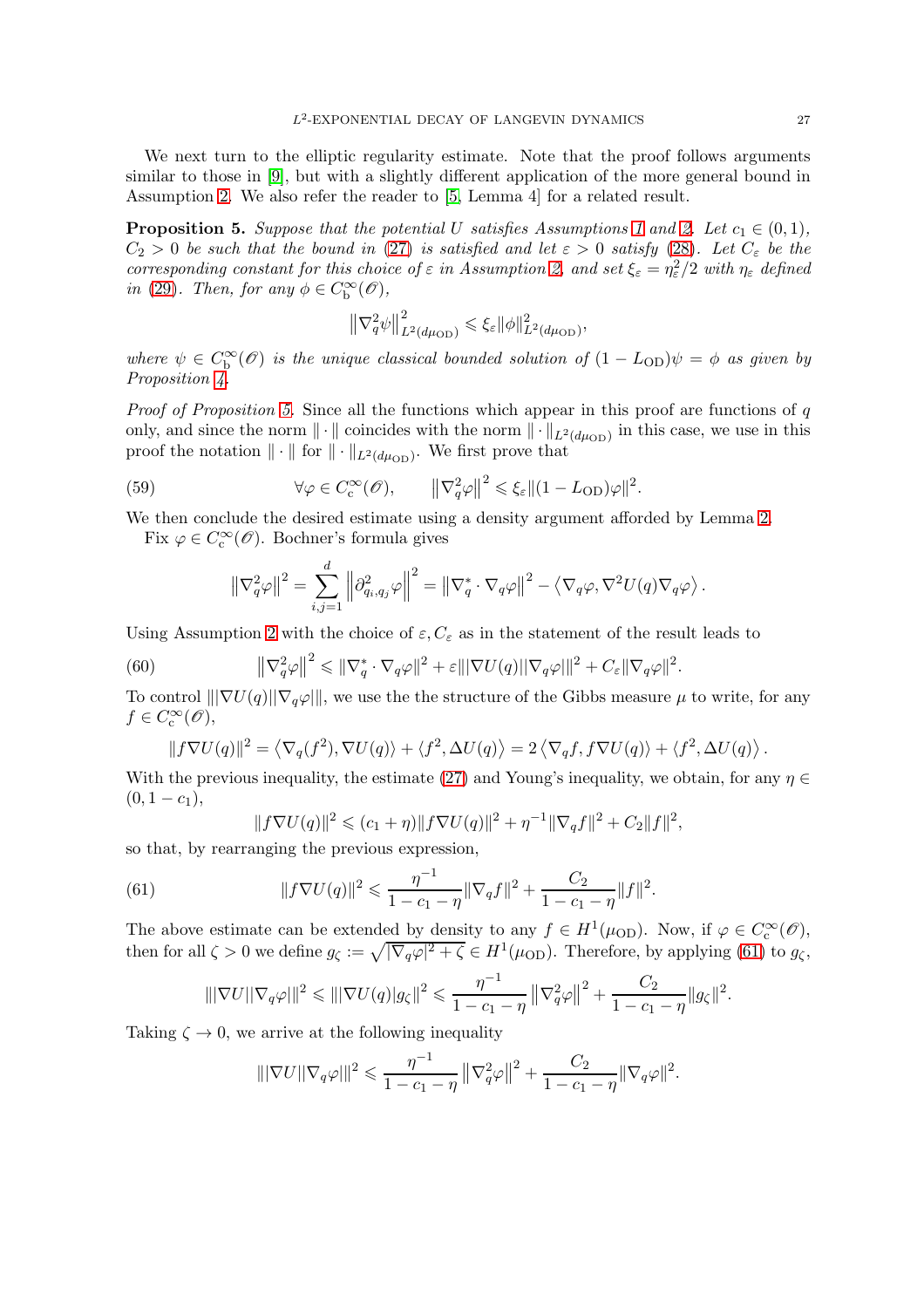We next turn to the elliptic regularity estimate. Note that the proof follows arguments similar to those in [9], but with a slightly different application of the more general bound in Assumption 2. We also refer the reader to [5, Lemma 4] for a related result.

**Proposition 5.** *Suppose that the potential $U$ satisfies Assumptions 1 and 2. Let $c_1 \in (0,1)$, $C_2 > 0$ be such that the bound in (27) is satisfied and let $\varepsilon > 0$ satisfy (28). Let $C_\varepsilon$ be the corresponding constant for this choice of $\varepsilon$ in Assumption 2, and set $\xi_\varepsilon = \eta_\varepsilon^2/2$ with $\eta_\varepsilon$ defined in (29). Then, for any $\phi \in C_{\mathrm{b}}^\infty(\mathscr{O})$,*

$$\left\|\nabla_q^2 \psi\right\|_{L^2(d\mu_{\mathrm{OD}})}^2 \leqslant \xi_\varepsilon \|\phi\|_{L^2(d\mu_{\mathrm{OD}})}^2,$$

*where $\psi \in C_{\mathrm{b}}^\infty(\mathscr{O})$ is the unique classical bounded solution of $(1 - L_{\mathrm{OD}})\psi = \phi$ as given by Proposition 4.*

*Proof of Proposition 5.* Since all the functions which appear in this proof are functions of $q$ only, and since the norm $\|\cdot\|$ coincides with the norm $\|\cdot\|_{L^2(d\mu_{\mathrm{OD}})}$ in this case, we use in this proof the notation $\|\cdot\|$ for $\|\cdot\|_{L^2(d\mu_{\mathrm{OD}})}$. We first prove that

$$\forall \varphi \in C_{\mathrm{c}}^\infty(\mathscr{O}), \qquad \left\|\nabla_q^2 \varphi\right\|^2 \leqslant \xi_\varepsilon \|(1 - L_{\mathrm{OD}})\varphi\|^2. \tag{59}$$

We then conclude the desired estimate using a density argument afforded by Lemma 2.

Fix $\varphi \in C_{\mathrm{c}}^\infty(\mathscr{O})$. Bochner's formula gives

$$\left\|\nabla_q^2 \varphi\right\|^2 = \sum_{i,j=1}^d \left\|\partial_{q_i,q_j}^2 \varphi\right\|^2 = \left\|\nabla_q^* \cdot \nabla_q \varphi\right\|^2 - \left\langle \nabla_q \varphi, \nabla^2 U(q) \nabla_q \varphi \right\rangle.$$

Using Assumption 2 with the choice of $\varepsilon, C_\varepsilon$ as in the statement of the result leads to

$$\left\|\nabla_q^2 \varphi\right\|^2 \leqslant \|\nabla_q^* \cdot \nabla_q \varphi\|^2 + \varepsilon \||\nabla U(q)||\nabla_q \varphi|\|^2 + C_\varepsilon \|\nabla_q \varphi\|^2. \tag{60}$$

To control $\||\nabla U(q)||\nabla_q \varphi|\|$, we use the the structure of the Gibbs measure $\mu$ to write, for any $f \in C_{\mathrm{c}}^\infty(\mathscr{O})$,

$$\|f \nabla U(q)\|^2 = \left\langle \nabla_q(f^2), \nabla U(q) \right\rangle + \left\langle f^2, \Delta U(q) \right\rangle = 2 \left\langle \nabla_q f, f \nabla U(q) \right\rangle + \left\langle f^2, \Delta U(q) \right\rangle.$$

With the previous inequality, the estimate (27) and Young's inequality, we obtain, for any $\eta \in (0, 1 - c_1)$,

$$\|f \nabla U(q)\|^2 \leqslant (c_1 + \eta) \|f \nabla U(q)\|^2 + \eta^{-1} \|\nabla_q f\|^2 + C_2 \|f\|^2,$$

so that, by rearranging the previous expression,

$$\|f \nabla U(q)\|^2 \leqslant \frac{\eta^{-1}}{1 - c_1 - \eta} \|\nabla_q f\|^2 + \frac{C_2}{1 - c_1 - \eta} \|f\|^2. \tag{61}$$

The above estimate can be extended by density to any $f \in H^1(\mu_{\mathrm{OD}})$. Now, if $\varphi \in C_{\mathrm{c}}^\infty(\mathscr{O})$, then for all $\zeta > 0$ we define $g_\zeta := \sqrt{|\nabla_q \varphi|^2 + \zeta} \in H^1(\mu_{\mathrm{OD}})$. Therefore, by applying (61) to $g_\zeta$,

$$\||\nabla U||\nabla_q \varphi|\|^2 \leqslant \||\nabla U(q)| g_\zeta\|^2 \leqslant \frac{\eta^{-1}}{1 - c_1 - \eta} \left\|\nabla_q^2 \varphi\right\|^2 + \frac{C_2}{1 - c_1 - \eta} \|g_\zeta\|^2.$$

Taking $\zeta \to 0$, we arrive at the following inequality

$$\||\nabla U||\nabla_q \varphi|\|^2 \leqslant \frac{\eta^{-1}}{1 - c_1 - \eta} \left\|\nabla_q^2 \varphi\right\|^2 + \frac{C_2}{1 - c_1 - \eta} \|\nabla_q \varphi\|^2.$$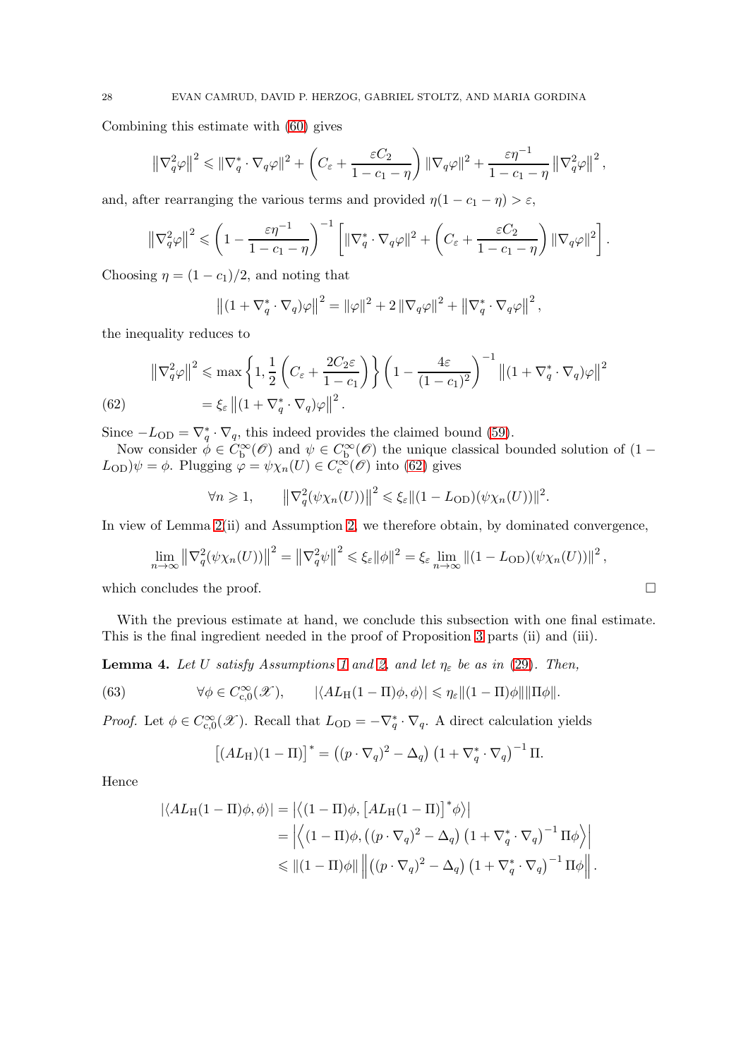Combining this estimate with (60) gives

$$\left\|\nabla_q^2\varphi\right\|^2 \leqslant \|\nabla_q^* \cdot \nabla_q \varphi\|^2 + \left(C_\varepsilon + \frac{\varepsilon C_2}{1-c_1-\eta}\right)\|\nabla_q\varphi\|^2 + \frac{\varepsilon\eta^{-1}}{1-c_1-\eta}\left\|\nabla_q^2\varphi\right\|^2,$$

and, after rearranging the various terms and provided $\eta(1-c_1-\eta) > \varepsilon$,

$$\left\|\nabla_q^2\varphi\right\|^2 \leqslant \left(1 - \frac{\varepsilon\eta^{-1}}{1-c_1-\eta}\right)^{-1}\left[\|\nabla_q^* \cdot \nabla_q\varphi\|^2 + \left(C_\varepsilon + \frac{\varepsilon C_2}{1-c_1-\eta}\right)\|\nabla_q\varphi\|^2\right].$$

Choosing $\eta = (1-c_1)/2$, and noting that

$$\left\|(1+\nabla_q^*\cdot\nabla_q)\varphi\right\|^2 = \|\varphi\|^2 + 2\left\|\nabla_q\varphi\right\|^2 + \left\|\nabla_q^*\cdot\nabla_q\varphi\right\|^2,$$

the inequality reduces to

$$\begin{aligned}\left\|\nabla_q^2\varphi\right\|^2 &\leqslant \max\left\{1, \frac{1}{2}\left(C_\varepsilon + \frac{2C_2\varepsilon}{1-c_1}\right)\right\}\left(1 - \frac{4\varepsilon}{(1-c_1)^2}\right)^{-1}\left\|(1+\nabla_q^*\cdot\nabla_q)\varphi\right\|^2 \\ &= \xi_\varepsilon\left\|(1+\nabla_q^*\cdot\nabla_q)\varphi\right\|^2. \end{aligned} \tag{62}$$

Since $-L_{\mathrm{OD}} = \nabla_q^* \cdot \nabla_q$, this indeed provides the claimed bound (59).

Now consider $\phi \in C_{\mathrm{b}}^\infty(\mathscr{O})$ and $\psi \in C_{\mathrm{b}}^\infty(\mathscr{O})$ the unique classical bounded solution of $(1 - L_{\mathrm{OD}})\psi = \phi$. Plugging $\varphi = \psi\chi_n(U) \in C_{\mathrm{c}}^\infty(\mathscr{O})$ into (62) gives

$$\forall n \geqslant 1, \qquad \left\|\nabla_q^2(\psi\chi_n(U))\right\|^2 \leqslant \xi_\varepsilon\|(1-L_{\mathrm{OD}})(\psi\chi_n(U))\|^2.$$

In view of Lemma 2(ii) and Assumption 2, we therefore obtain, by dominated convergence,

$$\lim_{n\to\infty}\left\|\nabla_q^2(\psi\chi_n(U))\right\|^2 = \left\|\nabla_q^2\psi\right\|^2 \leqslant \xi_\varepsilon\|\phi\|^2 = \xi_\varepsilon\lim_{n\to\infty}\|(1-L_{\mathrm{OD}})(\psi\chi_n(U))\|^2,$$

which concludes the proof. $\square$

With the previous estimate at hand, we conclude this subsection with one final estimate. This is the final ingredient needed in the proof of Proposition 3 parts (ii) and (iii).

**Lemma 4.** *Let $U$ satisfy Assumptions 1 and 2, and let $\eta_\varepsilon$ be as in (29). Then,*

$$\forall \phi \in C_{\mathrm{c},0}^\infty(\mathscr{X}), \qquad |\langle AL_{\mathrm{H}}(1-\Pi)\phi, \phi\rangle| \leqslant \eta_\varepsilon\|(1-\Pi)\phi\|\|\Pi\phi\|. \tag{63}$$

*Proof.* Let $\phi \in C_{\mathrm{c},0}^\infty(\mathscr{X})$. Recall that $L_{\mathrm{OD}} = -\nabla_q^*\cdot\nabla_q$. A direct calculation yields

$$\left[(AL_{\mathrm{H}})(1-\Pi)\right]^* = \left((p\cdot\nabla_q)^2 - \Delta_q\right)\left(1+\nabla_q^*\cdot\nabla_q\right)^{-1}\Pi.$$

Hence

$$\begin{aligned}|\langle AL_{\mathrm{H}}(1-\Pi)\phi,\phi\rangle| &= \left|\left\langle(1-\Pi)\phi, \left[AL_{\mathrm{H}}(1-\Pi)\right]^*\phi\right\rangle\right| \\ &= \left|\left\langle(1-\Pi)\phi, \left((p\cdot\nabla_q)^2 - \Delta_q\right)\left(1+\nabla_q^*\cdot\nabla_q\right)^{-1}\Pi\phi\right\rangle\right| \\ &\leqslant \|(1-\Pi)\phi\|\left\|\left((p\cdot\nabla_q)^2 - \Delta_q\right)\left(1+\nabla_q^*\cdot\nabla_q\right)^{-1}\Pi\phi\right\|.\end{aligned}$$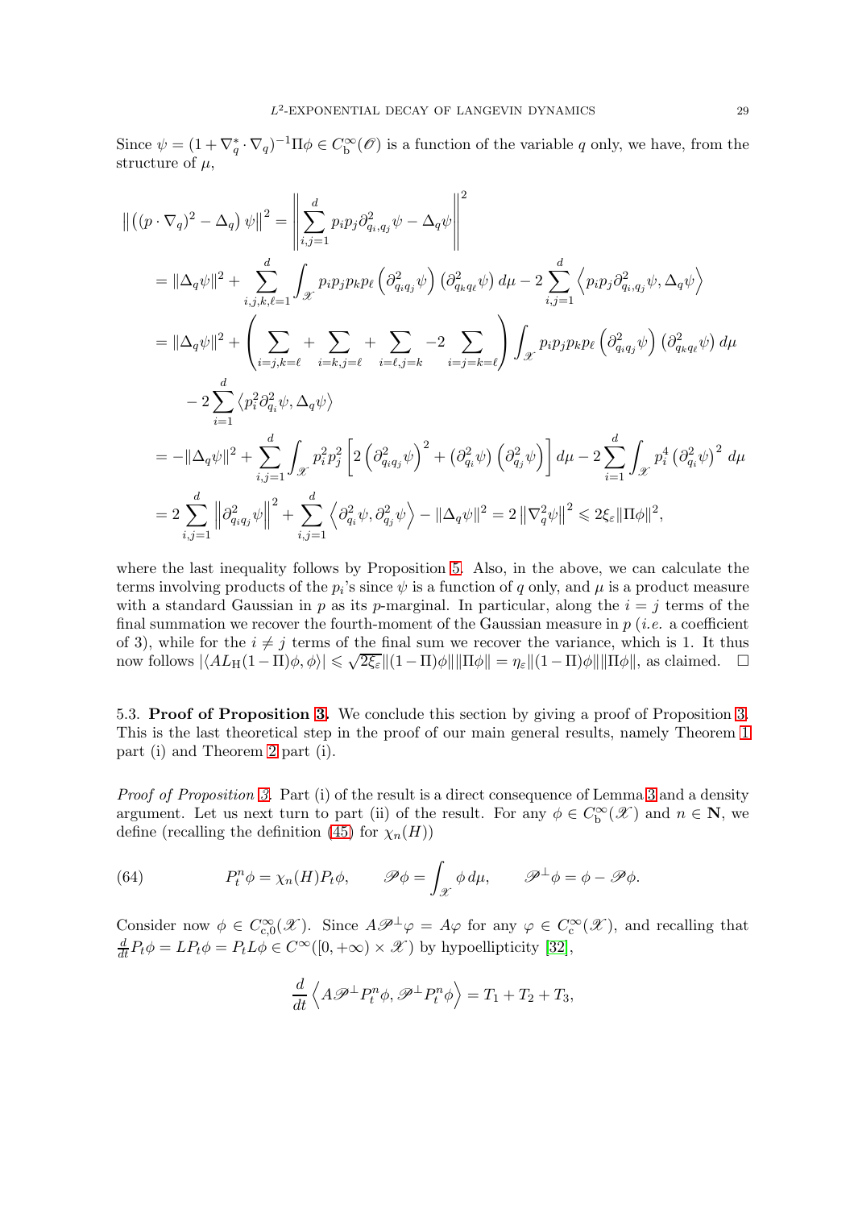Since $\psi = (1 + \nabla_q^* \cdot \nabla_q)^{-1} \Pi \phi \in C_{\mathrm{b}}^\infty(\mathscr{O})$ is a function of the variable $q$ only, we have, from the structure of $\mu$,

$$
\begin{aligned}
\left\| \left( (p \cdot \nabla_q)^2 - \Delta_q \right) \psi \right\|^2 &= \left\| \sum_{i,j=1}^d p_i p_j \partial_{q_i,q_j}^2 \psi - \Delta_q \psi \right\|^2 \\
&= \|\Delta_q \psi\|^2 + \sum_{i,j,k,\ell=1}^d \int_{\mathscr{X}} p_i p_j p_k p_\ell \left( \partial_{q_i q_j}^2 \psi \right) \left( \partial_{q_k q_\ell}^2 \psi \right) d\mu - 2 \sum_{i,j=1}^d \left\langle p_i p_j \partial_{q_i,q_j}^2 \psi, \Delta_q \psi \right\rangle \\
&= \|\Delta_q \psi\|^2 + \left( \sum_{i=j,k=\ell} + \sum_{i=k,j=\ell} + \sum_{i=\ell,j=k} - 2 \sum_{i=j=k=\ell} \right) \int_{\mathscr{X}} p_i p_j p_k p_\ell \left( \partial_{q_i q_j}^2 \psi \right) \left( \partial_{q_k q_\ell}^2 \psi \right) d\mu \\
&\quad - 2 \sum_{i=1}^d \left\langle p_i^2 \partial_{q_i}^2 \psi, \Delta_q \psi \right\rangle \\
&= -\|\Delta_q \psi\|^2 + \sum_{i,j=1}^d \int_{\mathscr{X}} p_i^2 p_j^2 \left[ 2 \left( \partial_{q_i q_j}^2 \psi \right)^2 + \left( \partial_{q_i}^2 \psi \right) \left( \partial_{q_j}^2 \psi \right) \right] d\mu - 2 \sum_{i=1}^d \int_{\mathscr{X}} p_i^4 \left( \partial_{q_i}^2 \psi \right)^2 d\mu \\
&= 2 \sum_{i,j=1}^d \left\| \partial_{q_i q_j}^2 \psi \right\|^2 + \sum_{i,j=1}^d \left\langle \partial_{q_i}^2 \psi, \partial_{q_j}^2 \psi \right\rangle - \|\Delta_q \psi\|^2 = 2 \left\| \nabla_q^2 \psi \right\|^2 \leqslant 2\xi_\varepsilon \|\Pi \phi\|^2,
\end{aligned}
$$

where the last inequality follows by Proposition 5. Also, in the above, we can calculate the terms involving products of the $p_i$'s since $\psi$ is a function of $q$ only, and $\mu$ is a product measure with a standard Gaussian in $p$ as its $p$-marginal. In particular, along the $i = j$ terms of the final summation we recover the fourth-moment of the Gaussian measure in $p$ (*i.e.* a coefficient of 3), while for the $i \neq j$ terms of the final sum we recover the variance, which is 1. It thus now follows $|\langle A L_{\mathrm{H}} (1 - \Pi) \phi, \phi \rangle| \leqslant \sqrt{2\xi_\varepsilon} \|(1 - \Pi)\phi\| \|\Pi \phi\| = \eta_\varepsilon \|(1 - \Pi)\phi\| \|\Pi \phi\|$, as claimed. $\square$

### 5.3. Proof of Proposition 3.

We conclude this section by giving a proof of Proposition 3. This is the last theoretical step in the proof of our main general results, namely Theorem 1 part (i) and Theorem 2 part (i).

*Proof of Proposition 3.* Part (i) of the result is a direct consequence of Lemma 3 and a density argument. Let us next turn to part (ii) of the result. For any $\phi \in C_{\mathrm{b}}^\infty(\mathscr{X})$ and $n \in \mathbf{N}$, we define (recalling the definition (45) for $\chi_n(H)$)

$$
P_t^n \phi = \chi_n(H) P_t \phi, \qquad \mathscr{P} \phi = \int_{\mathscr{X}} \phi \, d\mu, \qquad \mathscr{P}^\perp \phi = \phi - \mathscr{P} \phi. \tag{64}
$$

Consider now $\phi \in C_{\mathrm{c},0}^\infty(\mathscr{X})$. Since $A \mathscr{P}^\perp \varphi = A \varphi$ for any $\varphi \in C_{\mathrm{c}}^\infty(\mathscr{X})$, and recalling that $\frac{d}{dt} P_t \phi = L P_t \phi = P_t L \phi \in C^\infty([0, +\infty) \times \mathscr{X})$ by hypoellipticity [32],

$$
\frac{d}{dt} \left\langle A \mathscr{P}^\perp P_t^n \phi, \mathscr{P}^\perp P_t^n \phi \right\rangle = T_1 + T_2 + T_3,
$$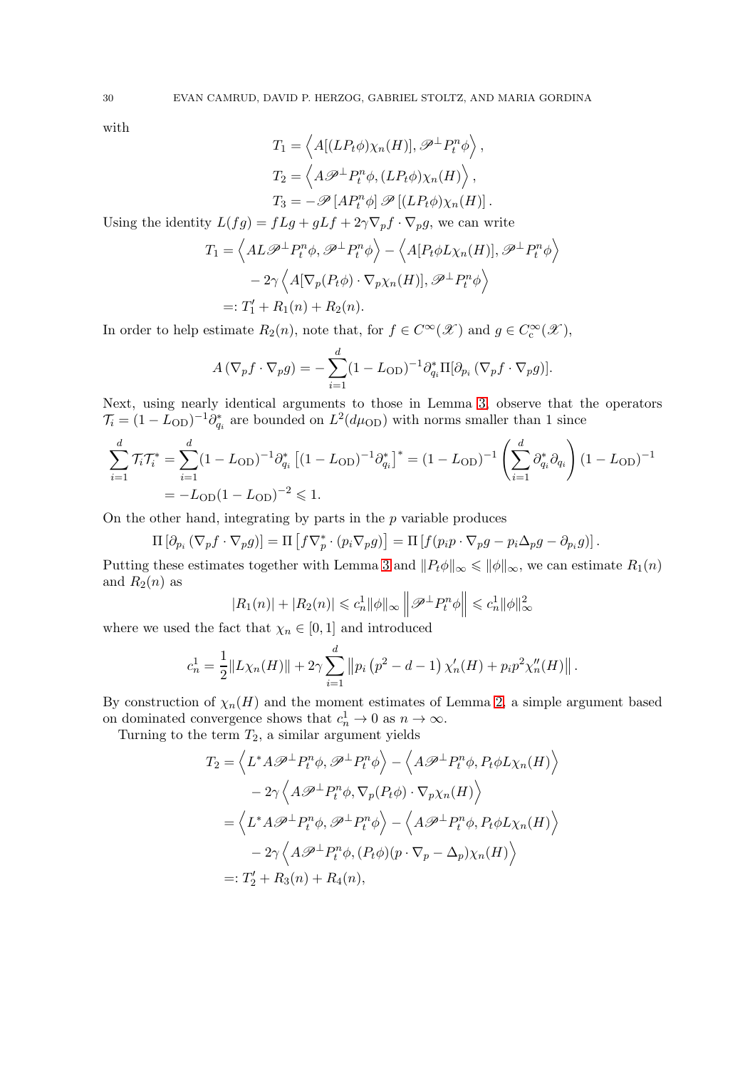with

$$
\begin{aligned}
T_1 &= \left\langle A[(LP_t\phi)\chi_n(H)], \mathscr{P}^\perp P_t^n \phi \right\rangle, \\
T_2 &= \left\langle A\mathscr{P}^\perp P_t^n \phi, (LP_t\phi)\chi_n(H) \right\rangle, \\
T_3 &= -\mathscr{P}\left[AP_t^n\phi\right]\mathscr{P}\left[(LP_t\phi)\chi_n(H)\right].
\end{aligned}
$$

Using the identity $L(fg) = fLg + gLf + 2\gamma \nabla_p f \cdot \nabla_p g$, we can write

$$
\begin{aligned}
T_1 &= \left\langle AL\mathscr{P}^\perp P_t^n \phi, \mathscr{P}^\perp P_t^n \phi \right\rangle - \left\langle A[P_t\phi L\chi_n(H)], \mathscr{P}^\perp P_t^n \phi \right\rangle \\
&\quad - 2\gamma \left\langle A[\nabla_p(P_t\phi)\cdot \nabla_p \chi_n(H)], \mathscr{P}^\perp P_t^n \phi \right\rangle \\
&=: T_1' + R_1(n) + R_2(n).
\end{aligned}
$$

In order to help estimate $R_2(n)$, note that, for $f \in C^\infty(\mathscr{X})$ and $g \in C_{\mathrm{c}}^\infty(\mathscr{X})$,

$$
A\left(\nabla_p f \cdot \nabla_p g\right) = -\sum_{i=1}^d (1 - L_{\mathrm{OD}})^{-1}\partial_{q_i}^* \Pi[\partial_{p_i}\left(\nabla_p f \cdot \nabla_p g\right)].
$$

Next, using nearly identical arguments to those in Lemma 3, observe that the operators $\mathcal{T}_i = (1 - L_{\mathrm{OD}})^{-1}\partial_{q_i}^*$ are bounded on $L^2(d\mu_{\mathrm{OD}})$ with norms smaller than 1 since

$$
\begin{aligned}
\sum_{i=1}^d \mathcal{T}_i\mathcal{T}_i^* &= \sum_{i=1}^d (1 - L_{\mathrm{OD}})^{-1}\partial_{q_i}^*\left[(1 - L_{\mathrm{OD}})^{-1}\partial_{q_i}^*\right]^* = (1 - L_{\mathrm{OD}})^{-1}\left(\sum_{i=1}^d \partial_{q_i}^*\partial_{q_i}\right)(1 - L_{\mathrm{OD}})^{-1} \\
&= -L_{\mathrm{OD}}(1 - L_{\mathrm{OD}})^{-2} \leqslant 1.
\end{aligned}
$$

On the other hand, integrating by parts in the $p$ variable produces

$$
\Pi\left[\partial_{p_i}\left(\nabla_p f \cdot \nabla_p g\right)\right] = \Pi\left[f\nabla_p^* \cdot (p_i \nabla_p g)\right] = \Pi\left[f(p_i p \cdot \nabla_p g - p_i \Delta_p g - \partial_{p_i} g)\right].
$$

Putting these estimates together with Lemma 3 and $\|P_t\phi\|_\infty \leqslant \|\phi\|_\infty$, we can estimate $R_1(n)$ and $R_2(n)$ as

$$
|R_1(n)| + |R_2(n)| \leqslant c_n^1 \|\phi\|_\infty \left\| \mathscr{P}^\perp P_t^n \phi \right\| \leqslant c_n^1 \|\phi\|_\infty^2
$$

where we used the fact that $\chi_n \in [0,1]$ and introduced

$$
c_n^1 = \frac{1}{2}\|L\chi_n(H)\| + 2\gamma \sum_{i=1}^d \left\| p_i\left(p^2 - d - 1\right)\chi_n'(H) + p_i p^2 \chi_n''(H) \right\|.
$$

By construction of $\chi_n(H)$ and the moment estimates of Lemma 2, a simple argument based on dominated convergence shows that $c_n^1 \to 0$ as $n \to \infty$.

Turning to the term $T_2$, a similar argument yields

$$
\begin{aligned}
T_2 &= \left\langle L^* A\mathscr{P}^\perp P_t^n \phi, \mathscr{P}^\perp P_t^n \phi \right\rangle - \left\langle A\mathscr{P}^\perp P_t^n \phi, P_t\phi L\chi_n(H) \right\rangle \\
&\quad - 2\gamma \left\langle A\mathscr{P}^\perp P_t^n \phi, \nabla_p(P_t\phi)\cdot \nabla_p \chi_n(H) \right\rangle \\
&= \left\langle L^* A\mathscr{P}^\perp P_t^n \phi, \mathscr{P}^\perp P_t^n \phi \right\rangle - \left\langle A\mathscr{P}^\perp P_t^n \phi, P_t\phi L\chi_n(H) \right\rangle \\
&\quad - 2\gamma \left\langle A\mathscr{P}^\perp P_t^n \phi, (P_t\phi)(p \cdot \nabla_p - \Delta_p)\chi_n(H) \right\rangle \\
&=: T_2' + R_3(n) + R_4(n),
\end{aligned}
$$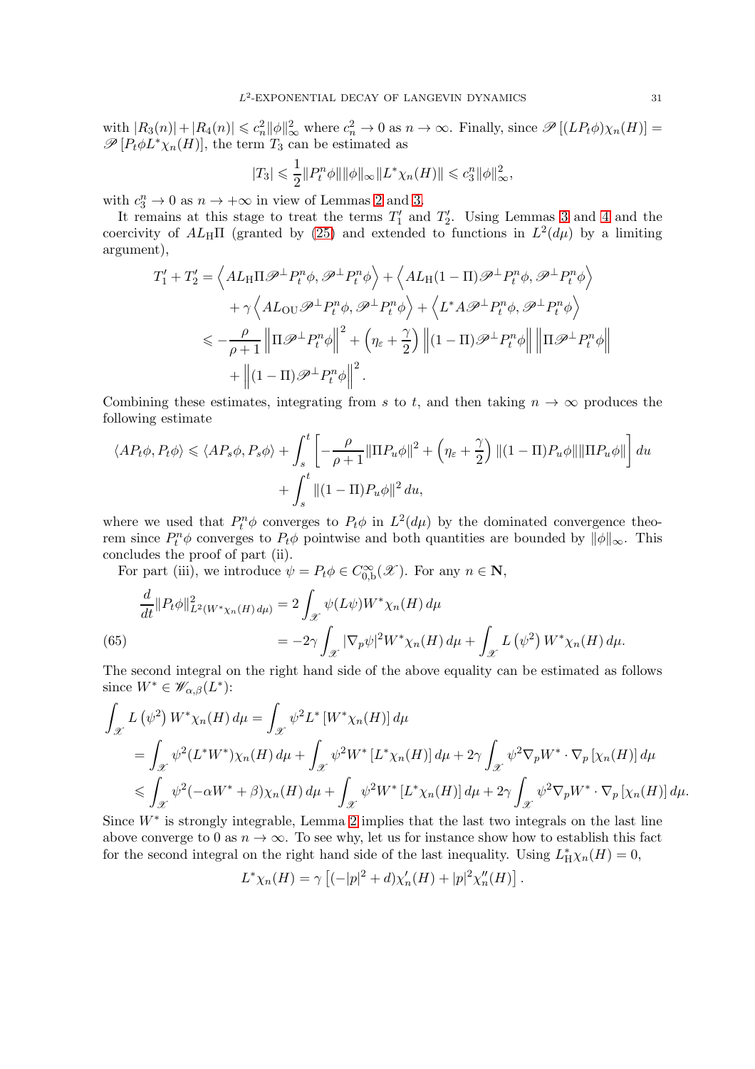with $|R_3(n)| + |R_4(n)| \leqslant c_n^2 \|\phi\|_\infty^2$ where $c_n^2 \to 0$ as $n \to \infty$. Finally, since $\mathscr{P}\left[(LP_t\phi)\chi_n(H)\right] = \mathscr{P}\left[P_t\phi L^*\chi_n(H)\right]$, the term $T_3$ can be estimated as

$$
|T_3| \leqslant \frac{1}{2}\|P_t^n\phi\|\|\phi\|_\infty \|L^*\chi_n(H)\| \leqslant c_3^n \|\phi\|_\infty^2,
$$

with $c_3^n \to 0$ as $n \to +\infty$ in view of Lemmas 2 and 3.

It remains at this stage to treat the terms $T_1'$ and $T_2'$. Using Lemmas 3 and 4 and the coercivity of $AL_{\mathrm{H}}\Pi$ (granted by (25) and extended to functions in $L^2(d\mu)$ by a limiting argument),

$$
\begin{aligned}
T_1' + T_2' &= \left\langle AL_{\mathrm{H}}\Pi\mathscr{P}^\perp P_t^n\phi, \mathscr{P}^\perp P_t^n\phi\right\rangle + \left\langle AL_{\mathrm{H}}(1-\Pi)\mathscr{P}^\perp P_t^n\phi, \mathscr{P}^\perp P_t^n\phi\right\rangle \\
&\quad + \gamma\left\langle AL_{\mathrm{OU}}\mathscr{P}^\perp P_t^n\phi, \mathscr{P}^\perp P_t^n\phi\right\rangle + \left\langle L^*A\mathscr{P}^\perp P_t^n\phi, \mathscr{P}^\perp P_t^n\phi\right\rangle \\
&\leqslant -\frac{\rho}{\rho+1}\left\|\Pi\mathscr{P}^\perp P_t^n\phi\right\|^2 + \left(\eta_\varepsilon + \frac{\gamma}{2}\right)\left\|(1-\Pi)\mathscr{P}^\perp P_t^n\phi\right\|\left\|\Pi\mathscr{P}^\perp P_t^n\phi\right\| \\
&\quad + \left\|(1-\Pi)\mathscr{P}^\perp P_t^n\phi\right\|^2.
\end{aligned}
$$

Combining these estimates, integrating from $s$ to $t$, and then taking $n \to \infty$ produces the following estimate

$$
\begin{aligned}
\langle AP_t\phi, P_t\phi\rangle \leqslant \langle AP_s\phi, P_s\phi\rangle &+ \int_s^t \left[-\frac{\rho}{\rho+1}\|\Pi P_u\phi\|^2 + \left(\eta_\varepsilon + \frac{\gamma}{2}\right)\|(1-\Pi)P_u\phi\|\|\Pi P_u\phi\|\right] du \\
&+ \int_s^t \|(1-\Pi)P_u\phi\|^2\, du,
\end{aligned}
$$

where we used that $P_t^n\phi$ converges to $P_t\phi$ in $L^2(d\mu)$ by the dominated convergence theorem since $P_t^n\phi$ converges to $P_t\phi$ pointwise and both quantities are bounded by $\|\phi\|_\infty$. This concludes the proof of part (ii).

For part (iii), we introduce $\psi = P_t\phi \in C_{0,\mathrm{b}}^\infty(\mathscr{X})$. For any $n \in \mathbf{N}$,

$$
\begin{aligned}
\frac{d}{dt}\|P_t\phi\|_{L^2(W^*\chi_n(H)\,d\mu)}^2 &= 2\int_{\mathscr{X}} \psi(L\psi)W^*\chi_n(H)\,d\mu \\
&= -2\gamma\int_{\mathscr{X}} |\nabla_p\psi|^2 W^*\chi_n(H)\,d\mu + \int_{\mathscr{X}} L\left(\psi^2\right)W^*\chi_n(H)\,d\mu. \qquad (65)
\end{aligned}
$$

The second integral on the right hand side of the above equality can be estimated as follows since $W^* \in \mathscr{W}_{\alpha,\beta}(L^*)$:

$$
\begin{aligned}
\int_{\mathscr{X}} L\left(\psi^2\right)W^*\chi_n(H)\,d\mu &= \int_{\mathscr{X}} \psi^2 L^*\left[W^*\chi_n(H)\right]d\mu \\
&= \int_{\mathscr{X}} \psi^2(L^*W^*)\chi_n(H)\,d\mu + \int_{\mathscr{X}} \psi^2 W^*\left[L^*\chi_n(H)\right]d\mu + 2\gamma\int_{\mathscr{X}} \psi^2\nabla_p W^*\cdot\nabla_p\left[\chi_n(H)\right]d\mu \\
&\leqslant \int_{\mathscr{X}} \psi^2(-\alpha W^* + \beta)\chi_n(H)\,d\mu + \int_{\mathscr{X}} \psi^2 W^*\left[L^*\chi_n(H)\right]d\mu + 2\gamma\int_{\mathscr{X}} \psi^2\nabla_p W^*\cdot\nabla_p\left[\chi_n(H)\right]d\mu.
\end{aligned}
$$

Since $W^*$ is strongly integrable, Lemma 2 implies that the last two integrals on the last line above converge to 0 as $n \to \infty$. To see why, let us for instance show how to establish this fact for the second integral on the right hand side of the last inequality. Using $L_{\mathrm{H}}^*\chi_n(H) = 0$,

$$
L^*\chi_n(H) = \gamma\left[(-|p|^2 + d)\chi_n'(H) + |p|^2\chi_n''(H)\right].
$$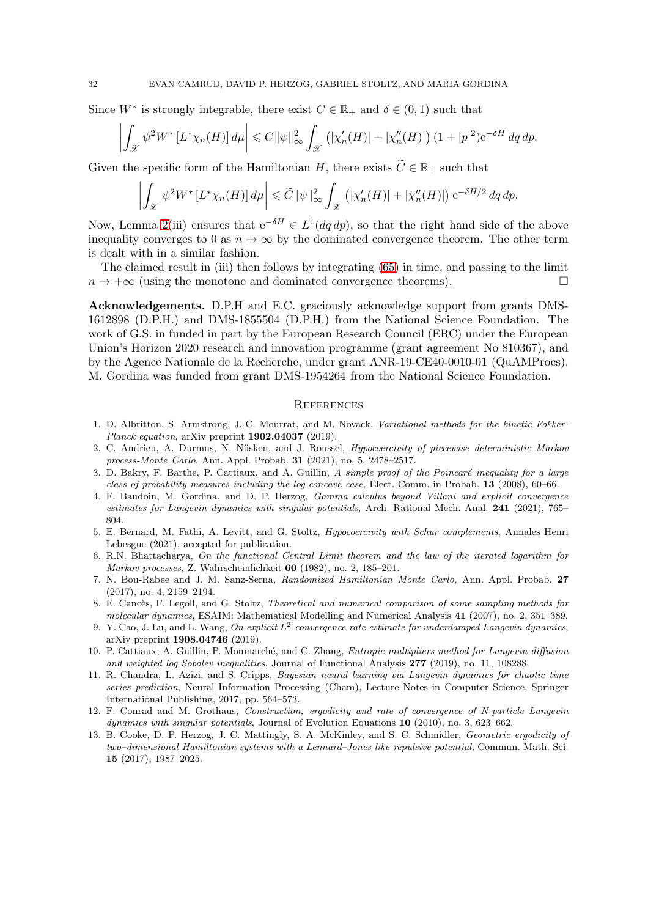Since $W^*$ is strongly integrable, there exist $C \in \mathbb{R}_+$ and $\delta \in (0,1)$ such that

$$\left| \int_{\mathscr{X}} \psi^2 W^* \left[ L^* \chi_n(H) \right] d\mu \right| \leqslant C \|\psi\|_\infty^2 \int_{\mathscr{X}} \left( |\chi_n'(H)| + |\chi_n''(H)| \right) (1 + |p|^2) \mathrm{e}^{-\delta H} \, dq \, dp.$$

Given the specific form of the Hamiltonian $H$, there exists $\widetilde{C} \in \mathbb{R}_+$ such that

$$\left| \int_{\mathscr{X}} \psi^2 W^* \left[ L^* \chi_n(H) \right] d\mu \right| \leqslant \widetilde{C} \|\psi\|_\infty^2 \int_{\mathscr{X}} \left( |\chi_n'(H)| + |\chi_n''(H)| \right) \mathrm{e}^{-\delta H/2} \, dq \, dp.$$

Now, Lemma 2(iii) ensures that $\mathrm{e}^{-\delta H} \in L^1(dq\, dp)$, so that the right hand side of the above inequality converges to 0 as $n \to \infty$ by the dominated convergence theorem. The other term is dealt with in a similar fashion.

The claimed result in (iii) then follows by integrating (65) in time, and passing to the limit $n \to +\infty$ (using the monotone and dominated convergence theorems). $\square$

**Acknowledgements.** D.P.H and E.C. graciously acknowledge support from grants DMS-1612898 (D.P.H.) and DMS-1855504 (D.P.H.) from the National Science Foundation. The work of G.S. in funded in part by the European Research Council (ERC) under the European Union's Horizon 2020 research and innovation programme (grant agreement No 810367), and by the Agence Nationale de la Recherche, under grant ANR-19-CE40-0010-01 (QuAMProcs). M. Gordina was funded from grant DMS-1954264 from the National Science Foundation.

## References

1. D. Albritton, S. Armstrong, J.-C. Mourrat, and M. Novack, *Variational methods for the kinetic Fokker-Planck equation*, arXiv preprint **1902.04037** (2019).
2. C. Andrieu, A. Durmus, N. Nüsken, and J. Roussel, *Hypocoercivity of piecewise deterministic Markov process-Monte Carlo*, Ann. Appl. Probab. **31** (2021), no. 5, 2478–2517.
3. D. Bakry, F. Barthe, P. Cattiaux, and A. Guillin, *A simple proof of the Poincaré inequality for a large class of probability measures including the log-concave case*, Elect. Comm. in Probab. **13** (2008), 60–66.
4. F. Baudoin, M. Gordina, and D. P. Herzog, *Gamma calculus beyond Villani and explicit convergence estimates for Langevin dynamics with singular potentials*, Arch. Rational Mech. Anal. **241** (2021), 765–804.
5. E. Bernard, M. Fathi, A. Levitt, and G. Stoltz, *Hypocoercivity with Schur complements*, Annales Henri Lebesgue (2021), accepted for publication.
6. R.N. Bhattacharya, *On the functional Central Limit theorem and the law of the iterated logarithm for Markov processes*, Z. Wahrscheinlichkeit **60** (1982), no. 2, 185–201.
7. N. Bou-Rabee and J. M. Sanz-Serna, *Randomized Hamiltonian Monte Carlo*, Ann. Appl. Probab. **27** (2017), no. 4, 2159–2194.
8. E. Cancès, F. Legoll, and G. Stoltz, *Theoretical and numerical comparison of some sampling methods for molecular dynamics*, ESAIM: Mathematical Modelling and Numerical Analysis **41** (2007), no. 2, 351–389.
9. Y. Cao, J. Lu, and L. Wang, *On explicit $L^2$-convergence rate estimate for underdamped Langevin dynamics*, arXiv preprint **1908.04746** (2019).
10. P. Cattiaux, A. Guillin, P. Monmarché, and C. Zhang, *Entropic multipliers method for Langevin diffusion and weighted log Sobolev inequalities*, Journal of Functional Analysis **277** (2019), no. 11, 108288.
11. R. Chandra, L. Azizi, and S. Cripps, *Bayesian neural learning via Langevin dynamics for chaotic time series prediction*, Neural Information Processing (Cham), Lecture Notes in Computer Science, Springer International Publishing, 2017, pp. 564–573.
12. F. Conrad and M. Grothaus, *Construction, ergodicity and rate of convergence of N-particle Langevin dynamics with singular potentials*, Journal of Evolution Equations **10** (2010), no. 3, 623–662.
13. B. Cooke, D. P. Herzog, J. C. Mattingly, S. A. McKinley, and S. C. Schmidler, *Geometric ergodicity of two–dimensional Hamiltonian systems with a Lennard–Jones-like repulsive potential*, Commun. Math. Sci. **15** (2017), 1987–2025.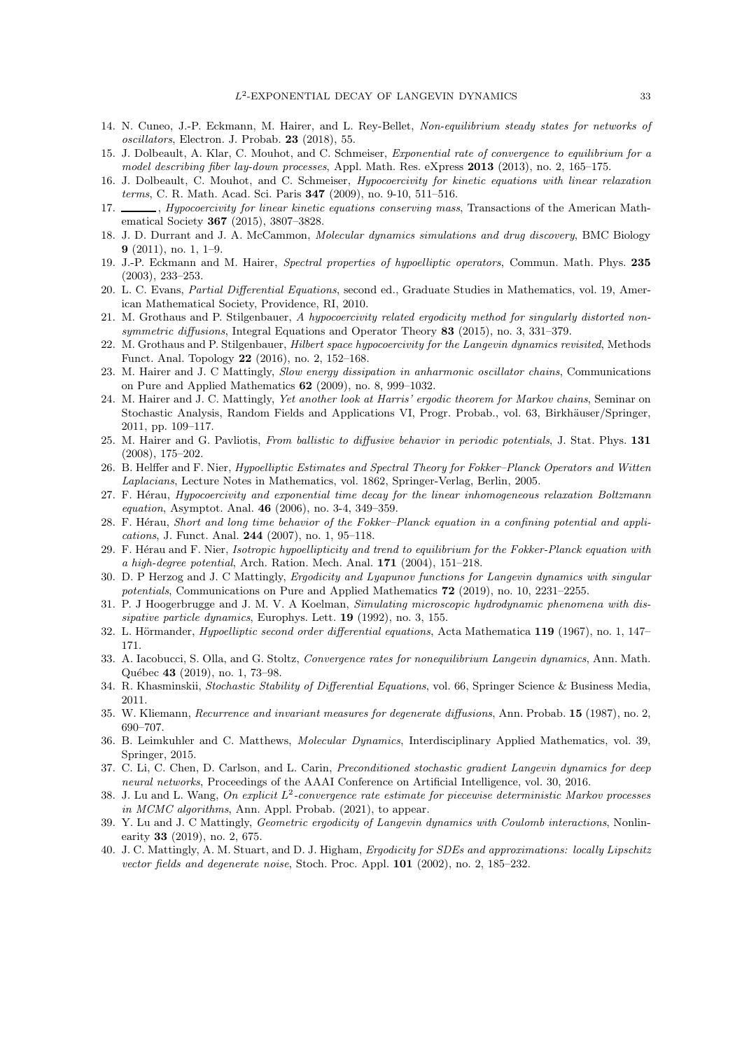14. N. Cuneo, J.-P. Eckmann, M. Hairer, and L. Rey-Bellet, *Non-equilibrium steady states for networks of oscillators*, Electron. J. Probab. **23** (2018), 55.
15. J. Dolbeault, A. Klar, C. Mouhot, and C. Schmeiser, *Exponential rate of convergence to equilibrium for a model describing fiber lay-down processes*, Appl. Math. Res. eXpress **2013** (2013), no. 2, 165–175.
16. J. Dolbeault, C. Mouhot, and C. Schmeiser, *Hypocoercivity for kinetic equations with linear relaxation terms*, C. R. Math. Acad. Sci. Paris **347** (2009), no. 9-10, 511–516.
17. ______, *Hypocoercivity for linear kinetic equations conserving mass*, Transactions of the American Mathematical Society **367** (2015), 3807–3828.
18. J. D. Durrant and J. A. McCammon, *Molecular dynamics simulations and drug discovery*, BMC Biology **9** (2011), no. 1, 1–9.
19. J.-P. Eckmann and M. Hairer, *Spectral properties of hypoelliptic operators*, Commun. Math. Phys. **235** (2003), 233–253.
20. L. C. Evans, *Partial Differential Equations*, second ed., Graduate Studies in Mathematics, vol. 19, American Mathematical Society, Providence, RI, 2010.
21. M. Grothaus and P. Stilgenbauer, *A hypocoercivity related ergodicity method for singularly distorted non-symmetric diffusions*, Integral Equations and Operator Theory **83** (2015), no. 3, 331–379.
22. M. Grothaus and P. Stilgenbauer, *Hilbert space hypocoercivity for the Langevin dynamics revisited*, Methods Funct. Anal. Topology **22** (2016), no. 2, 152–168.
23. M. Hairer and J. C Mattingly, *Slow energy dissipation in anharmonic oscillator chains*, Communications on Pure and Applied Mathematics **62** (2009), no. 8, 999–1032.
24. M. Hairer and J. C. Mattingly, *Yet another look at Harris' ergodic theorem for Markov chains*, Seminar on Stochastic Analysis, Random Fields and Applications VI, Progr. Probab., vol. 63, Birkhäuser/Springer, 2011, pp. 109–117.
25. M. Hairer and G. Pavliotis, *From ballistic to diffusive behavior in periodic potentials*, J. Stat. Phys. **131** (2008), 175–202.
26. B. Helffer and F. Nier, *Hypoelliptic Estimates and Spectral Theory for Fokker–Planck Operators and Witten Laplacians*, Lecture Notes in Mathematics, vol. 1862, Springer-Verlag, Berlin, 2005.
27. F. Hérau, *Hypocoercivity and exponential time decay for the linear inhomogeneous relaxation Boltzmann equation*, Asymptot. Anal. **46** (2006), no. 3-4, 349–359.
28. F. Hérau, *Short and long time behavior of the Fokker–Planck equation in a confining potential and applications*, J. Funct. Anal. **244** (2007), no. 1, 95–118.
29. F. Hérau and F. Nier, *Isotropic hypoellipticity and trend to equilibrium for the Fokker-Planck equation with a high-degree potential*, Arch. Ration. Mech. Anal. **171** (2004), 151–218.
30. D. P Herzog and J. C Mattingly, *Ergodicity and Lyapunov functions for Langevin dynamics with singular potentials*, Communications on Pure and Applied Mathematics **72** (2019), no. 10, 2231–2255.
31. P. J Hoogerbrugge and J. M. V. A Koelman, *Simulating microscopic hydrodynamic phenomena with dissipative particle dynamics*, Europhys. Lett. **19** (1992), no. 3, 155.
32. L. Hörmander, *Hypoelliptic second order differential equations*, Acta Mathematica **119** (1967), no. 1, 147–171.
33. A. Iacobucci, S. Olla, and G. Stoltz, *Convergence rates for nonequilibrium Langevin dynamics*, Ann. Math. Québec **43** (2019), no. 1, 73–98.
34. R. Khasminskii, *Stochastic Stability of Differential Equations*, vol. 66, Springer Science & Business Media, 2011.
35. W. Kliemann, *Recurrence and invariant measures for degenerate diffusions*, Ann. Probab. **15** (1987), no. 2, 690–707.
36. B. Leimkuhler and C. Matthews, *Molecular Dynamics*, Interdisciplinary Applied Mathematics, vol. 39, Springer, 2015.
37. C. Li, C. Chen, D. Carlson, and L. Carin, *Preconditioned stochastic gradient Langevin dynamics for deep neural networks*, Proceedings of the AAAI Conference on Artificial Intelligence, vol. 30, 2016.
38. J. Lu and L. Wang, *On explicit $L^2$-convergence rate estimate for piecewise deterministic Markov processes in MCMC algorithms*, Ann. Appl. Probab. (2021), to appear.
39. Y. Lu and J. C Mattingly, *Geometric ergodicity of Langevin dynamics with Coulomb interactions*, Nonlinearity **33** (2019), no. 2, 675.
40. J. C. Mattingly, A. M. Stuart, and D. J. Higham, *Ergodicity for SDEs and approximations: locally Lipschitz vector fields and degenerate noise*, Stoch. Proc. Appl. **101** (2002), no. 2, 185–232.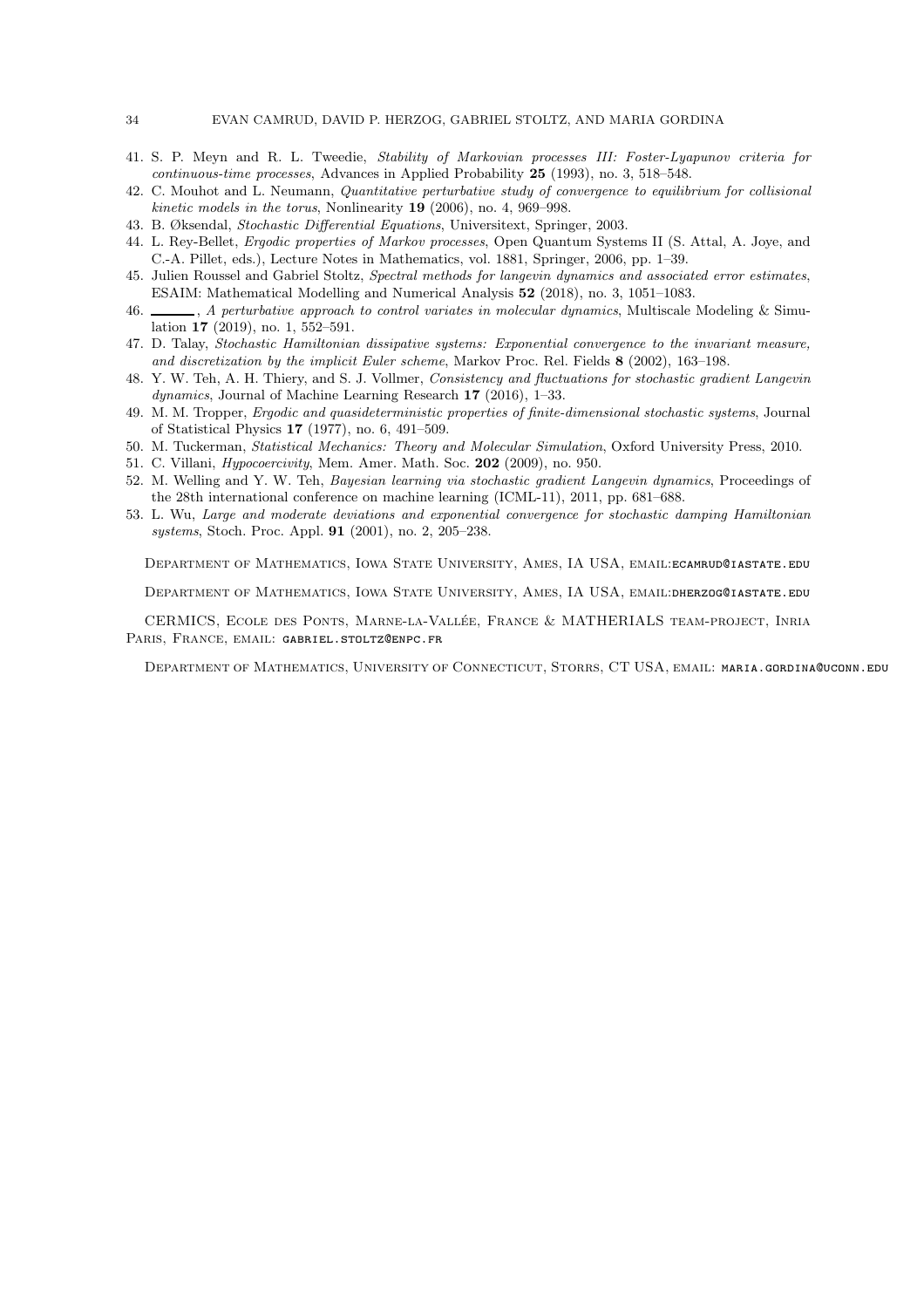41. S. P. Meyn and R. L. Tweedie, *Stability of Markovian processes III: Foster-Lyapunov criteria for continuous-time processes*, Advances in Applied Probability **25** (1993), no. 3, 518–548.
42. C. Mouhot and L. Neumann, *Quantitative perturbative study of convergence to equilibrium for collisional kinetic models in the torus*, Nonlinearity **19** (2006), no. 4, 969–998.
43. B. Øksendal, *Stochastic Differential Equations*, Universitext, Springer, 2003.
44. L. Rey-Bellet, *Ergodic properties of Markov processes*, Open Quantum Systems II (S. Attal, A. Joye, and C.-A. Pillet, eds.), Lecture Notes in Mathematics, vol. 1881, Springer, 2006, pp. 1–39.
45. Julien Roussel and Gabriel Stoltz, *Spectral methods for langevin dynamics and associated error estimates*, ESAIM: Mathematical Modelling and Numerical Analysis **52** (2018), no. 3, 1051–1083.
46. ______, *A perturbative approach to control variates in molecular dynamics*, Multiscale Modeling & Simulation **17** (2019), no. 1, 552–591.
47. D. Talay, *Stochastic Hamiltonian dissipative systems: Exponential convergence to the invariant measure, and discretization by the implicit Euler scheme*, Markov Proc. Rel. Fields **8** (2002), 163–198.
48. Y. W. Teh, A. H. Thiery, and S. J. Vollmer, *Consistency and fluctuations for stochastic gradient Langevin dynamics*, Journal of Machine Learning Research **17** (2016), 1–33.
49. M. M. Tropper, *Ergodic and quasideterministic properties of finite-dimensional stochastic systems*, Journal of Statistical Physics **17** (1977), no. 6, 491–509.
50. M. Tuckerman, *Statistical Mechanics: Theory and Molecular Simulation*, Oxford University Press, 2010.
51. C. Villani, *Hypocoercivity*, Mem. Amer. Math. Soc. **202** (2009), no. 950.
52. M. Welling and Y. W. Teh, *Bayesian learning via stochastic gradient Langevin dynamics*, Proceedings of the 28th international conference on machine learning (ICML-11), 2011, pp. 681–688.
53. L. Wu, *Large and moderate deviations and exponential convergence for stochastic damping Hamiltonian systems*, Stoch. Proc. Appl. **91** (2001), no. 2, 205–238.

Department of Mathematics, Iowa State University, Ames, IA USA, email: ecamrud@iastate.edu

Department of Mathematics, Iowa State University, Ames, IA USA, email: dherzog@iastate.edu

CERMICS, Ecole des Ponts, Marne-la-Vallée, France & MATHERIALS team-project, Inria Paris, France, email: gabriel.stoltz@enpc.fr

Department of Mathematics, University of Connecticut, Storrs, CT USA, email: maria.gordina@uconn.edu